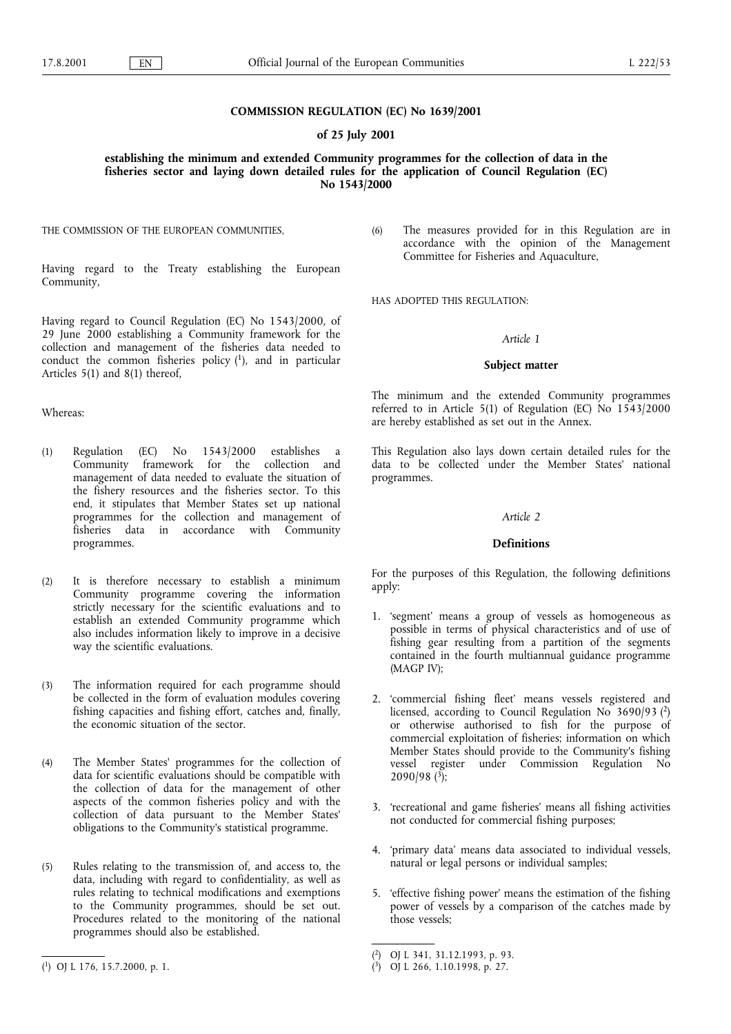# COMMISSION REGULATION (EC) No 1639/2001

## of 25 July 2001

### establishing the minimum and extended Community programmes for the collection of data in the fisheries sector and laying down detailed rules for the application of Council Regulation (EC) No 1543/2000

THE COMMISSION OF THE EUROPEAN COMMUNITIES,

Having regard to the Treaty establishing the European Community,

Having regard to Council Regulation (EC) No 1543/2000, of 29 June 2000 establishing a Community framework for the collection and management of the fisheries data needed to conduct the common fisheries policy ([1]), and in particular Articles 5(1) and 8(1) thereof,

Whereas:

(1) Regulation (EC) No 1543/2000 establishes a Community framework for the collection and management of data needed to evaluate the situation of the fishery resources and the fisheries sector. To this end, it stipulates that Member States set up national programmes for the collection and management of fisheries data in accordance with Community programmes.

(2) It is therefore necessary to establish a minimum Community programme covering the information strictly necessary for the scientific evaluations and to establish an extended Community programme which also includes information likely to improve in a decisive way the scientific evaluations.

(3) The information required for each programme should be collected in the form of evaluation modules covering fishing capacities and fishing effort, catches and, finally, the economic situation of the sector.

(4) The Member States' programmes for the collection of data for scientific evaluations should be compatible with the collection of data for the management of other aspects of the common fisheries policy and with the collection of data pursuant to the Member States' obligations to the Community's statistical programme.

(5) Rules relating to the transmission of, and access to, the data, including with regard to confidentiality, as well as rules relating to technical modifications and exemptions to the Community programmes, should be set out. Procedures related to the monitoring of the national programmes should also be established.

(6) The measures provided for in this Regulation are in accordance with the opinion of the Management Committee for Fisheries and Aquaculture,

HAS ADOPTED THIS REGULATION:

*Article 1*

**Subject matter**

The minimum and the extended Community programmes referred to in Article 5(1) of Regulation (EC) No 1543/2000 are hereby established as set out in the Annex.

This Regulation also lays down certain detailed rules for the data to be collected under the Member States' national programmes.

*Article 2*

**Definitions**

For the purposes of this Regulation, the following definitions apply:

1. 'segment' means a group of vessels as homogeneous as possible in terms of physical characteristics and of use of fishing gear resulting from a partition of the segments contained in the fourth multiannual guidance programme (MAGP IV);

2. 'commercial fishing fleet' means vessels registered and licensed, according to Council Regulation No 3690/93 ([2]) or otherwise authorised to fish for the purpose of commercial exploitation of fisheries; information on which Member States should provide to the Community's fishing vessel register under Commission Regulation No 2090/98 ([3]);

3. 'recreational and game fisheries' means all fishing activities not conducted for commercial fishing purposes;

4. 'primary data' means data associated to individual vessels, natural or legal persons or individual samples;

5. 'effective fishing power' means the estimation of the fishing power of vessels by a comparison of the catches made by those vessels;

---

([1]) OJ L 176, 15.7.2000, p. 1.

([2]) OJ L 341, 31.12.1993, p. 93.

([3]) OJ L 266, 1.10.1998, p. 27.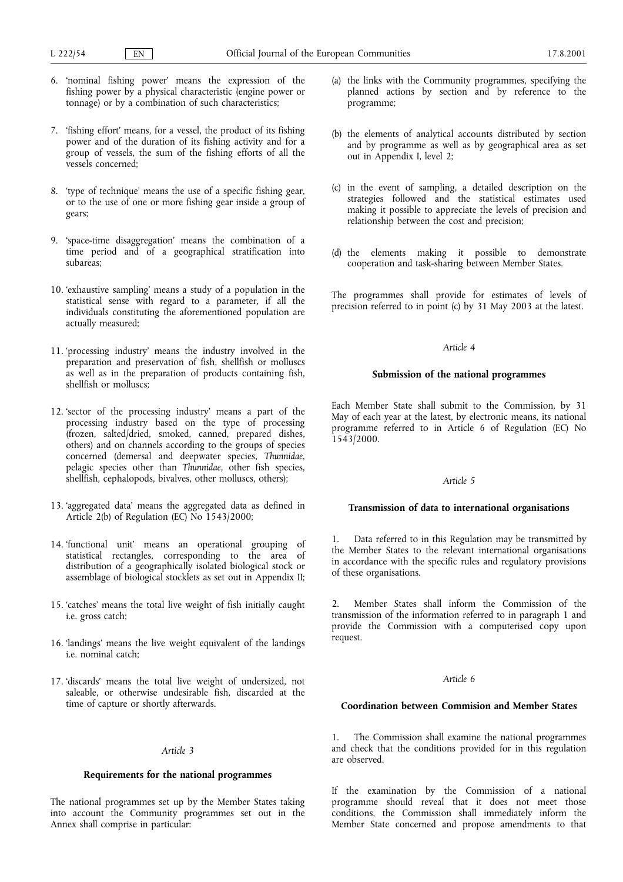6. 'nominal fishing power' means the expression of the fishing power by a physical characteristic (engine power or tonnage) or by a combination of such characteristics;

7. 'fishing effort' means, for a vessel, the product of its fishing power and of the duration of its fishing activity and for a group of vessels, the sum of the fishing efforts of all the vessels concerned;

8. 'type of technique' means the use of a specific fishing gear, or to the use of one or more fishing gear inside a group of gears;

9. 'space-time disaggregation' means the combination of a time period and of a geographical stratification into subareas;

10. 'exhaustive sampling' means a study of a population in the statistical sense with regard to a parameter, if all the individuals constituting the aforementioned population are actually measured;

11. 'processing industry' means the industry involved in the preparation and preservation of fish, shellfish or molluscs as well as in the preparation of products containing fish, shellfish or molluscs;

12. 'sector of the processing industry' means a part of the processing industry based on the type of processing (frozen, salted/dried, smoked, canned, prepared dishes, others) and on channels according to the groups of species concerned (demersal and deepwater species, *Thunnidae*, pelagic species other than *Thunnidae*, other fish species, shellfish, cephalopods, bivalves, other molluscs, others);

13. 'aggregated data' means the aggregated data as defined in Article 2(b) of Regulation (EC) No 1543/2000;

14. 'functional unit' means an operational grouping of statistical rectangles, corresponding to the area of distribution of a geographically isolated biological stock or assemblage of biological stocklets as set out in Appendix II;

15. 'catches' means the total live weight of fish initially caught i.e. gross catch;

16. 'landings' means the live weight equivalent of the landings i.e. nominal catch;

17. 'discards' means the total live weight of undersized, not saleable, or otherwise undesirable fish, discarded at the time of capture or shortly afterwards.

*Article 3*

**Requirements for the national programmes**

The national programmes set up by the Member States taking into account the Community programmes set out in the Annex shall comprise in particular:

(a) the links with the Community programmes, specifying the planned actions by section and by reference to the programme;

(b) the elements of analytical accounts distributed by section and by programme as well as by geographical area as set out in Appendix I, level 2;

(c) in the event of sampling, a detailed description on the strategies followed and the statistical estimates used making it possible to appreciate the levels of precision and relationship between the cost and precision;

(d) the elements making it possible to demonstrate cooperation and task-sharing between Member States.

The programmes shall provide for estimates of levels of precision referred to in point (c) by 31 May 2003 at the latest.

*Article 4*

**Submission of the national programmes**

Each Member State shall submit to the Commission, by 31 May of each year at the latest, by electronic means, its national programme referred to in Article 6 of Regulation (EC) No 1543/2000.

*Article 5*

**Transmission of data to international organisations**

1. Data referred to in this Regulation may be transmitted by the Member States to the relevant international organisations in accordance with the specific rules and regulatory provisions of these organisations.

2. Member States shall inform the Commission of the transmission of the information referred to in paragraph 1 and provide the Commission with a computerised copy upon request.

*Article 6*

**Coordination between Commision and Member States**

1. The Commission shall examine the national programmes and check that the conditions provided for in this regulation are observed.

If the examination by the Commission of a national programme should reveal that it does not meet those conditions, the Commission shall immediately inform the Member State concerned and propose amendments to that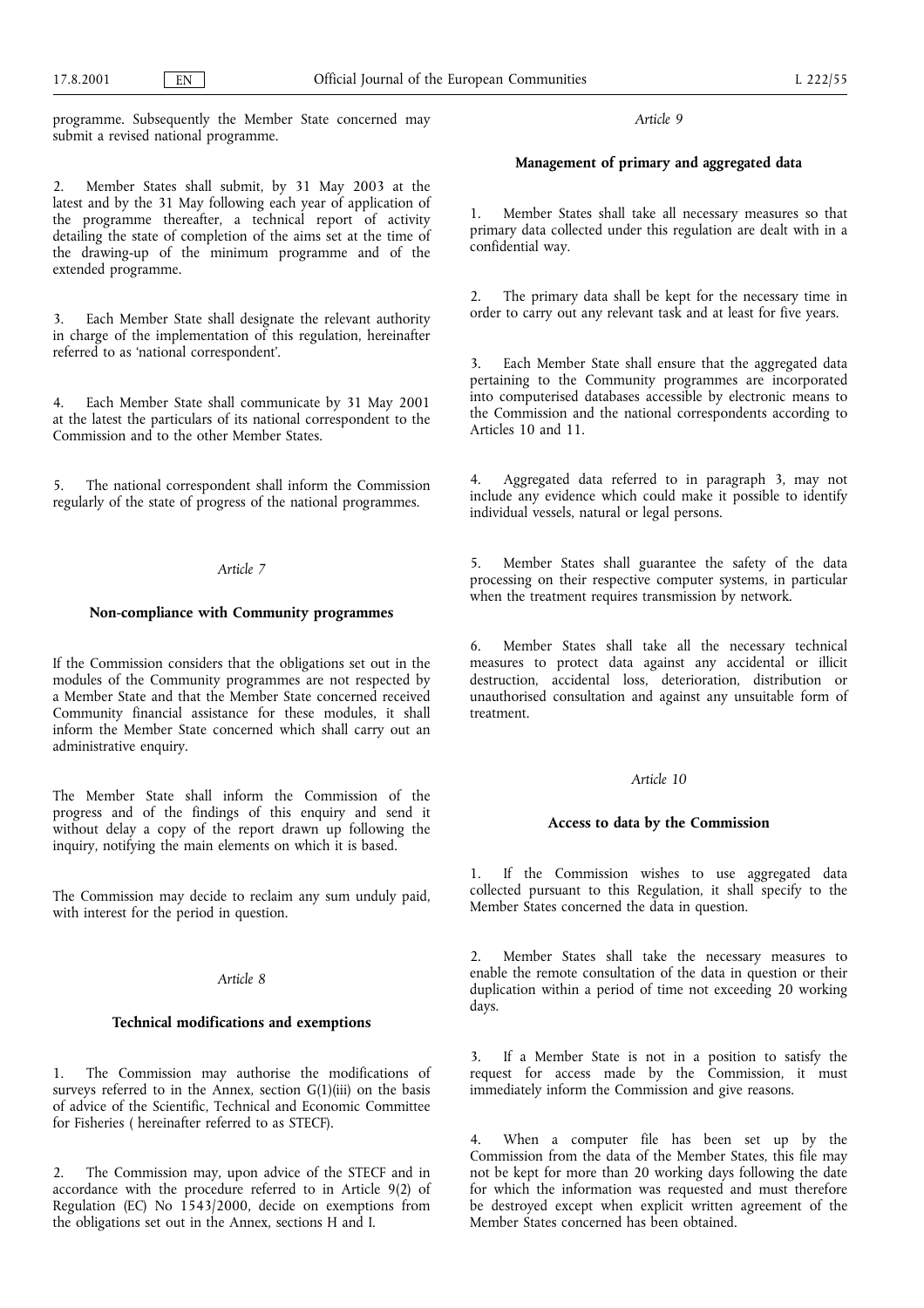programme. Subsequently the Member State concerned may submit a revised national programme.

2. Member States shall submit, by 31 May 2003 at the latest and by the 31 May following each year of application of the programme thereafter, a technical report of activity detailing the state of completion of the aims set at the time of the drawing-up of the minimum programme and of the extended programme.

3. Each Member State shall designate the relevant authority in charge of the implementation of this regulation, hereinafter referred to as 'national correspondent'.

4. Each Member State shall communicate by 31 May 2001 at the latest the particulars of its national correspondent to the Commission and to the other Member States.

5. The national correspondent shall inform the Commission regularly of the state of progress of the national programmes.

*Article 7*

**Non-compliance with Community programmes**

If the Commission considers that the obligations set out in the modules of the Community programmes are not respected by a Member State and that the Member State concerned received Community financial assistance for these modules, it shall inform the Member State concerned which shall carry out an administrative enquiry.

The Member State shall inform the Commission of the progress and of the findings of this enquiry and send it without delay a copy of the report drawn up following the inquiry, notifying the main elements on which it is based.

The Commission may decide to reclaim any sum unduly paid, with interest for the period in question.

*Article 8*

**Technical modifications and exemptions**

1. The Commission may authorise the modifications of surveys referred to in the Annex, section G(1)(iii) on the basis of advice of the Scientific, Technical and Economic Committee for Fisheries ( hereinafter referred to as STECF).

2. The Commission may, upon advice of the STECF and in accordance with the procedure referred to in Article 9(2) of Regulation (EC) No 1543/2000, decide on exemptions from the obligations set out in the Annex, sections H and I.

*Article 9*

**Management of primary and aggregated data**

1. Member States shall take all necessary measures so that primary data collected under this regulation are dealt with in a confidential way.

2. The primary data shall be kept for the necessary time in order to carry out any relevant task and at least for five years.

3. Each Member State shall ensure that the aggregated data pertaining to the Community programmes are incorporated into computerised databases accessible by electronic means to the Commission and the national correspondents according to Articles 10 and 11.

4. Aggregated data referred to in paragraph 3, may not include any evidence which could make it possible to identify individual vessels, natural or legal persons.

5. Member States shall guarantee the safety of the data processing on their respective computer systems, in particular when the treatment requires transmission by network.

6. Member States shall take all the necessary technical measures to protect data against any accidental or illicit destruction, accidental loss, deterioration, distribution or unauthorised consultation and against any unsuitable form of treatment.

*Article 10*

**Access to data by the Commission**

1. If the Commission wishes to use aggregated data collected pursuant to this Regulation, it shall specify to the Member States concerned the data in question.

2. Member States shall take the necessary measures to enable the remote consultation of the data in question or their duplication within a period of time not exceeding 20 working days.

3. If a Member State is not in a position to satisfy the request for access made by the Commission, it must immediately inform the Commission and give reasons.

4. When a computer file has been set up by the Commission from the data of the Member States, this file may not be kept for more than 20 working days following the date for which the information was requested and must therefore be destroyed except when explicit written agreement of the Member States concerned has been obtained.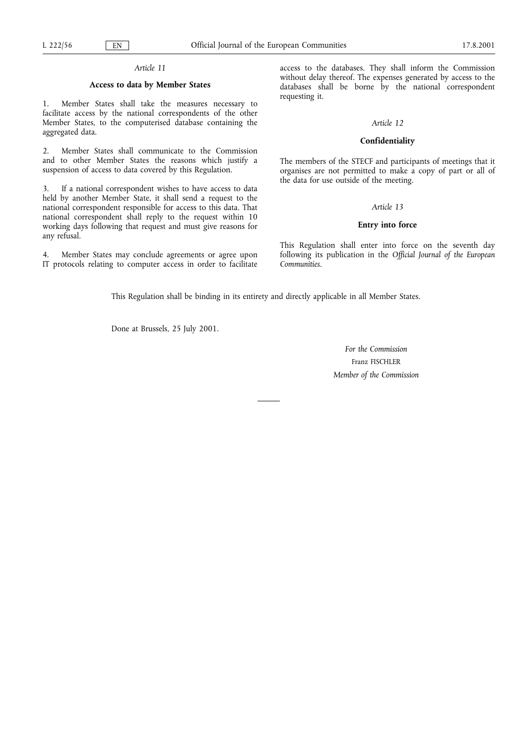*Article 11*

**Access to data by Member States**

1. Member States shall take the measures necessary to facilitate access by the national correspondents of the other Member States, to the computerised database containing the aggregated data.

2. Member States shall communicate to the Commission and to other Member States the reasons which justify a suspension of access to data covered by this Regulation.

3. If a national correspondent wishes to have access to data held by another Member State, it shall send a request to the national correspondent responsible for access to this data. That national correspondent shall reply to the request within 10 working days following that request and must give reasons for any refusal.

4. Member States may conclude agreements or agree upon IT protocols relating to computer access in order to facilitate access to the databases. They shall inform the Commission without delay thereof. The expenses generated by access to the databases shall be borne by the national correspondent requesting it.

*Article 12*

**Confidentiality**

The members of the STECF and participants of meetings that it organises are not permitted to make a copy of part or all of the data for use outside of the meeting.

*Article 13*

**Entry into force**

This Regulation shall enter into force on the seventh day following its publication in the *Official Journal of the European Communities*.

This Regulation shall be binding in its entirety and directly applicable in all Member States.

Done at Brussels, 25 July 2001.

*For the Commission*

Franz FISCHLER

*Member of the Commission*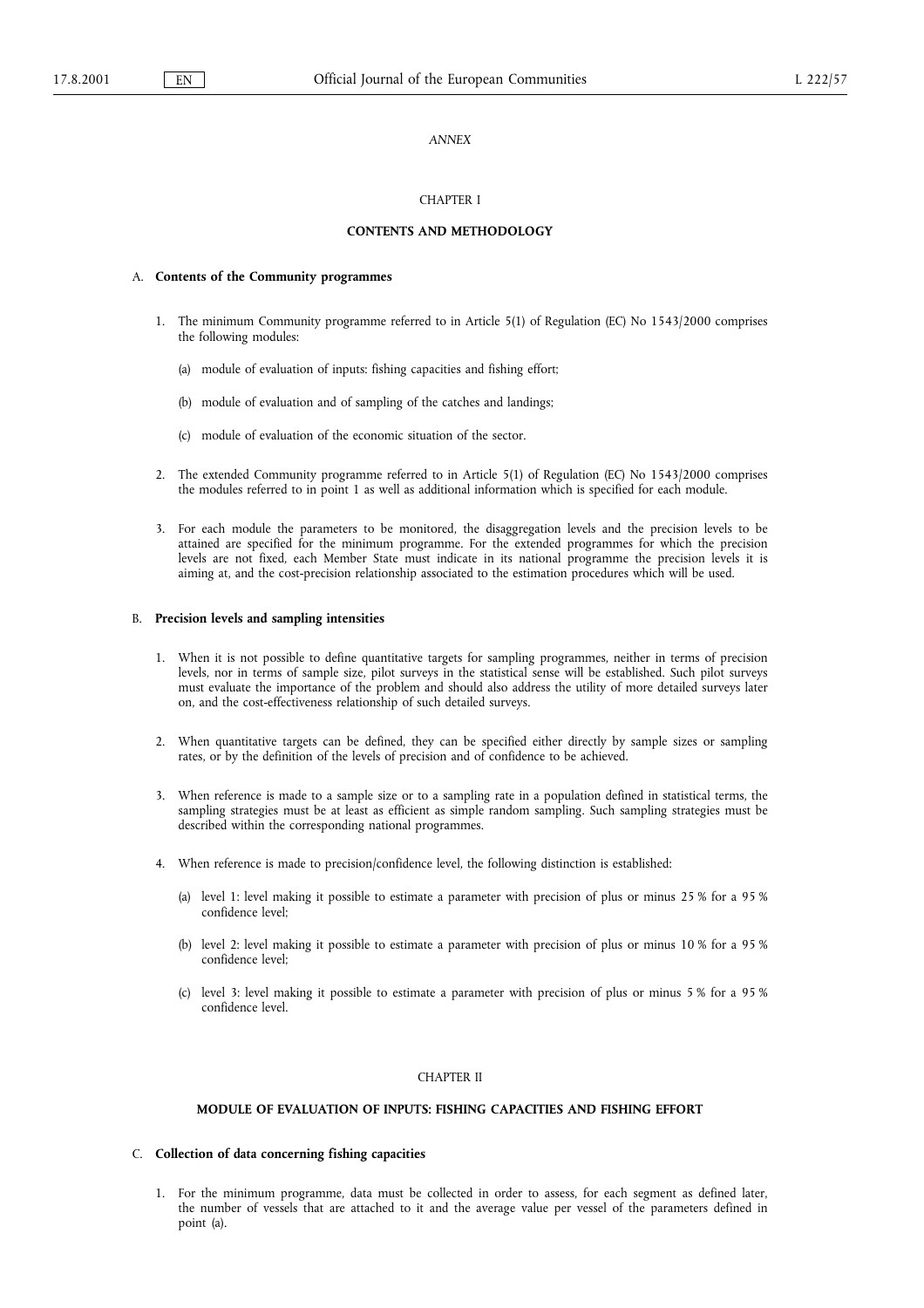*ANNEX*

CHAPTER I

**CONTENTS AND METHODOLOGY**

A. **Contents of the Community programmes**

1. The minimum Community programme referred to in Article 5(1) of Regulation (EC) No 1543/2000 comprises the following modules:

   (a) module of evaluation of inputs: fishing capacities and fishing effort;

   (b) module of evaluation and of sampling of the catches and landings;

   (c) module of evaluation of the economic situation of the sector.

2. The extended Community programme referred to in Article 5(1) of Regulation (EC) No 1543/2000 comprises the modules referred to in point 1 as well as additional information which is specified for each module.

3. For each module the parameters to be monitored, the disaggregation levels and the precision levels to be attained are specified for the minimum programme. For the extended programmes for which the precision levels are not fixed, each Member State must indicate in its national programme the precision levels it is aiming at, and the cost-precision relationship associated to the estimation procedures which will be used.

B. **Precision levels and sampling intensities**

1. When it is not possible to define quantitative targets for sampling programmes, neither in terms of precision levels, nor in terms of sample size, pilot surveys in the statistical sense will be established. Such pilot surveys must evaluate the importance of the problem and should also address the utility of more detailed surveys later on, and the cost-effectiveness relationship of such detailed surveys.

2. When quantitative targets can be defined, they can be specified either directly by sample sizes or sampling rates, or by the definition of the levels of precision and of confidence to be achieved.

3. When reference is made to a sample size or to a sampling rate in a population defined in statistical terms, the sampling strategies must be at least as efficient as simple random sampling. Such sampling strategies must be described within the corresponding national programmes.

4. When reference is made to precision/confidence level, the following distinction is established:

   (a) level 1: level making it possible to estimate a parameter with precision of plus or minus 25 % for a 95 % confidence level;

   (b) level 2: level making it possible to estimate a parameter with precision of plus or minus 10 % for a 95 % confidence level;

   (c) level 3: level making it possible to estimate a parameter with precision of plus or minus 5 % for a 95 % confidence level.

CHAPTER II

**MODULE OF EVALUATION OF INPUTS: FISHING CAPACITIES AND FISHING EFFORT**

C. **Collection of data concerning fishing capacities**

1. For the minimum programme, data must be collected in order to assess, for each segment as defined later, the number of vessels that are attached to it and the average value per vessel of the parameters defined in point (a).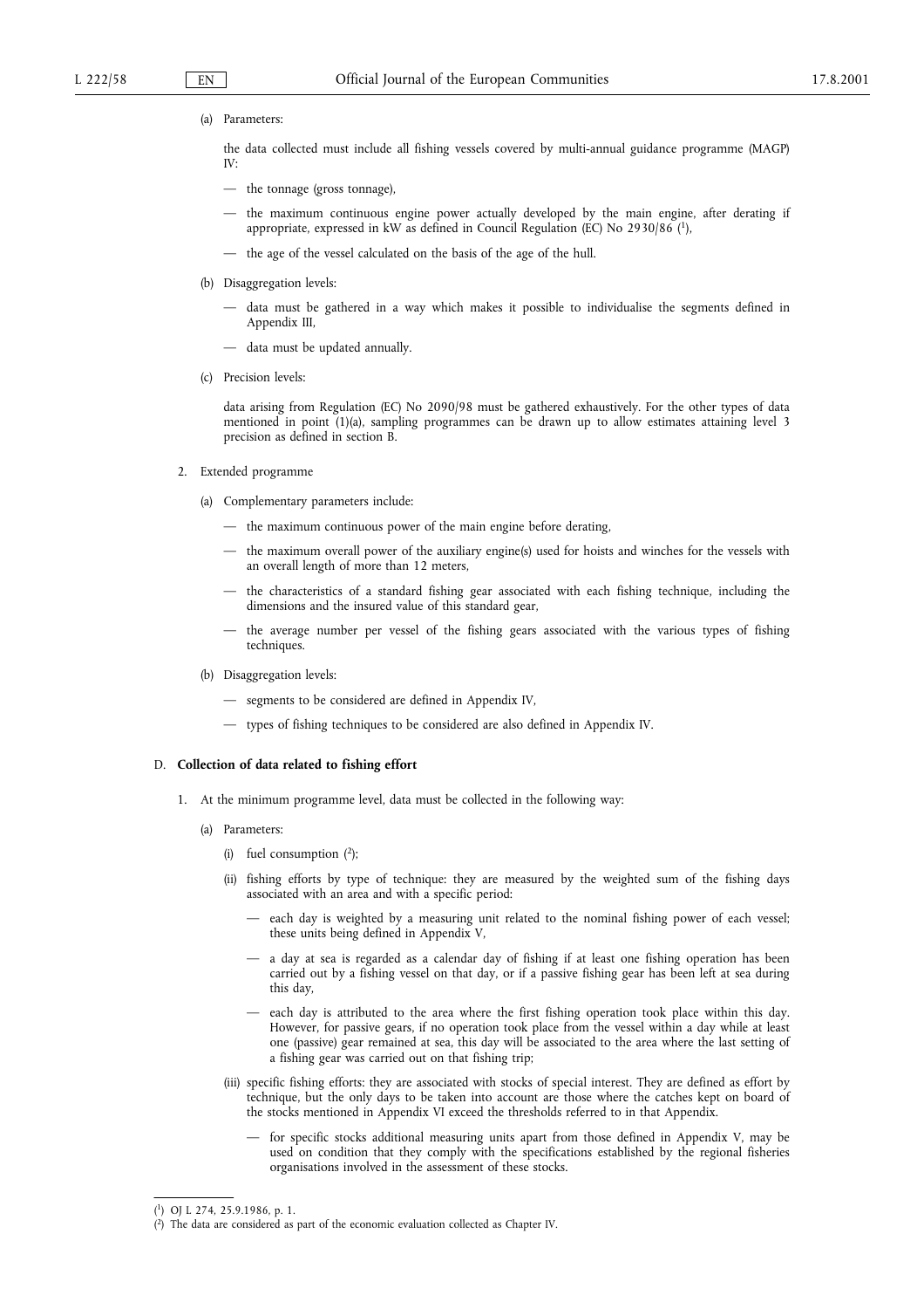(a) Parameters:

the data collected must include all fishing vessels covered by multi-annual guidance programme (MAGP) IV:

— the tonnage (gross tonnage),

— the maximum continuous engine power actually developed by the main engine, after derating if appropriate, expressed in kW as defined in Council Regulation (EC) No 2930/86 [1],

— the age of the vessel calculated on the basis of the age of the hull.

(b) Disaggregation levels:

— data must be gathered in a way which makes it possible to individualise the segments defined in Appendix III,

— data must be updated annually.

(c) Precision levels:

data arising from Regulation (EC) No 2090/98 must be gathered exhaustively. For the other types of data mentioned in point (1)(a), sampling programmes can be drawn up to allow estimates attaining level 3 precision as defined in section B.

2. Extended programme

(a) Complementary parameters include:

— the maximum continuous power of the main engine before derating,

— the maximum overall power of the auxiliary engine(s) used for hoists and winches for the vessels with an overall length of more than 12 meters,

— the characteristics of a standard fishing gear associated with each fishing technique, including the dimensions and the insured value of this standard gear,

— the average number per vessel of the fishing gears associated with the various types of fishing techniques.

(b) Disaggregation levels:

— segments to be considered are defined in Appendix IV,

— types of fishing techniques to be considered are also defined in Appendix IV.

D. **Collection of data related to fishing effort**

1. At the minimum programme level, data must be collected in the following way:

(a) Parameters:

(i) fuel consumption [2];

(ii) fishing efforts by type of technique: they are measured by the weighted sum of the fishing days associated with an area and with a specific period:

— each day is weighted by a measuring unit related to the nominal fishing power of each vessel; these units being defined in Appendix V,

— a day at sea is regarded as a calendar day of fishing if at least one fishing operation has been carried out by a fishing vessel on that day, or if a passive fishing gear has been left at sea during this day,

— each day is attributed to the area where the first fishing operation took place within this day. However, for passive gears, if no operation took place from the vessel within a day while at least one (passive) gear remained at sea, this day will be associated to the area where the last setting of a fishing gear was carried out on that fishing trip;

(iii) specific fishing efforts: they are associated with stocks of special interest. They are defined as effort by technique, but the only days to be taken into account are those where the catches kept on board of the stocks mentioned in Appendix VI exceed the thresholds referred to in that Appendix.

— for specific stocks additional measuring units apart from those defined in Appendix V, may be used on condition that they comply with the specifications established by the regional fisheries organisations involved in the assessment of these stocks.

---

[1] OJ L 274, 25.9.1986, p. 1.

[2] The data are considered as part of the economic evaluation collected as Chapter IV.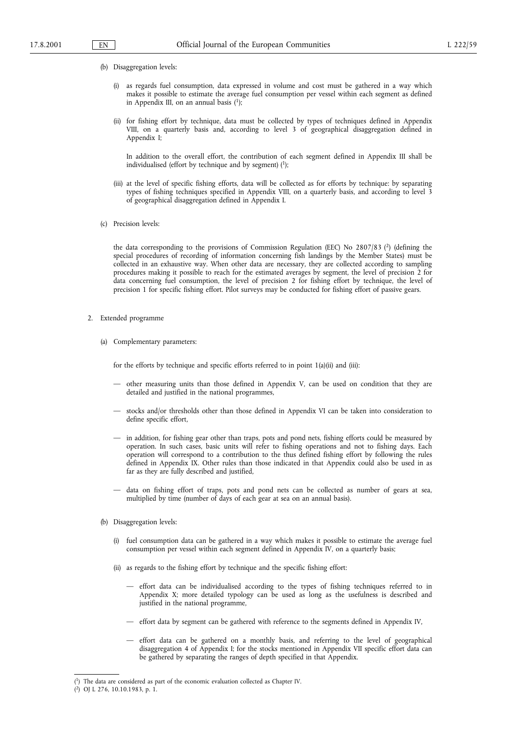(b) Disaggregation levels:

(i) as regards fuel consumption, data expressed in volume and cost must be gathered in a way which makes it possible to estimate the average fuel consumption per vessel within each segment as defined in Appendix III, on an annual basis [1];

(ii) for fishing effort by technique, data must be collected by types of techniques defined in Appendix VIII, on a quarterly basis and, according to level 3 of geographical disaggregation defined in Appendix I;

In addition to the overall effort, the contribution of each segment defined in Appendix III shall be individualised (effort by technique and by segment) [1];

(iii) at the level of specific fishing efforts, data will be collected as for efforts by technique: by separating types of fishing techniques specified in Appendix VIII, on a quarterly basis, and according to level 3 of geographical disaggregation defined in Appendix I.

(c) Precision levels:

the data corresponding to the provisions of Commission Regulation (EEC) No 2807/83 [2] (defining the special procedures of recording of information concerning fish landings by the Member States) must be collected in an exhaustive way. When other data are necessary, they are collected according to sampling procedures making it possible to reach for the estimated averages by segment, the level of precision 2 for data concerning fuel consumption, the level of precision 2 for fishing effort by technique, the level of precision 1 for specific fishing effort. Pilot surveys may be conducted for fishing effort of passive gears.

2. Extended programme

(a) Complementary parameters:

for the efforts by technique and specific efforts referred to in point 1(a)(ii) and (iii):

— other measuring units than those defined in Appendix V, can be used on condition that they are detailed and justified in the national programmes,

— stocks and/or thresholds other than those defined in Appendix VI can be taken into consideration to define specific effort,

— in addition, for fishing gear other than traps, pots and pond nets, fishing efforts could be measured by operation. In such cases, basic units will refer to fishing operations and not to fishing days. Each operation will correspond to a contribution to the thus defined fishing effort by following the rules defined in Appendix IX. Other rules than those indicated in that Appendix could also be used in as far as they are fully described and justified,

— data on fishing effort of traps, pots and pond nets can be collected as number of gears at sea, multiplied by time (number of days of each gear at sea on an annual basis).

(b) Disaggregation levels:

(i) fuel consumption data can be gathered in a way which makes it possible to estimate the average fuel consumption per vessel within each segment defined in Appendix IV, on a quarterly basis;

(ii) as regards to the fishing effort by technique and the specific fishing effort:

— effort data can be individualised according to the types of fishing techniques referred to in Appendix X; more detailed typology can be used as long as the usefulness is described and justified in the national programme,

— effort data by segment can be gathered with reference to the segments defined in Appendix IV,

— effort data can be gathered on a monthly basis, and referring to the level of geographical disaggregation 4 of Appendix I; for the stocks mentioned in Appendix VII specific effort data can be gathered by separating the ranges of depth specified in that Appendix.

---

[1] The data are considered as part of the economic evaluation collected as Chapter IV.

[2] OJ L 276, 10.10.1983, p. 1.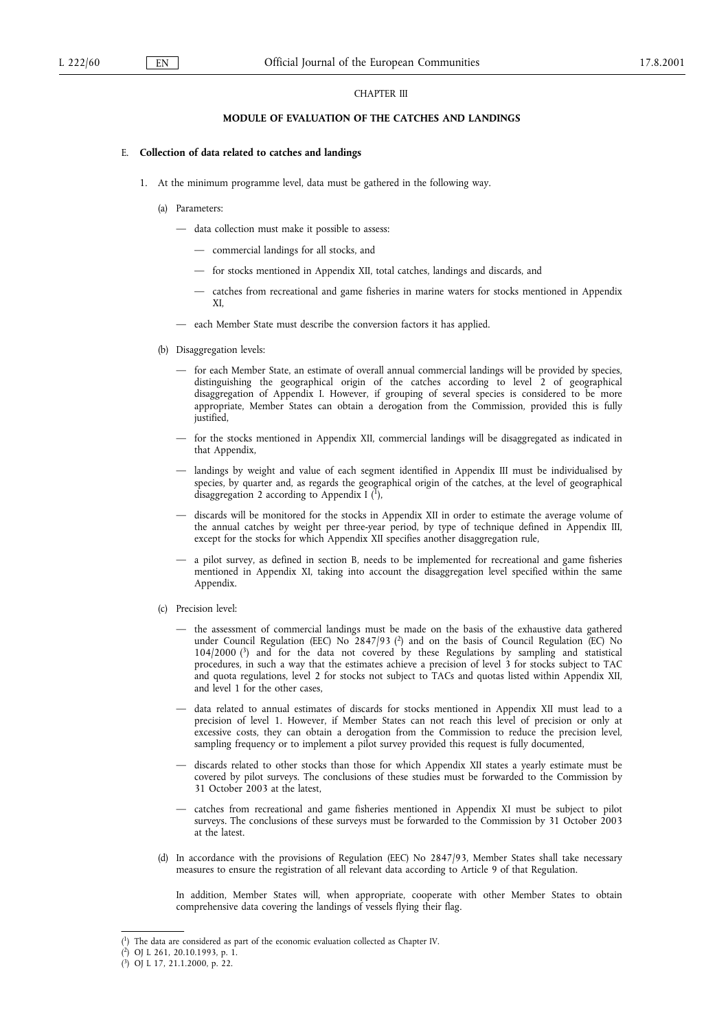## CHAPTER III

### MODULE OF EVALUATION OF THE CATCHES AND LANDINGS

E. **Collection of data related to catches and landings**

1. At the minimum programme level, data must be gathered in the following way.

   (a) Parameters:

   — data collection must make it possible to assess:

      — commercial landings for all stocks, and

      — for stocks mentioned in Appendix XII, total catches, landings and discards, and

      — catches from recreational and game fisheries in marine waters for stocks mentioned in Appendix XI,

   — each Member State must describe the conversion factors it has applied.

   (b) Disaggregation levels:

   — for each Member State, an estimate of overall annual commercial landings will be provided by species, distinguishing the geographical origin of the catches according to level 2 of geographical disaggregation of Appendix I. However, if grouping of several species is considered to be more appropriate, Member States can obtain a derogation from the Commission, provided this is fully justified,

   — for the stocks mentioned in Appendix XII, commercial landings will be disaggregated as indicated in that Appendix,

   — landings by weight and value of each segment identified in Appendix III must be individualised by species, by quarter and, as regards the geographical origin of the catches, at the level of geographical disaggregation 2 according to Appendix I [1],

   — discards will be monitored for the stocks in Appendix XII in order to estimate the average volume of the annual catches by weight per three-year period, by type of technique defined in Appendix III, except for the stocks for which Appendix XII specifies another disaggregation rule,

   — a pilot survey, as defined in section B, needs to be implemented for recreational and game fisheries mentioned in Appendix XI, taking into account the disaggregation level specified within the same Appendix.

   (c) Precision level:

   — the assessment of commercial landings must be made on the basis of the exhaustive data gathered under Council Regulation (EEC) No 2847/93 [2] and on the basis of Council Regulation (EC) No 104/2000 [3] and for the data not covered by these Regulations by sampling and statistical procedures, in such a way that the estimates achieve a precision of level 3 for stocks subject to TAC and quota regulations, level 2 for stocks not subject to TACs and quotas listed within Appendix XII, and level 1 for the other cases,

   — data related to annual estimates of discards for stocks mentioned in Appendix XII must lead to a precision of level 1. However, if Member States can not reach this level of precision or only at excessive costs, they can obtain a derogation from the Commission to reduce the precision level, sampling frequency or to implement a pilot survey provided this request is fully documented,

   — discards related to other stocks than those for which Appendix XII states a yearly estimate must be covered by pilot surveys. The conclusions of these studies must be forwarded to the Commission by 31 October 2003 at the latest,

   — catches from recreational and game fisheries mentioned in Appendix XI must be subject to pilot surveys. The conclusions of these surveys must be forwarded to the Commission by 31 October 2003 at the latest.

   (d) In accordance with the provisions of Regulation (EEC) No 2847/93, Member States shall take necessary measures to ensure the registration of all relevant data according to Article 9 of that Regulation.

   In addition, Member States will, when appropriate, cooperate with other Member States to obtain comprehensive data covering the landings of vessels flying their flag.

---

[1] The data are considered as part of the economic evaluation collected as Chapter IV.

[2] OJ L 261, 20.10.1993, p. 1.

[3] OJ L 17, 21.1.2000, p. 22.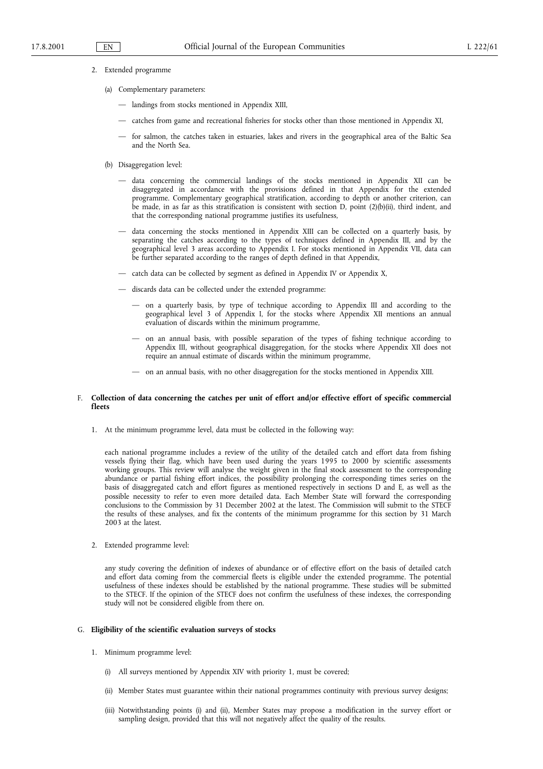2. Extended programme

   (a) Complementary parameters:

      — landings from stocks mentioned in Appendix XIII,

      — catches from game and recreational fisheries for stocks other than those mentioned in Appendix XI,

      — for salmon, the catches taken in estuaries, lakes and rivers in the geographical area of the Baltic Sea and the North Sea.

   (b) Disaggregation level:

      — data concerning the commercial landings of the stocks mentioned in Appendix XII can be disaggregated in accordance with the provisions defined in that Appendix for the extended programme. Complementary geographical stratification, according to depth or another criterion, can be made, in as far as this stratification is consistent with section D, point (2)(b)(ii), third indent, and that the corresponding national programme justifies its usefulness,

      — data concerning the stocks mentioned in Appendix XIII can be collected on a quarterly basis, by separating the catches according to the types of techniques defined in Appendix III, and by the geographical level 3 areas according to Appendix I. For stocks mentioned in Appendix VII, data can be further separated according to the ranges of depth defined in that Appendix,

      — catch data can be collected by segment as defined in Appendix IV or Appendix X,

      — discards data can be collected under the extended programme:

         — on a quarterly basis, by type of technique according to Appendix III and according to the geographical level 3 of Appendix I, for the stocks where Appendix XII mentions an annual evaluation of discards within the minimum programme,

         — on an annual basis, with possible separation of the types of fishing technique according to Appendix III, without geographical disaggregation, for the stocks where Appendix XII does not require an annual estimate of discards within the minimum programme,

         — on an annual basis, with no other disaggregation for the stocks mentioned in Appendix XIII.

F. **Collection of data concerning the catches per unit of effort and/or effective effort of specific commercial fleets**

1. At the minimum programme level, data must be collected in the following way:

   each national programme includes a review of the utility of the detailed catch and effort data from fishing vessels flying their flag, which have been used during the years 1995 to 2000 by scientific assessments working groups. This review will analyse the weight given in the final stock assessment to the corresponding abundance or partial fishing effort indices, the possibility prolonging the corresponding times series on the basis of disaggregated catch and effort figures as mentioned respectively in sections D and E, as well as the possible necessity to refer to even more detailed data. Each Member State will forward the corresponding conclusions to the Commission by 31 December 2002 at the latest. The Commission will submit to the STECF the results of these analyses, and fix the contents of the minimum programme for this section by 31 March 2003 at the latest.

2. Extended programme level:

   any study covering the definition of indexes of abundance or of effective effort on the basis of detailed catch and effort data coming from the commercial fleets is eligible under the extended programme. The potential usefulness of these indexes should be established by the national programme. These studies will be submitted to the STECF. If the opinion of the STECF does not confirm the usefulness of these indexes, the corresponding study will not be considered eligible from there on.

G. **Eligibility of the scientific evaluation surveys of stocks**

1. Minimum programme level:

   (i) All surveys mentioned by Appendix XIV with priority 1, must be covered;

   (ii) Member States must guarantee within their national programmes continuity with previous survey designs;

   (iii) Notwithstanding points (i) and (ii), Member States may propose a modification in the survey effort or sampling design, provided that this will not negatively affect the quality of the results.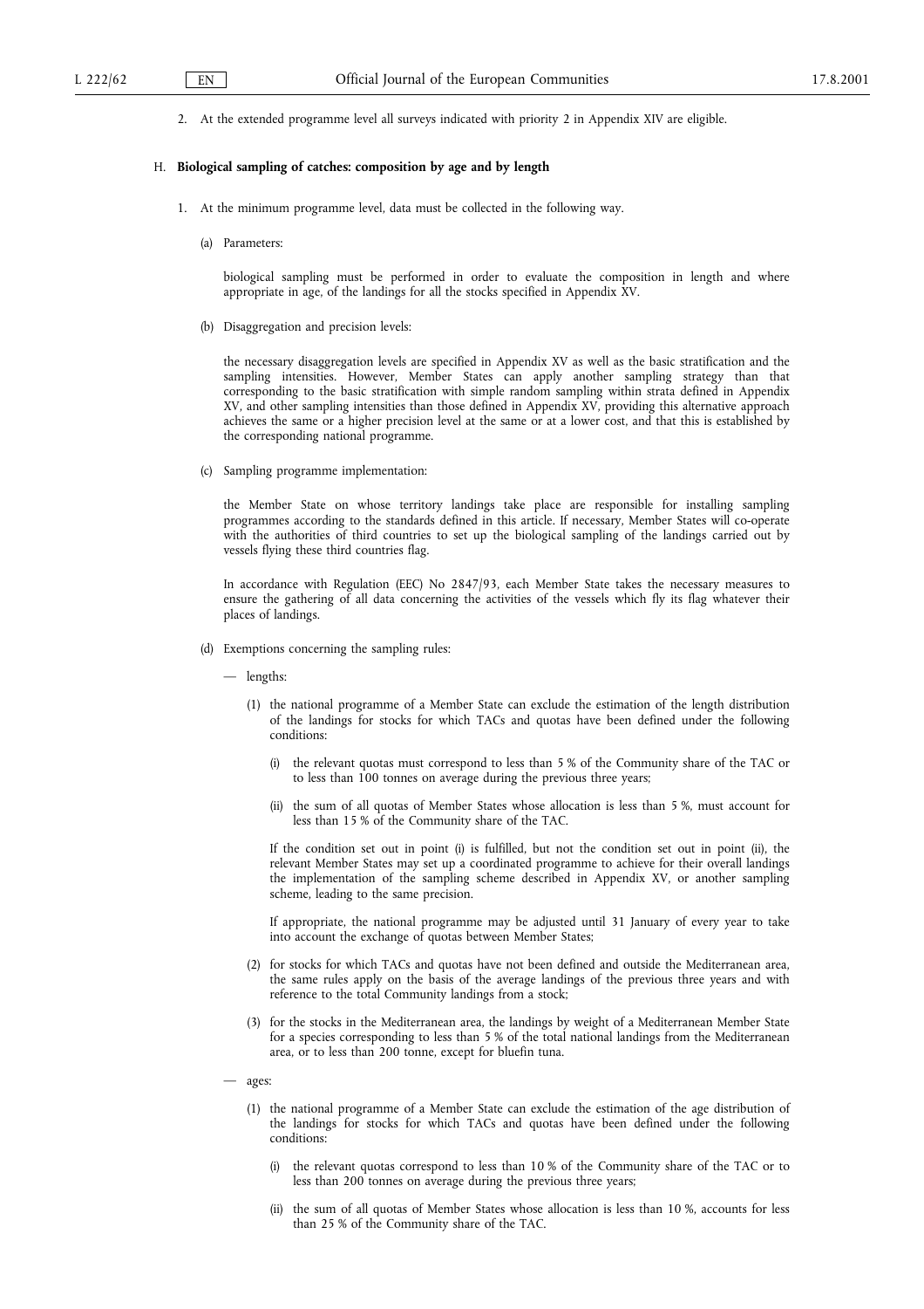2. At the extended programme level all surveys indicated with priority 2 in Appendix XIV are eligible.

H. **Biological sampling of catches: composition by age and by length**

1. At the minimum programme level, data must be collected in the following way.

   (a) Parameters:

   biological sampling must be performed in order to evaluate the composition in length and where appropriate in age, of the landings for all the stocks specified in Appendix XV.

   (b) Disaggregation and precision levels:

   the necessary disaggregation levels are specified in Appendix XV as well as the basic stratification and the sampling intensities. However, Member States can apply another sampling strategy than that corresponding to the basic stratification with simple random sampling within strata defined in Appendix XV, and other sampling intensities than those defined in Appendix XV, providing this alternative approach achieves the same or a higher precision level at the same or at a lower cost, and that this is established by the corresponding national programme.

   (c) Sampling programme implementation:

   the Member State on whose territory landings take place are responsible for installing sampling programmes according to the standards defined in this article. If necessary, Member States will co-operate with the authorities of third countries to set up the biological sampling of the landings carried out by vessels flying these third countries flag.

   In accordance with Regulation (EEC) No 2847/93, each Member State takes the necessary measures to ensure the gathering of all data concerning the activities of the vessels which fly its flag whatever their places of landings.

   (d) Exemptions concerning the sampling rules:

   — lengths:

   (1) the national programme of a Member State can exclude the estimation of the length distribution of the landings for stocks for which TACs and quotas have been defined under the following conditions:

   (i) the relevant quotas must correspond to less than 5 % of the Community share of the TAC or to less than 100 tonnes on average during the previous three years;

   (ii) the sum of all quotas of Member States whose allocation is less than 5 %, must account for less than 15 % of the Community share of the TAC.

   If the condition set out in point (i) is fulfilled, but not the condition set out in point (ii), the relevant Member States may set up a coordinated programme to achieve for their overall landings the implementation of the sampling scheme described in Appendix XV, or another sampling scheme, leading to the same precision.

   If appropriate, the national programme may be adjusted until 31 January of every year to take into account the exchange of quotas between Member States;

   (2) for stocks for which TACs and quotas have not been defined and outside the Mediterranean area, the same rules apply on the basis of the average landings of the previous three years and with reference to the total Community landings from a stock;

   (3) for the stocks in the Mediterranean area, the landings by weight of a Mediterranean Member State for a species corresponding to less than 5 % of the total national landings from the Mediterranean area, or to less than 200 tonne, except for bluefin tuna.

   — ages:

   (1) the national programme of a Member State can exclude the estimation of the age distribution of the landings for stocks for which TACs and quotas have been defined under the following conditions:

   (i) the relevant quotas correspond to less than 10 % of the Community share of the TAC or to less than 200 tonnes on average during the previous three years;

   (ii) the sum of all quotas of Member States whose allocation is less than 10 %, accounts for less than 25 % of the Community share of the TAC.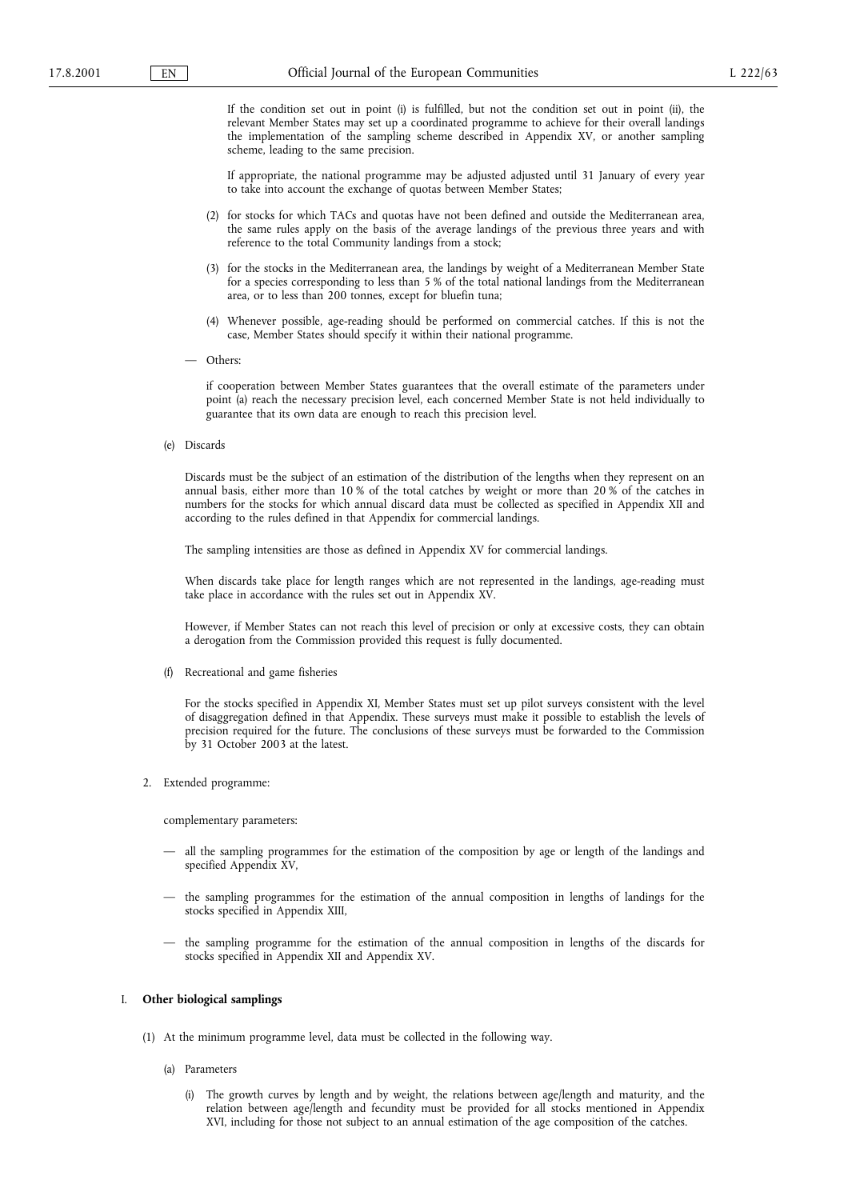If the condition set out in point (i) is fulfilled, but not the condition set out in point (ii), the relevant Member States may set up a coordinated programme to achieve for their overall landings the implementation of the sampling scheme described in Appendix XV, or another sampling scheme, leading to the same precision.

If appropriate, the national programme may be adjusted adjusted until 31 January of every year to take into account the exchange of quotas between Member States;

(2) for stocks for which TACs and quotas have not been defined and outside the Mediterranean area, the same rules apply on the basis of the average landings of the previous three years and with reference to the total Community landings from a stock;

(3) for the stocks in the Mediterranean area, the landings by weight of a Mediterranean Member State for a species corresponding to less than 5 % of the total national landings from the Mediterranean area, or to less than 200 tonnes, except for bluefin tuna;

(4) Whenever possible, age-reading should be performed on commercial catches. If this is not the case, Member States should specify it within their national programme.

— Others:

if cooperation between Member States guarantees that the overall estimate of the parameters under point (a) reach the necessary precision level, each concerned Member State is not held individually to guarantee that its own data are enough to reach this precision level.

(e) Discards

Discards must be the subject of an estimation of the distribution of the lengths when they represent on an annual basis, either more than 10 % of the total catches by weight or more than 20 % of the catches in numbers for the stocks for which annual discard data must be collected as specified in Appendix XII and according to the rules defined in that Appendix for commercial landings.

The sampling intensities are those as defined in Appendix XV for commercial landings.

When discards take place for length ranges which are not represented in the landings, age-reading must take place in accordance with the rules set out in Appendix XV.

However, if Member States can not reach this level of precision or only at excessive costs, they can obtain a derogation from the Commission provided this request is fully documented.

(f) Recreational and game fisheries

For the stocks specified in Appendix XI, Member States must set up pilot surveys consistent with the level of disaggregation defined in that Appendix. These surveys must make it possible to establish the levels of precision required for the future. The conclusions of these surveys must be forwarded to the Commission by 31 October 2003 at the latest.

2. Extended programme:

complementary parameters:

— all the sampling programmes for the estimation of the composition by age or length of the landings and specified Appendix XV,

— the sampling programmes for the estimation of the annual composition in lengths of landings for the stocks specified in Appendix XIII,

— the sampling programme for the estimation of the annual composition in lengths of the discards for stocks specified in Appendix XII and Appendix XV.

## I. **Other biological samplings**

(1) At the minimum programme level, data must be collected in the following way.

(a) Parameters

(i) The growth curves by length and by weight, the relations between age/length and maturity, and the relation between age/length and fecundity must be provided for all stocks mentioned in Appendix XVI, including for those not subject to an annual estimation of the age composition of the catches.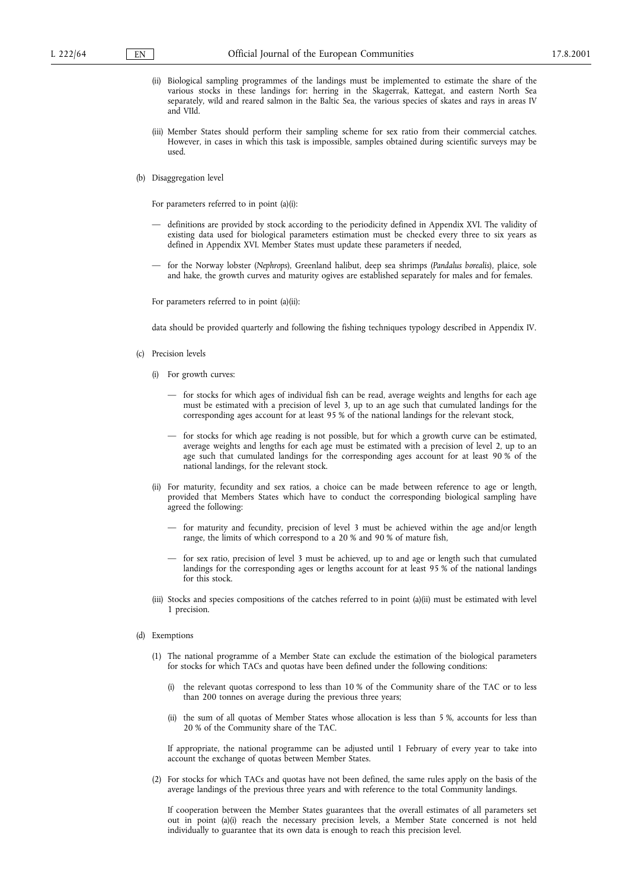(ii) Biological sampling programmes of the landings must be implemented to estimate the share of the various stocks in these landings for: herring in the Skagerrak, Kattegat, and eastern North Sea separately, wild and reared salmon in the Baltic Sea, the various species of skates and rays in areas IV and VIId.

(iii) Member States should perform their sampling scheme for sex ratio from their commercial catches. However, in cases in which this task is impossible, samples obtained during scientific surveys may be used.

(b) Disaggregation level

For parameters referred to in point (a)(i):

— definitions are provided by stock according to the periodicity defined in Appendix XVI. The validity of existing data used for biological parameters estimation must be checked every three to six years as defined in Appendix XVI. Member States must update these parameters if needed,

— for the Norway lobster (*Nephrops*), Greenland halibut, deep sea shrimps (*Pandalus borealis*), plaice, sole and hake, the growth curves and maturity ogives are established separately for males and for females.

For parameters referred to in point (a)(ii):

data should be provided quarterly and following the fishing techniques typology described in Appendix IV.

(c) Precision levels

(i) For growth curves:

— for stocks for which ages of individual fish can be read, average weights and lengths for each age must be estimated with a precision of level 3, up to an age such that cumulated landings for the corresponding ages account for at least 95 % of the national landings for the relevant stock,

— for stocks for which age reading is not possible, but for which a growth curve can be estimated, average weights and lengths for each age must be estimated with a precision of level 2, up to an age such that cumulated landings for the corresponding ages account for at least 90 % of the national landings, for the relevant stock.

(ii) For maturity, fecundity and sex ratios, a choice can be made between reference to age or length, provided that Members States which have to conduct the corresponding biological sampling have agreed the following:

— for maturity and fecundity, precision of level 3 must be achieved within the age and/or length range, the limits of which correspond to a 20 % and 90 % of mature fish,

— for sex ratio, precision of level 3 must be achieved, up to and age or length such that cumulated landings for the corresponding ages or lengths account for at least 95 % of the national landings for this stock.

(iii) Stocks and species compositions of the catches referred to in point (a)(ii) must be estimated with level 1 precision.

(d) Exemptions

(1) The national programme of a Member State can exclude the estimation of the biological parameters for stocks for which TACs and quotas have been defined under the following conditions:

(i) the relevant quotas correspond to less than 10 % of the Community share of the TAC or to less than 200 tonnes on average during the previous three years;

(ii) the sum of all quotas of Member States whose allocation is less than 5 %, accounts for less than 20 % of the Community share of the TAC.

If appropriate, the national programme can be adjusted until 1 February of every year to take into account the exchange of quotas between Member States.

(2) For stocks for which TACs and quotas have not been defined, the same rules apply on the basis of the average landings of the previous three years and with reference to the total Community landings.

If cooperation between the Member States guarantees that the overall estimates of all parameters set out in point (a)(i) reach the necessary precision levels, a Member State concerned is not held individually to guarantee that its own data is enough to reach this precision level.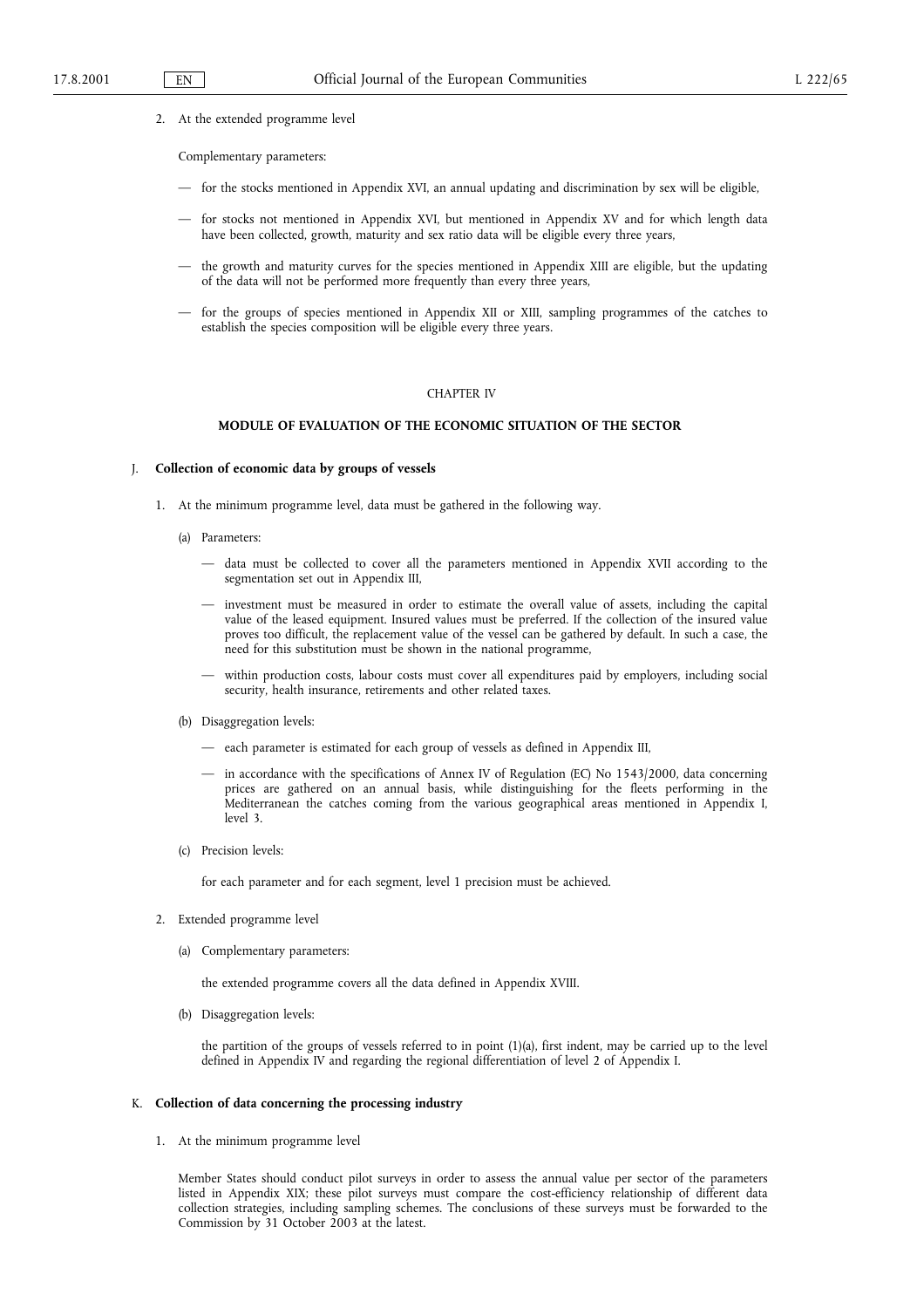2. At the extended programme level

   Complementary parameters:

   — for the stocks mentioned in Appendix XVI, an annual updating and discrimination by sex will be eligible,

   — for stocks not mentioned in Appendix XVI, but mentioned in Appendix XV and for which length data have been collected, growth, maturity and sex ratio data will be eligible every three years,

   — the growth and maturity curves for the species mentioned in Appendix XIII are eligible, but the updating of the data will not be performed more frequently than every three years,

   — for the groups of species mentioned in Appendix XII or XIII, sampling programmes of the catches to establish the species composition will be eligible every three years.

CHAPTER IV

## MODULE OF EVALUATION OF THE ECONOMIC SITUATION OF THE SECTOR

### J. Collection of economic data by groups of vessels

1. At the minimum programme level, data must be gathered in the following way.

   (a) Parameters:

   — data must be collected to cover all the parameters mentioned in Appendix XVII according to the segmentation set out in Appendix III,

   — investment must be measured in order to estimate the overall value of assets, including the capital value of the leased equipment. Insured values must be preferred. If the collection of the insured value proves too difficult, the replacement value of the vessel can be gathered by default. In such a case, the need for this substitution must be shown in the national programme,

   — within production costs, labour costs must cover all expenditures paid by employers, including social security, health insurance, retirements and other related taxes.

   (b) Disaggregation levels:

   — each parameter is estimated for each group of vessels as defined in Appendix III,

   — in accordance with the specifications of Annex IV of Regulation (EC) No 1543/2000, data concerning prices are gathered on an annual basis, while distinguishing for the fleets performing in the Mediterranean the catches coming from the various geographical areas mentioned in Appendix I, level 3.

   (c) Precision levels:

   for each parameter and for each segment, level 1 precision must be achieved.

2. Extended programme level

   (a) Complementary parameters:

   the extended programme covers all the data defined in Appendix XVIII.

   (b) Disaggregation levels:

   the partition of the groups of vessels referred to in point (1)(a), first indent, may be carried up to the level defined in Appendix IV and regarding the regional differentiation of level 2 of Appendix I.

### K. Collection of data concerning the processing industry

1. At the minimum programme level

   Member States should conduct pilot surveys in order to assess the annual value per sector of the parameters listed in Appendix XIX; these pilot surveys must compare the cost-efficiency relationship of different data collection strategies, including sampling schemes. The conclusions of these surveys must be forwarded to the Commission by 31 October 2003 at the latest.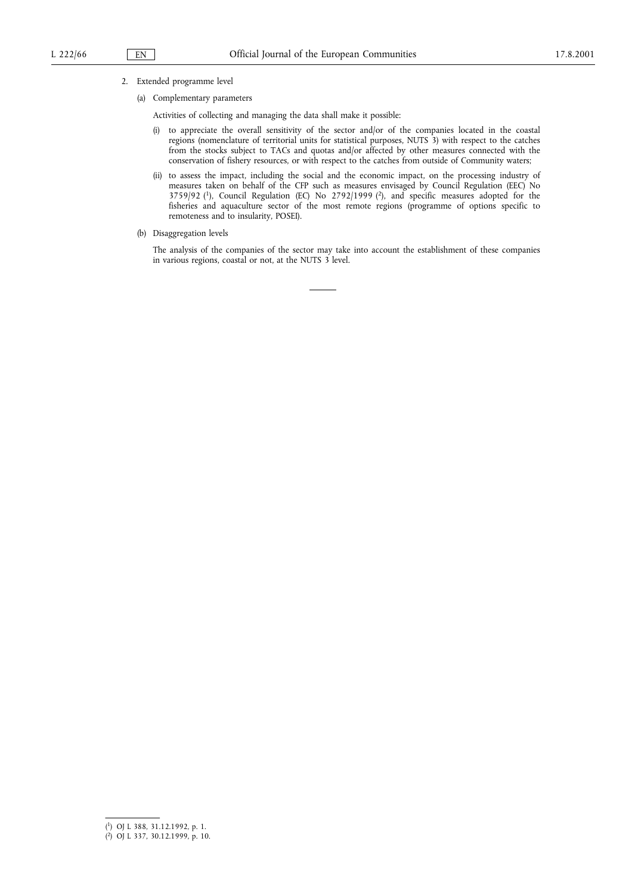2. Extended programme level

   (a) Complementary parameters

   Activities of collecting and managing the data shall make it possible:

   (i) to appreciate the overall sensitivity of the sector and/or of the companies located in the coastal regions (nomenclature of territorial units for statistical purposes, NUTS 3) with respect to the catches from the stocks subject to TACs and quotas and/or affected by other measures connected with the conservation of fishery resources, or with respect to the catches from outside of Community waters;

   (ii) to assess the impact, including the social and the economic impact, on the processing industry of measures taken on behalf of the CFP such as measures envisaged by Council Regulation (EEC) No 3759/92 [1], Council Regulation (EC) No 2792/1999 [2], and specific measures adopted for the fisheries and aquaculture sector of the most remote regions (programme of options specific to remoteness and to insularity, POSEI).

   (b) Disaggregation levels

   The analysis of the companies of the sector may take into account the establishment of these companies in various regions, coastal or not, at the NUTS 3 level.

---

[1] OJ L 388, 31.12.1992, p. 1.

[2] OJ L 337, 30.12.1999, p. 10.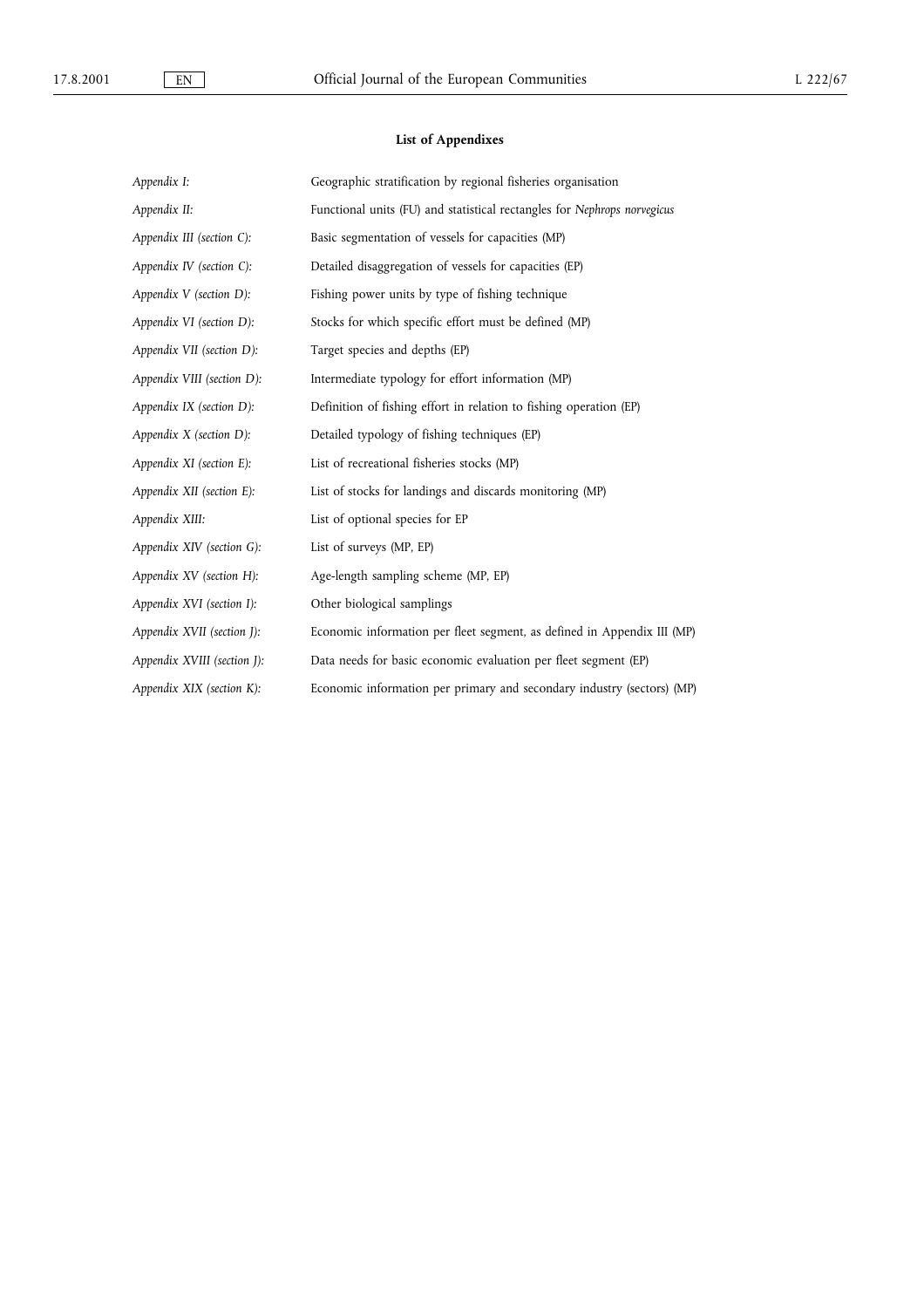**List of Appendixes**

| | |
|---|---|
| *Appendix I:* | Geographic stratification by regional fisheries organisation |
| *Appendix II:* | Functional units (FU) and statistical rectangles for *Nephrops norvegicus* |
| *Appendix III (section C):* | Basic segmentation of vessels for capacities (MP) |
| *Appendix IV (section C):* | Detailed disaggregation of vessels for capacities (EP) |
| *Appendix V (section D):* | Fishing power units by type of fishing technique |
| *Appendix VI (section D):* | Stocks for which specific effort must be defined (MP) |
| *Appendix VII (section D):* | Target species and depths (EP) |
| *Appendix VIII (section D):* | Intermediate typology for effort information (MP) |
| *Appendix IX (section D):* | Definition of fishing effort in relation to fishing operation (EP) |
| *Appendix X (section D):* | Detailed typology of fishing techniques (EP) |
| *Appendix XI (section E):* | List of recreational fisheries stocks (MP) |
| *Appendix XII (section E):* | List of stocks for landings and discards monitoring (MP) |
| *Appendix XIII:* | List of optional species for EP |
| *Appendix XIV (section G):* | List of surveys (MP, EP) |
| *Appendix XV (section H):* | Age-length sampling scheme (MP, EP) |
| *Appendix XVI (section I):* | Other biological samplings |
| *Appendix XVII (section J):* | Economic information per fleet segment, as defined in Appendix III (MP) |
| *Appendix XVIII (section J):* | Data needs for basic economic evaluation per fleet segment (EP) |
| *Appendix XIX (section K):* | Economic information per primary and secondary industry (sectors) (MP) |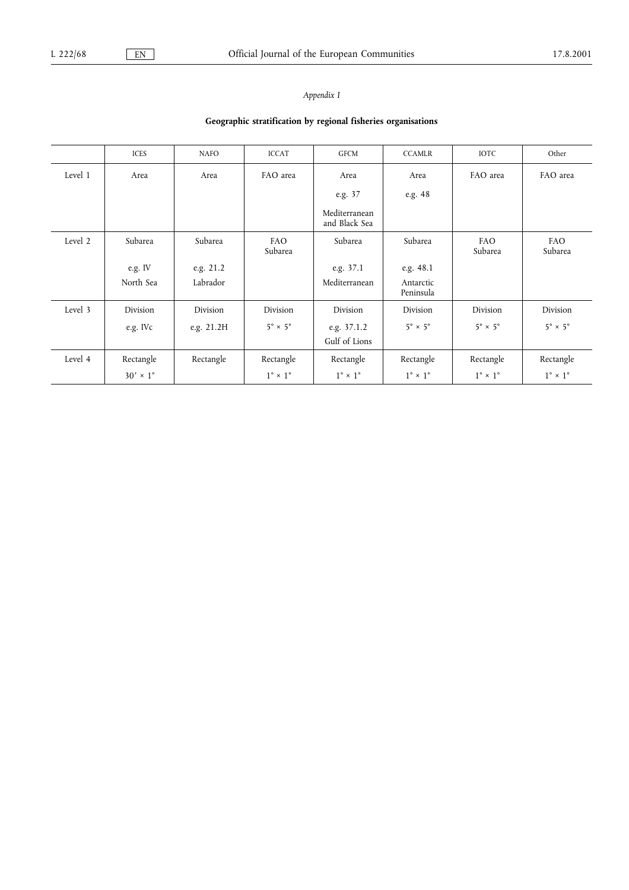*Appendix I*

**Geographic stratification by regional fisheries organisations**

| | ICES | NAFO | ICCAT | GFCM | CCAMLR | IOTC | Other |
|---|---|---|---|---|---|---|---|
| Level 1 | Area | Area | FAO area | Area<br>e.g. 37<br>Mediterranean and Black Sea | Area<br>e.g. 48 | FAO area | FAO area |
| Level 2 | Subarea<br>e.g. IV<br>North Sea | Subarea<br>e.g. 21.2<br>Labrador | FAO Subarea | Subarea<br>e.g. 37.1<br>Mediterranean | Subarea<br>e.g. 48.1<br>Antarctic Peninsula | FAO Subarea | FAO Subarea |
| Level 3 | Division<br>e.g. IVc | Division<br>e.g. 21.2H | Division<br>5° × 5° | Division<br>e.g. 37.1.2<br>Gulf of Lions | Division<br>5° × 5° | Division<br>5° × 5° | Division<br>5° × 5° |
| Level 4 | Rectangle<br>30′ × 1° | Rectangle | Rectangle<br>1° × 1° | Rectangle<br>1° × 1° | Rectangle<br>1° × 1° | Rectangle<br>1° × 1° | Rectangle<br>1° × 1° |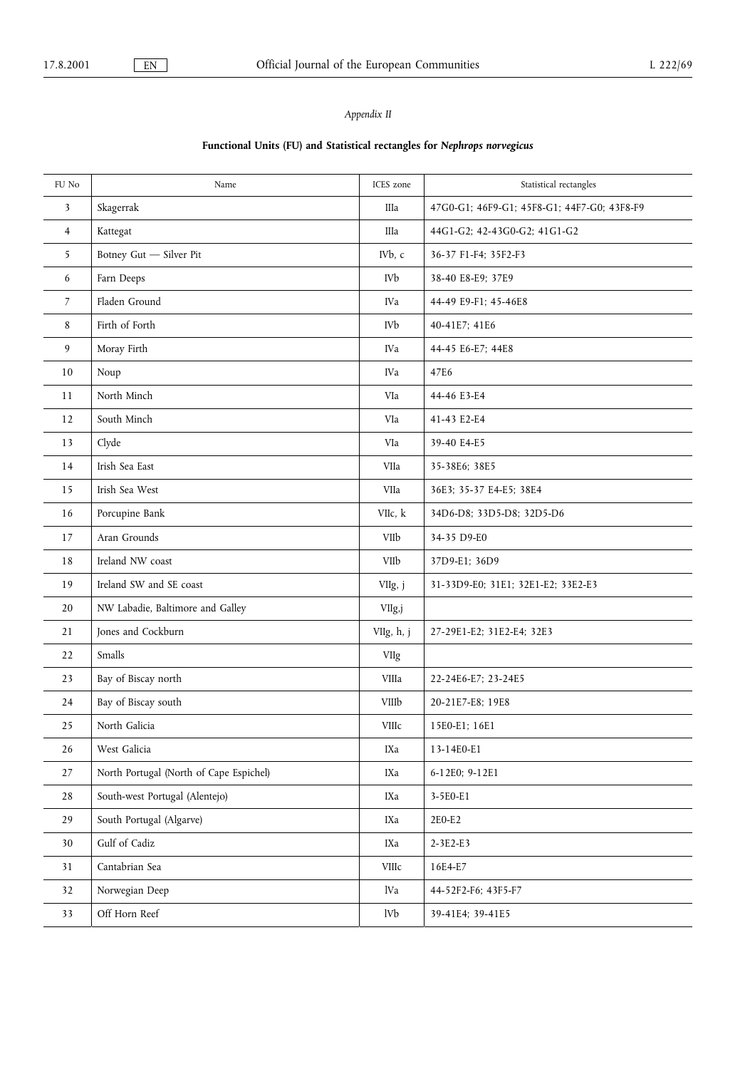*Appendix II*

**Functional Units (FU) and Statistical rectangles for *Nephrops norvegicus***

| FU No | Name | ICES zone | Statistical rectangles |
|---|---|---|---|
| 3 | Skagerrak | IIIa | 47G0-G1; 46F9-G1; 45F8-G1; 44F7-G0; 43F8-F9 |
| 4 | Kattegat | IIIa | 44G1-G2; 42-43G0-G2; 41G1-G2 |
| 5 | Botney Gut — Silver Pit | IVb, c | 36-37 F1-F4; 35F2-F3 |
| 6 | Farn Deeps | IVb | 38-40 E8-E9; 37E9 |
| 7 | Fladen Ground | IVa | 44-49 E9-F1; 45-46E8 |
| 8 | Firth of Forth | IVb | 40-41E7; 41E6 |
| 9 | Moray Firth | IVa | 44-45 E6-E7; 44E8 |
| 10 | Noup | IVa | 47E6 |
| 11 | North Minch | VIa | 44-46 E3-E4 |
| 12 | South Minch | VIa | 41-43 E2-E4 |
| 13 | Clyde | VIa | 39-40 E4-E5 |
| 14 | Irish Sea East | VIIa | 35-38E6; 38E5 |
| 15 | Irish Sea West | VIIa | 36E3; 35-37 E4-E5; 38E4 |
| 16 | Porcupine Bank | VIIc, k | 34D6-D8; 33D5-D8; 32D5-D6 |
| 17 | Aran Grounds | VIIb | 34-35 D9-E0 |
| 18 | Ireland NW coast | VIIb | 37D9-E1; 36D9 |
| 19 | Ireland SW and SE coast | VIIg, j | 31-33D9-E0; 31E1; 32E1-E2; 33E2-E3 |
| 20 | NW Labadie, Baltimore and Galley | VIIg,j | |
| 21 | Jones and Cockburn | VIIg, h, j | 27-29E1-E2; 31E2-E4; 32E3 |
| 22 | Smalls | VIIg | |
| 23 | Bay of Biscay north | VIIIa | 22-24E6-E7; 23-24E5 |
| 24 | Bay of Biscay south | VIIIb | 20-21E7-E8; 19E8 |
| 25 | North Galicia | VIIIc | 15E0-E1; 16E1 |
| 26 | West Galicia | IXa | 13-14E0-E1 |
| 27 | North Portugal (North of Cape Espichel) | IXa | 6-12E0; 9-12E1 |
| 28 | South-west Portugal (Alentejo) | IXa | 3-5E0-E1 |
| 29 | South Portugal (Algarve) | IXa | 2E0-E2 |
| 30 | Gulf of Cadiz | IXa | 2-3E2-E3 |
| 31 | Cantabrian Sea | VIIIc | 16E4-E7 |
| 32 | Norwegian Deep | IVa | 44-52F2-F6; 43F5-F7 |
| 33 | Off Horn Reef | IVb | 39-41E4; 39-41E5 |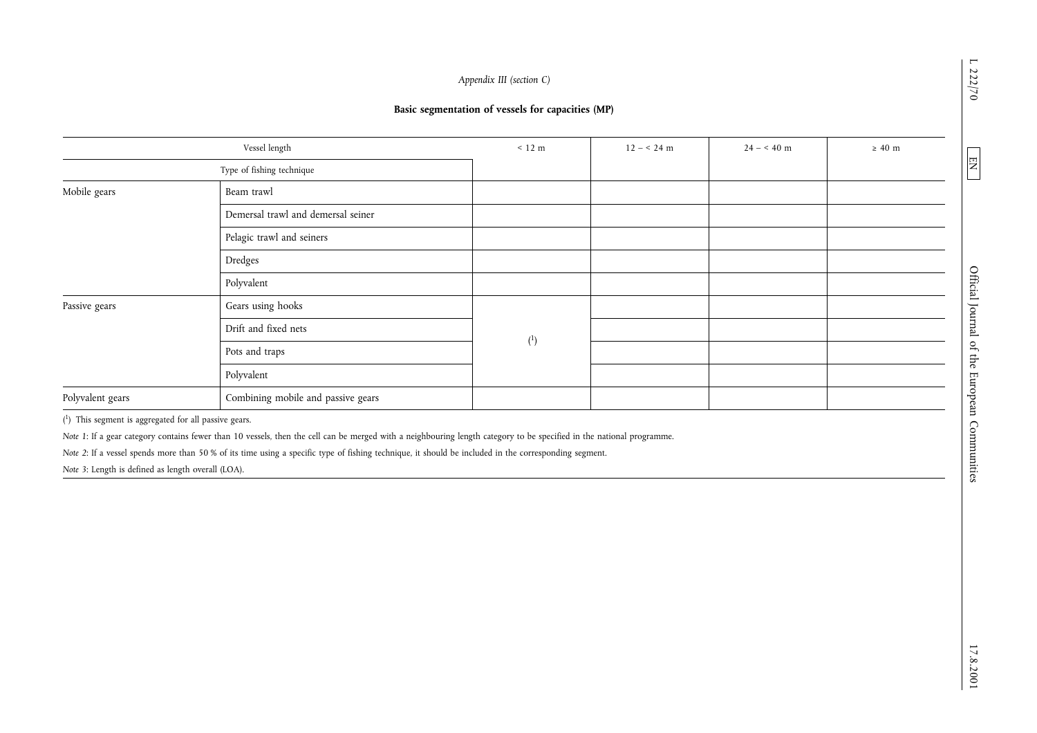*Appendix III (section C)*

**Basic segmentation of vessels for capacities (MP)**

| Vessel length | | < 12 m | 12 – < 24 m | 24 – < 40 m | ≥ 40 m |
|---|---|---|---|---|---|
| Type of fishing technique | | | | | |
| Mobile gears | Beam trawl | | | | |
| | Demersal trawl and demersal seiner | | | | |
| | Pelagic trawl and seiners | | | | |
| | Dredges | | | | |
| | Polyvalent | | | | |
| Passive gears | Gears using hooks | ([1]) | | | |
| | Drift and fixed nets | | | | |
| | Pots and traps | | | | |
| | Polyvalent | | | | |
| Polyvalent gears | Combining mobile and passive gears | | | | |

([1]) This segment is aggregated for all passive gears.

*Note 1*: If a gear category contains fewer than 10 vessels, then the cell can be merged with a neighbouring length category to be specified in the national programme.

*Note 2*: If a vessel spends more than 50 % of its time using a specific type of fishing technique, it should be included in the corresponding segment.

*Note 3*: Length is defined as length overall (LOA).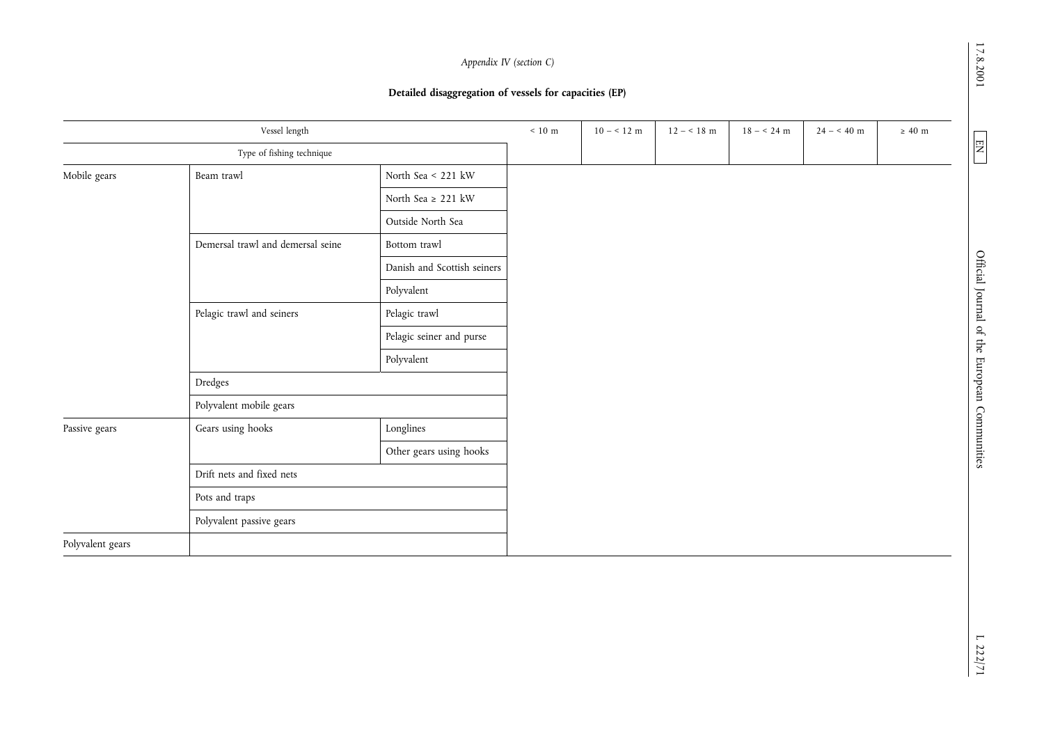*Appendix IV (section C)*

**Detailed disaggregation of vessels for capacities (EP)**

| Vessel length | | | < 10 m | 10 – < 12 m | 12 – < 18 m | 18 – < 24 m | 24 – < 40 m | ≥ 40 m |
|---|---|---|---|---|---|---|---|---|
| Type of fishing technique | | | | | | | | |
| Mobile gears | Beam trawl | North Sea < 221 kW | | | | | | |
| | | North Sea ≥ 221 kW | | | | | | |
| | | Outside North Sea | | | | | | |
| | Demersal trawl and demersal seine | Bottom trawl | | | | | | |
| | | Danish and Scottish seiners | | | | | | |
| | | Polyvalent | | | | | | |
| | Pelagic trawl and seiners | Pelagic trawl | | | | | | |
| | | Pelagic seiner and purse | | | | | | |
| | | Polyvalent | | | | | | |
| | Dredges | | | | | | | |
| | Polyvalent mobile gears | | | | | | | |
| Passive gears | Gears using hooks | Longlines | | | | | | |
| | | Other gears using hooks | | | | | | |
| | Drift nets and fixed nets | | | | | | | |
| | Pots and traps | | | | | | | |
| | Polyvalent passive gears | | | | | | | |
| Polyvalent gears | | | | | | | | |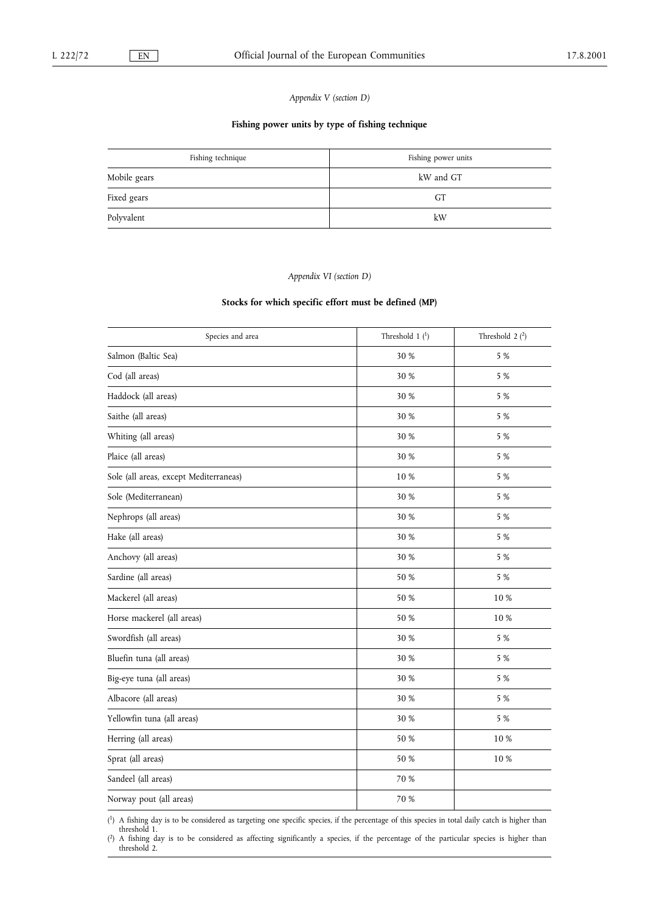*Appendix V (section D)*

**Fishing power units by type of fishing technique**

| Fishing technique | Fishing power units |
|---|---|
| Mobile gears | kW and GT |
| Fixed gears | GT |
| Polyvalent | kW |

*Appendix VI (section D)*

**Stocks for which specific effort must be defined (MP)**

| Species and area | Threshold 1 [1] | Threshold 2 [2] |
|---|---|---|
| Salmon (Baltic Sea) | 30 % | 5 % |
| Cod (all areas) | 30 % | 5 % |
| Haddock (all areas) | 30 % | 5 % |
| Saithe (all areas) | 30 % | 5 % |
| Whiting (all areas) | 30 % | 5 % |
| Plaice (all areas) | 30 % | 5 % |
| Sole (all areas, except Mediterraneas) | 10 % | 5 % |
| Sole (Mediterranean) | 30 % | 5 % |
| Nephrops (all areas) | 30 % | 5 % |
| Hake (all areas) | 30 % | 5 % |
| Anchovy (all areas) | 30 % | 5 % |
| Sardine (all areas) | 50 % | 5 % |
| Mackerel (all areas) | 50 % | 10 % |
| Horse mackerel (all areas) | 50 % | 10 % |
| Swordfish (all areas) | 30 % | 5 % |
| Bluefin tuna (all areas) | 30 % | 5 % |
| Big-eye tuna (all areas) | 30 % | 5 % |
| Albacore (all areas) | 30 % | 5 % |
| Yellowfin tuna (all areas) | 30 % | 5 % |
| Herring (all areas) | 50 % | 10 % |
| Sprat (all areas) | 50 % | 10 % |
| Sandeel (all areas) | 70 % | |
| Norway pout (all areas) | 70 % | |

[1] A fishing day is to be considered as targeting one specific species, if the percentage of this species in total daily catch is higher than threshold 1.

[2] A fishing day is to be considered as affecting significantly a species, if the percentage of the particular species is higher than threshold 2.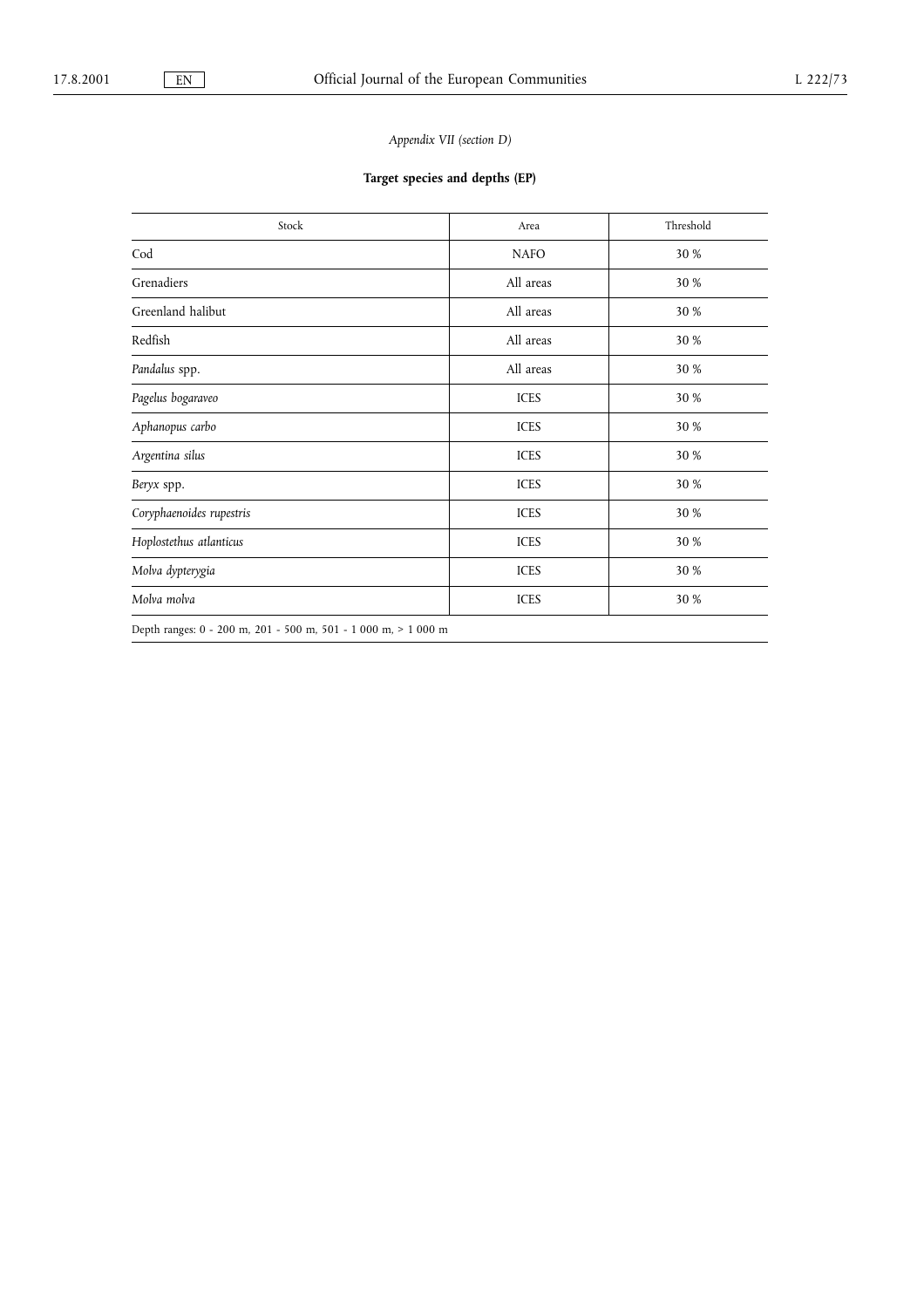*Appendix VII (section D)*

**Target species and depths (EP)**

| Stock | Area | Threshold |
|---|---|---|
| Cod | NAFO | 30 % |
| Grenadiers | All areas | 30 % |
| Greenland halibut | All areas | 30 % |
| Redfish | All areas | 30 % |
| *Pandalus* spp. | All areas | 30 % |
| *Pagelus bogaraveo* | ICES | 30 % |
| *Aphanopus carbo* | ICES | 30 % |
| *Argentina silus* | ICES | 30 % |
| *Beryx* spp. | ICES | 30 % |
| *Coryphaenoides rupestris* | ICES | 30 % |
| *Hoplostethus atlanticus* | ICES | 30 % |
| *Molva dypterygia* | ICES | 30 % |
| *Molva molva* | ICES | 30 % |

Depth ranges: 0 - 200 m, 201 - 500 m, 501 - 1 000 m, > 1 000 m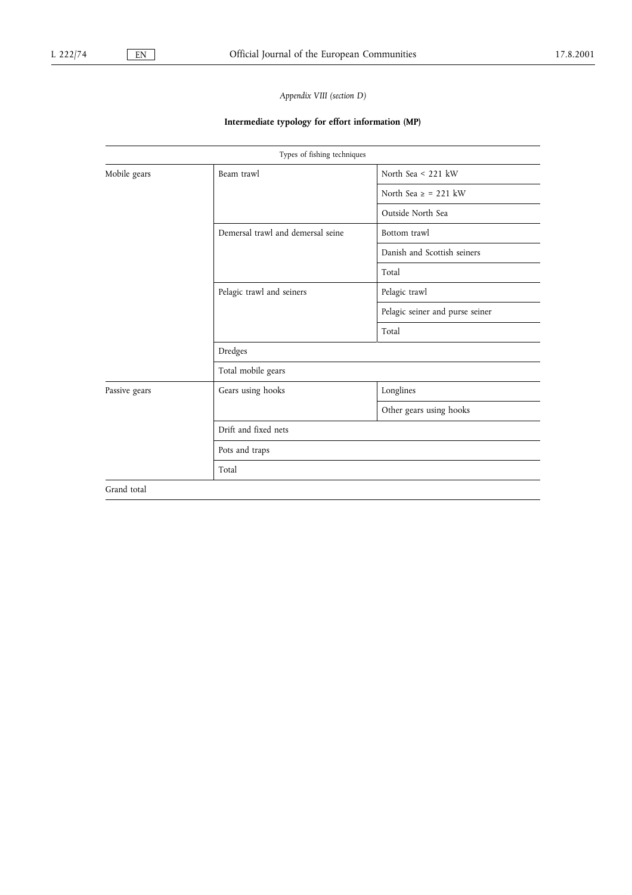*Appendix VIII (section D)*

**Intermediate typology for effort information (MP)**

| Types of fishing techniques | | |
|---|---|---|
| Mobile gears | Beam trawl | North Sea < 221 kW |
| | | North Sea ≥ = 221 kW |
| | | Outside North Sea |
| | Demersal trawl and demersal seine | Bottom trawl |
| | | Danish and Scottish seiners |
| | | Total |
| | Pelagic trawl and seiners | Pelagic trawl |
| | | Pelagic seiner and purse seiner |
| | | Total |
| | Dredges | |
| | Total mobile gears | |
| Passive gears | Gears using hooks | Longlines |
| | | Other gears using hooks |
| | Drift and fixed nets | |
| | Pots and traps | |
| | Total | |
| Grand total | | |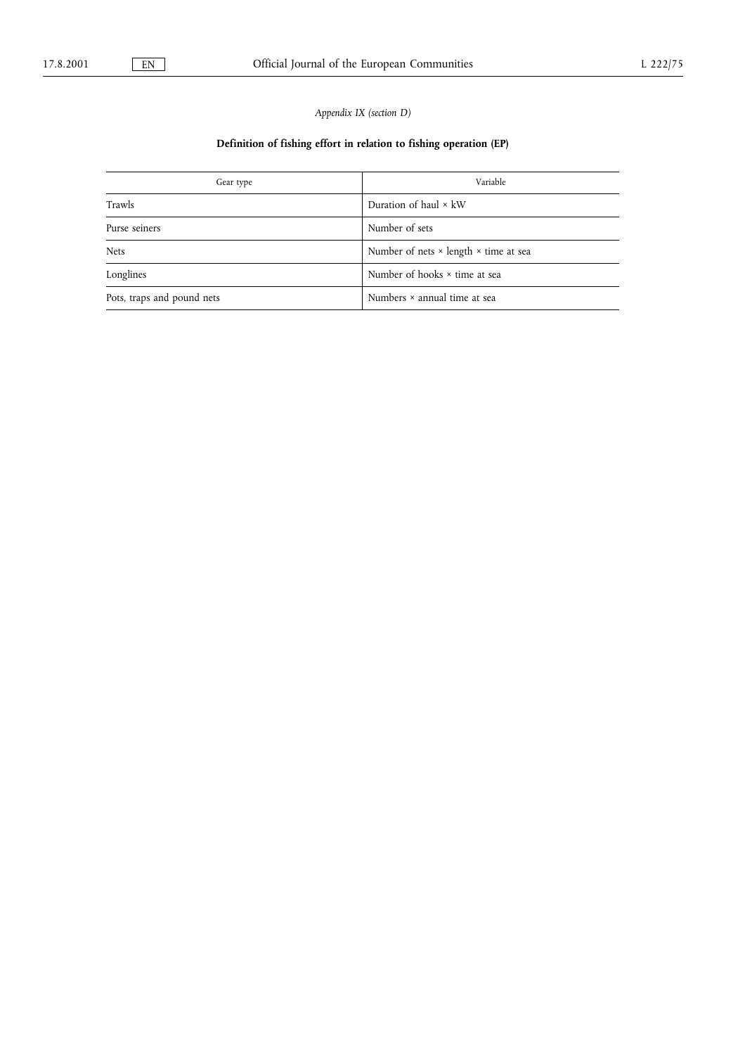*Appendix IX (section D)*

**Definition of fishing effort in relation to fishing operation (EP)**

| Gear type | Variable |
|---|---|
| Trawls | Duration of haul × kW |
| Purse seiners | Number of sets |
| Nets | Number of nets × length × time at sea |
| Longlines | Number of hooks × time at sea |
| Pots, traps and pound nets | Numbers × annual time at sea |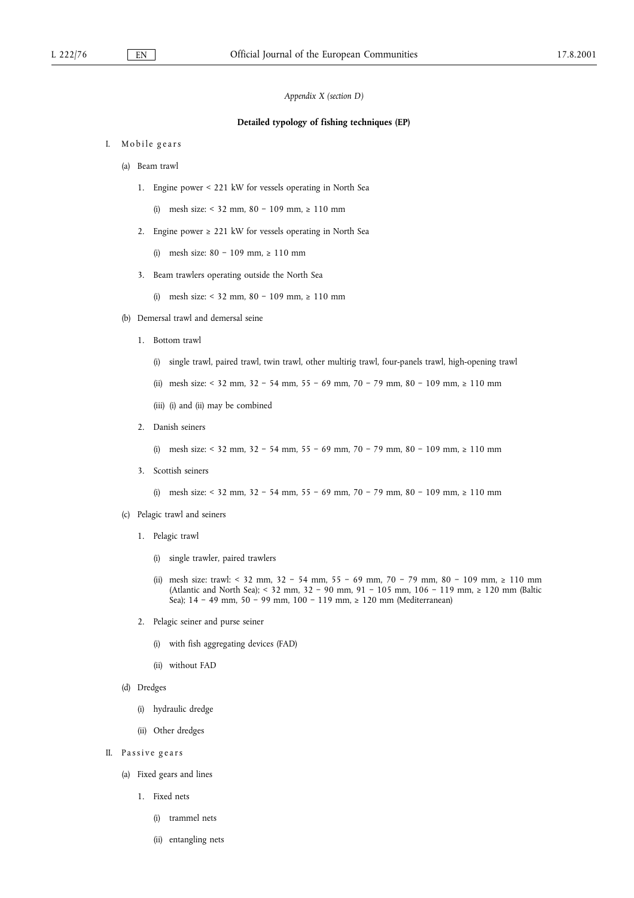*Appendix X (section D)*

**Detailed typology of fishing techniques (EP)**

I. Mobile gears

(a) Beam trawl

1. Engine power < 221 kW for vessels operating in North Sea

   (i) mesh size: < 32 mm, 80 – 109 mm, ≥ 110 mm

2. Engine power ≥ 221 kW for vessels operating in North Sea

   (i) mesh size: 80 – 109 mm, ≥ 110 mm

3. Beam trawlers operating outside the North Sea

   (i) mesh size: < 32 mm, 80 – 109 mm, ≥ 110 mm

(b) Demersal trawl and demersal seine

1. Bottom trawl

   (i) single trawl, paired trawl, twin trawl, other multirig trawl, four-panels trawl, high-opening trawl

   (ii) mesh size: < 32 mm, 32 – 54 mm, 55 – 69 mm, 70 – 79 mm, 80 – 109 mm, ≥ 110 mm

   (iii) (i) and (ii) may be combined

2. Danish seiners

   (i) mesh size: < 32 mm, 32 – 54 mm, 55 – 69 mm, 70 – 79 mm, 80 – 109 mm, ≥ 110 mm

3. Scottish seiners

   (i) mesh size: < 32 mm, 32 – 54 mm, 55 – 69 mm, 70 – 79 mm, 80 – 109 mm, ≥ 110 mm

(c) Pelagic trawl and seiners

1. Pelagic trawl

   (i) single trawler, paired trawlers

   (ii) mesh size: trawl: < 32 mm, 32 – 54 mm, 55 – 69 mm, 70 – 79 mm, 80 – 109 mm, ≥ 110 mm (Atlantic and North Sea); < 32 mm, 32 – 90 mm, 91 – 105 mm, 106 – 119 mm, ≥ 120 mm (Baltic Sea); 14 – 49 mm, 50 – 99 mm, 100 – 119 mm, ≥ 120 mm (Mediterranean)

2. Pelagic seiner and purse seiner

   (i) with fish aggregating devices (FAD)

   (ii) without FAD

(d) Dredges

   (i) hydraulic dredge

   (ii) Other dredges

II. Passive gears

(a) Fixed gears and lines

1. Fixed nets

   (i) trammel nets

   (ii) entangling nets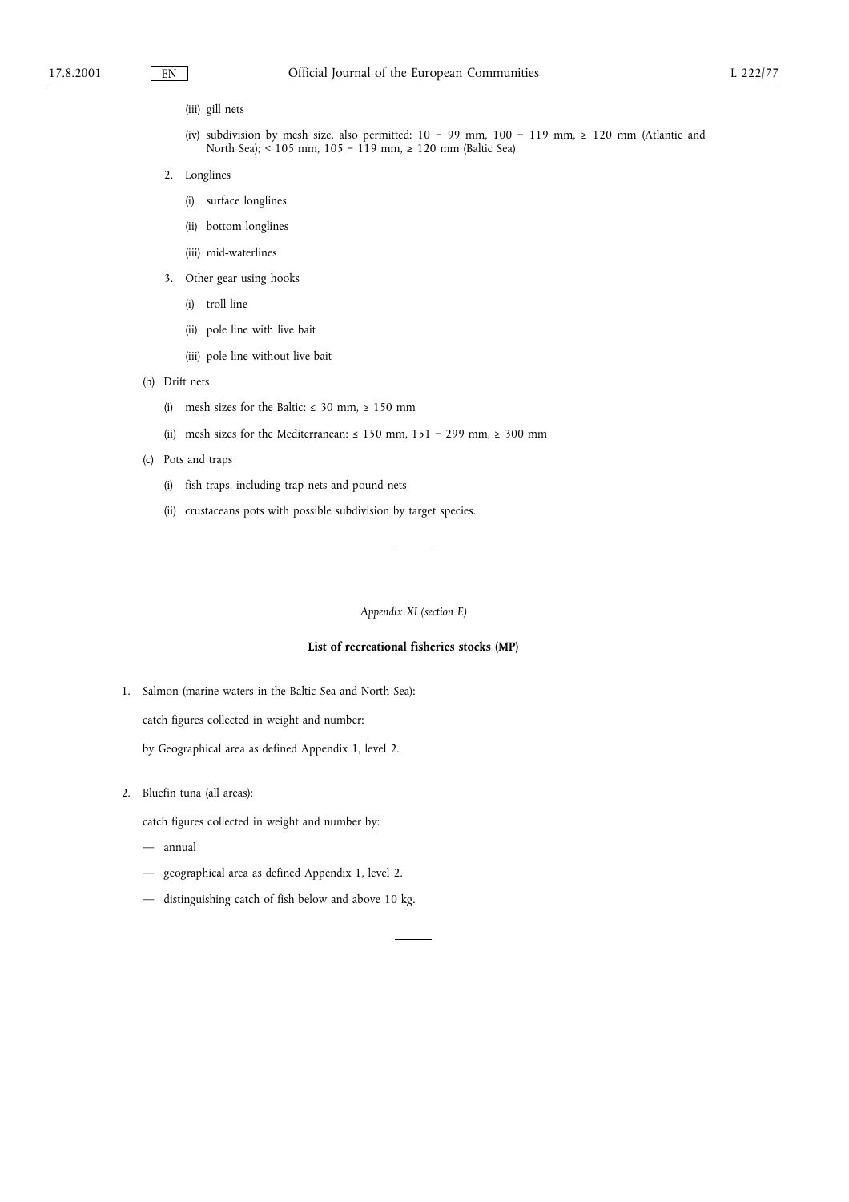(iii) gill nets

(iv) subdivision by mesh size, also permitted: 10 − 99 mm, 100 − 119 mm, ≥ 120 mm (Atlantic and North Sea); < 105 mm, 105 − 119 mm, ≥ 120 mm (Baltic Sea)

2. Longlines

   (i) surface longlines

   (ii) bottom longlines

   (iii) mid-waterlines

3. Other gear using hooks

   (i) troll line

   (ii) pole line with live bait

   (iii) pole line without live bait

(b) Drift nets

   (i) mesh sizes for the Baltic: ≤ 30 mm, ≥ 150 mm

   (ii) mesh sizes for the Mediterranean: ≤ 150 mm, 151 − 299 mm, ≥ 300 mm

(c) Pots and traps

   (i) fish traps, including trap nets and pound nets

   (ii) crustaceans pots with possible subdivision by target species.

---

*Appendix XI (section E)*

**List of recreational fisheries stocks (MP)**

1. Salmon (marine waters in the Baltic Sea and North Sea):

   catch figures collected in weight and number:

   by Geographical area as defined Appendix 1, level 2.

2. Bluefin tuna (all areas):

   catch figures collected in weight and number by:

   — annual

   — geographical area as defined Appendix 1, level 2.

   — distinguishing catch of fish below and above 10 kg.

---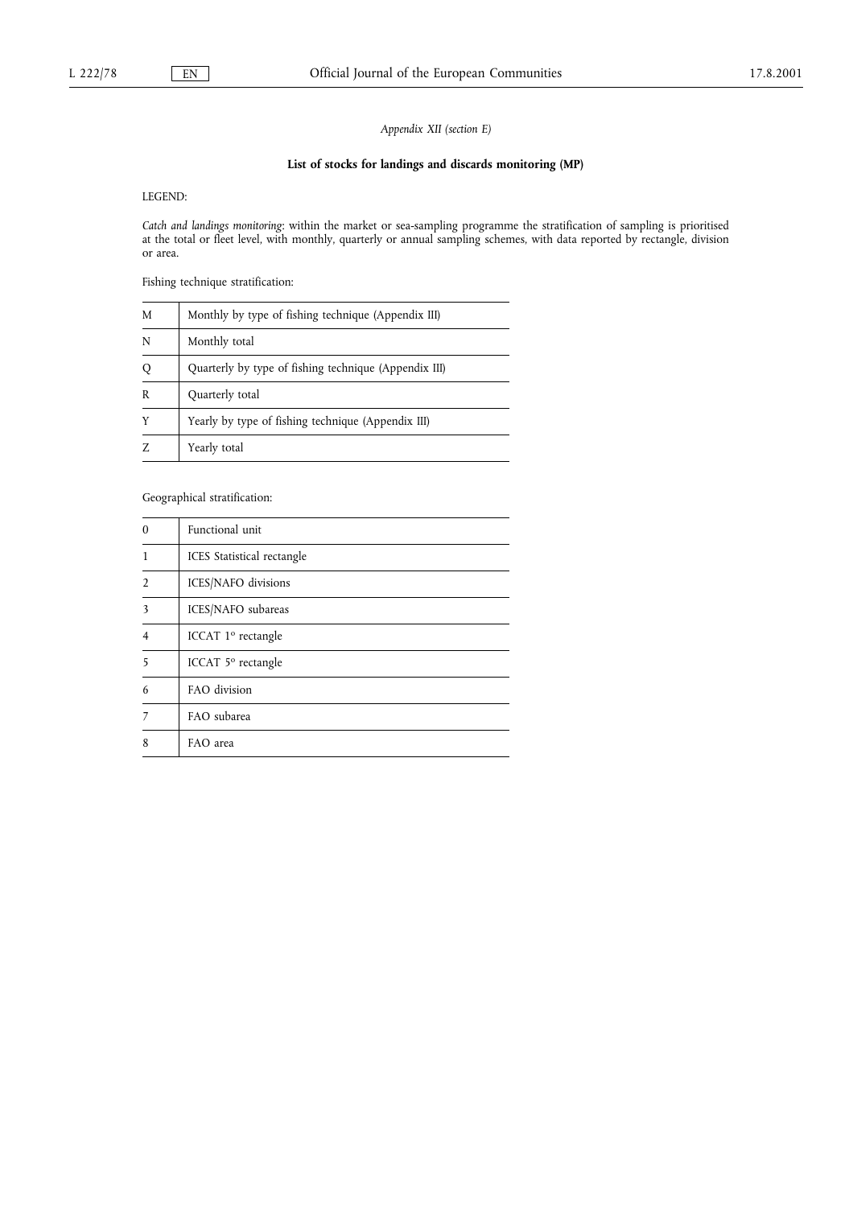*Appendix XII (section E)*

## List of stocks for landings and discards monitoring (MP)

LEGEND:

*Catch and landings monitoring*: within the market or sea-sampling programme the stratification of sampling is prioritised at the total or fleet level, with monthly, quarterly or annual sampling schemes, with data reported by rectangle, division or area.

Fishing technique stratification:

| | |
|---|---|
| M | Monthly by type of fishing technique (Appendix III) |
| N | Monthly total |
| Q | Quarterly by type of fishing technique (Appendix III) |
| R | Quarterly total |
| Y | Yearly by type of fishing technique (Appendix III) |
| Z | Yearly total |

Geographical stratification:

| | |
|---|---|
| 0 | Functional unit |
| 1 | ICES Statistical rectangle |
| 2 | ICES/NAFO divisions |
| 3 | ICES/NAFO subareas |
| 4 | ICCAT 1° rectangle |
| 5 | ICCAT 5° rectangle |
| 6 | FAO division |
| 7 | FAO subarea |
| 8 | FAO area |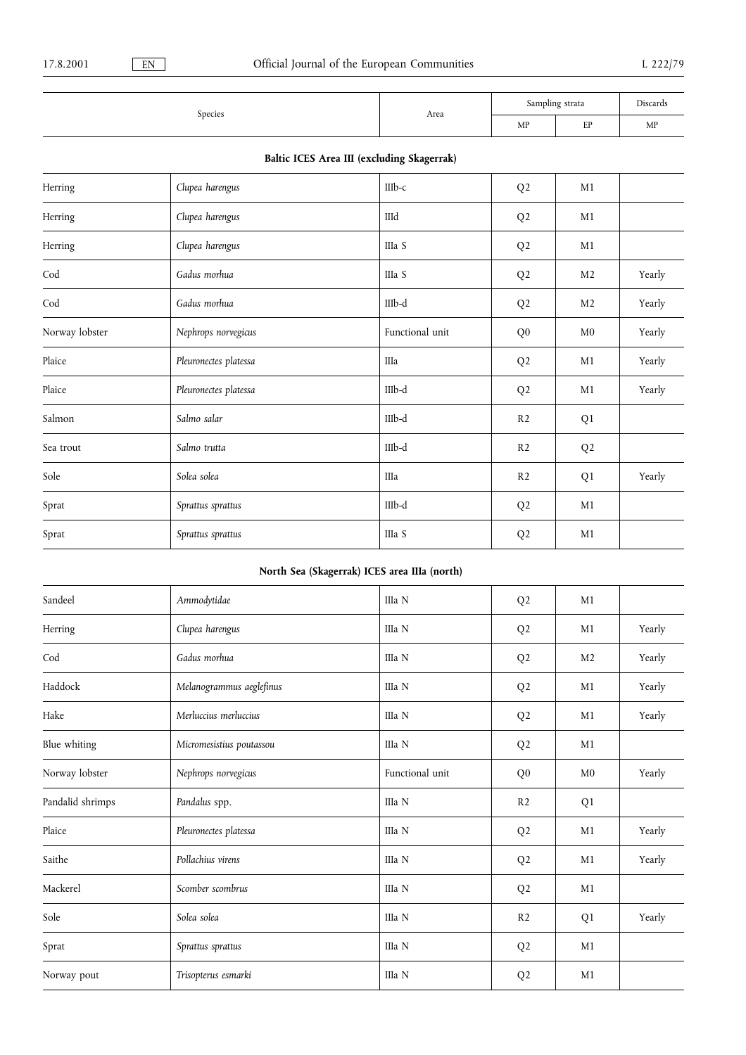| Species | | Area | Sampling strata | | Discards |
|---|---|---|---|---|---|
| | | | MP | EP | MP |
| **Baltic ICES Area III (excluding Skagerrak)** | | | | | |
| Herring | *Clupea harengus* | IIIb-c | Q2 | M1 | |
| Herring | *Clupea harengus* | IIId | Q2 | M1 | |
| Herring | *Clupea harengus* | IIIa S | Q2 | M1 | |
| Cod | *Gadus morhua* | IIIa S | Q2 | M2 | Yearly |
| Cod | *Gadus morhua* | IIIb-d | Q2 | M2 | Yearly |
| Norway lobster | *Nephrops norvegicus* | Functional unit | Q0 | M0 | Yearly |
| Plaice | *Pleuronectes platessa* | IIIa | Q2 | M1 | Yearly |
| Plaice | *Pleuronectes platessa* | IIIb-d | Q2 | M1 | Yearly |
| Salmon | *Salmo salar* | IIIb-d | R2 | Q1 | |
| Sea trout | *Salmo trutta* | IIIb-d | R2 | Q2 | |
| Sole | *Solea solea* | IIIa | R2 | Q1 | Yearly |
| Sprat | *Sprattus sprattus* | IIIb-d | Q2 | M1 | |
| Sprat | *Sprattus sprattus* | IIIa S | Q2 | M1 | |
| **North Sea (Skagerrak) ICES area IIIa (north)** | | | | | |
| Sandeel | *Ammodytidae* | IIIa N | Q2 | M1 | |
| Herring | *Clupea harengus* | IIIa N | Q2 | M1 | Yearly |
| Cod | *Gadus morhua* | IIIa N | Q2 | M2 | Yearly |
| Haddock | *Melanogrammus aeglefinus* | IIIa N | Q2 | M1 | Yearly |
| Hake | *Merluccius merluccius* | IIIa N | Q2 | M1 | Yearly |
| Blue whiting | *Micromesistius poutassou* | IIIa N | Q2 | M1 | |
| Norway lobster | *Nephrops norvegicus* | Functional unit | Q0 | M0 | Yearly |
| Pandalid shrimps | *Pandalus* spp. | IIIa N | R2 | Q1 | |
| Plaice | *Pleuronectes platessa* | IIIa N | Q2 | M1 | Yearly |
| Saithe | *Pollachius virens* | IIIa N | Q2 | M1 | Yearly |
| Mackerel | *Scomber scombrus* | IIIa N | Q2 | M1 | |
| Sole | *Solea solea* | IIIa N | R2 | Q1 | Yearly |
| Sprat | *Sprattus sprattus* | IIIa N | Q2 | M1 | |
| Norway pout | *Trisopterus esmarki* | IIIa N | Q2 | M1 | |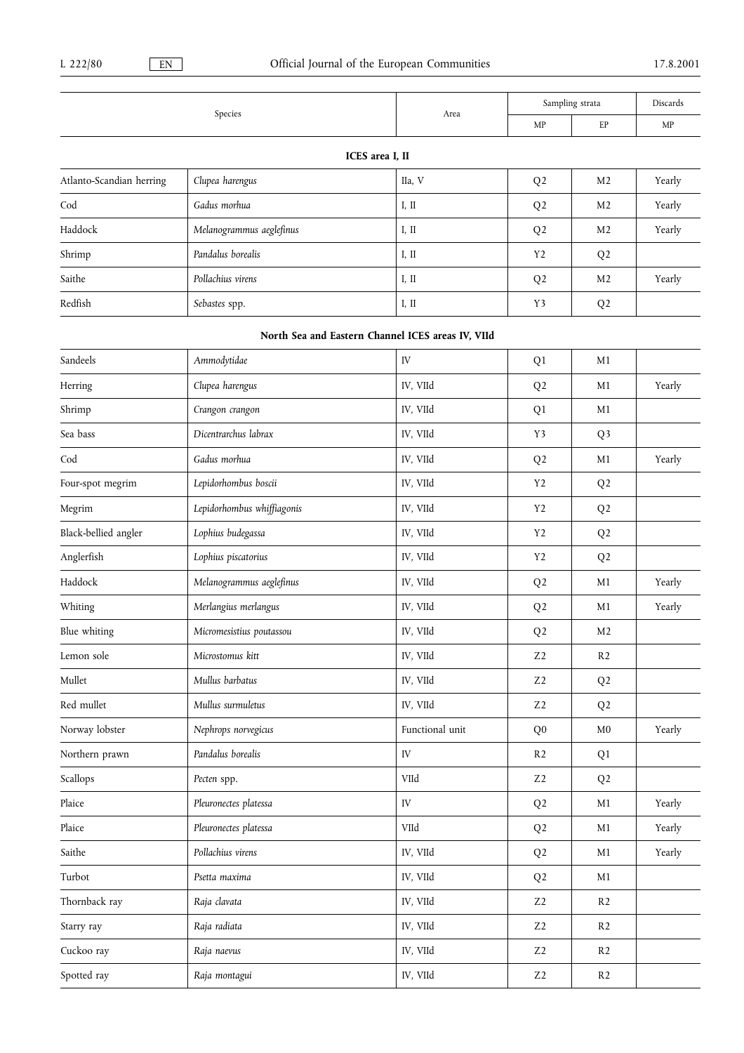| Species | | Area | Sampling strata | | Discards |
|---|---|---|---|---|---|
| | | | MP | EP | MP |
| **ICES area I, II** | | | | | |
| Atlanto-Scandian herring | *Clupea harengus* | IIa, V | Q2 | M2 | Yearly |
| Cod | *Gadus morhua* | I, II | Q2 | M2 | Yearly |
| Haddock | *Melanogrammus aeglefinus* | I, II | Q2 | M2 | Yearly |
| Shrimp | *Pandalus borealis* | I, II | Y2 | Q2 | |
| Saithe | *Pollachius virens* | I, II | Q2 | M2 | Yearly |
| Redfish | *Sebastes* spp. | I, II | Y3 | Q2 | |
| **North Sea and Eastern Channel ICES areas IV, VIId** | | | | | |
| Sandeels | *Ammodytidae* | IV | Q1 | M1 | |
| Herring | *Clupea harengus* | IV, VIId | Q2 | M1 | Yearly |
| Shrimp | *Crangon crangon* | IV, VIId | Q1 | M1 | |
| Sea bass | *Dicentrarchus labrax* | IV, VIId | Y3 | Q3 | |
| Cod | *Gadus morhua* | IV, VIId | Q2 | M1 | Yearly |
| Four-spot megrim | *Lepidorhombus boscii* | IV, VIId | Y2 | Q2 | |
| Megrim | *Lepidorhombus whiffiagonis* | IV, VIId | Y2 | Q2 | |
| Black-bellied angler | *Lophius budegassa* | IV, VIId | Y2 | Q2 | |
| Anglerfish | *Lophius piscatorius* | IV, VIId | Y2 | Q2 | |
| Haddock | *Melanogrammus aeglefinus* | IV, VIId | Q2 | M1 | Yearly |
| Whiting | *Merlangius merlangus* | IV, VIId | Q2 | M1 | Yearly |
| Blue whiting | *Micromesistius poutassou* | IV, VIId | Q2 | M2 | |
| Lemon sole | *Microstomus kitt* | IV, VIId | Z2 | R2 | |
| Mullet | *Mullus barbatus* | IV, VIId | Z2 | Q2 | |
| Red mullet | *Mullus surmuletus* | IV, VIId | Z2 | Q2 | |
| Norway lobster | *Nephrops norvegicus* | Functional unit | Q0 | M0 | Yearly |
| Northern prawn | *Pandalus borealis* | IV | R2 | Q1 | |
| Scallops | *Pecten* spp. | VIId | Z2 | Q2 | |
| Plaice | *Pleuronectes platessa* | IV | Q2 | M1 | Yearly |
| Plaice | *Pleuronectes platessa* | VIId | Q2 | M1 | Yearly |
| Saithe | *Pollachius virens* | IV, VIId | Q2 | M1 | Yearly |
| Turbot | *Psetta maxima* | IV, VIId | Q2 | M1 | |
| Thornback ray | *Raja clavata* | IV, VIId | Z2 | R2 | |
| Starry ray | *Raja radiata* | IV, VIId | Z2 | R2 | |
| Cuckoo ray | *Raja naevus* | IV, VIId | Z2 | R2 | |
| Spotted ray | *Raja montagui* | IV, VIId | Z2 | R2 | |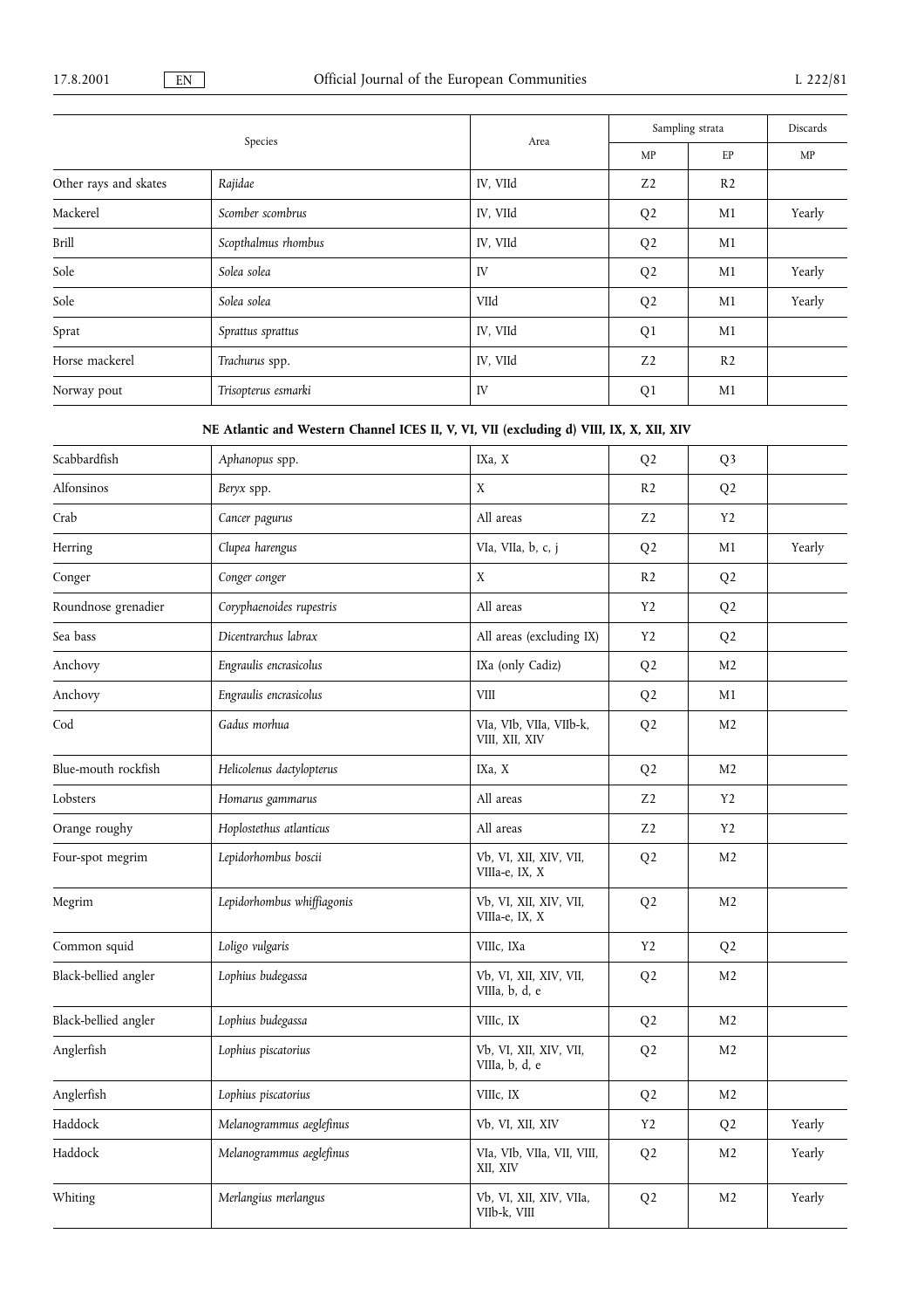| Species | | Area | Sampling strata | | Discards |
|---|---|---|---|---|---|
| | | | MP | EP | MP |
| Other rays and skates | *Rajidae* | IV, VIId | Z2 | R2 | |
| Mackerel | *Scomber scombrus* | IV, VIId | Q2 | M1 | Yearly |
| Brill | *Scopthalmus rhombus* | IV, VIId | Q2 | M1 | |
| Sole | *Solea solea* | IV | Q2 | M1 | Yearly |
| Sole | *Solea solea* | VIId | Q2 | M1 | Yearly |
| Sprat | *Sprattus sprattus* | IV, VIId | Q1 | M1 | |
| Horse mackerel | *Trachurus* spp. | IV, VIId | Z2 | R2 | |
| Norway pout | *Trisopterus esmarki* | IV | Q1 | M1 | |
| **NE Atlantic and Western Channel ICES II, V, VI, VII (excluding d) VIII, IX, X, XII, XIV** | | | | | |
| Scabbardfish | *Aphanopus* spp. | IXa, X | Q2 | Q3 | |
| Alfonsinos | *Beryx* spp. | X | R2 | Q2 | |
| Crab | *Cancer pagurus* | All areas | Z2 | Y2 | |
| Herring | *Clupea harengus* | VIa, VIIa, b, c, j | Q2 | M1 | Yearly |
| Conger | *Conger conger* | X | R2 | Q2 | |
| Roundnose grenadier | *Coryphaenoides rupestris* | All areas | Y2 | Q2 | |
| Sea bass | *Dicentrarchus labrax* | All areas (excluding IX) | Y2 | Q2 | |
| Anchovy | *Engraulis encrasicolus* | IXa (only Cadiz) | Q2 | M2 | |
| Anchovy | *Engraulis encrasicolus* | VIII | Q2 | M1 | |
| Cod | *Gadus morhua* | VIa, VIb, VIIa, VIIb-k, VIII, XII, XIV | Q2 | M2 | |
| Blue-mouth rockfish | *Helicolenus dactylopterus* | IXa, X | Q2 | M2 | |
| Lobsters | *Homarus gammarus* | All areas | Z2 | Y2 | |
| Orange roughy | *Hoplostethus atlanticus* | All areas | Z2 | Y2 | |
| Four-spot megrim | *Lepidorhombus boscii* | Vb, VI, XII, XIV, VII, VIIIa-e, IX, X | Q2 | M2 | |
| Megrim | *Lepidorhombus whiffiagonis* | Vb, VI, XII, XIV, VII, VIIIa-e, IX, X | Q2 | M2 | |
| Common squid | *Loligo vulgaris* | VIIIc, IXa | Y2 | Q2 | |
| Black-bellied angler | *Lophius budegassa* | Vb, VI, XII, XIV, VII, VIIIa, b, d, e | Q2 | M2 | |
| Black-bellied angler | *Lophius budegassa* | VIIIc, IX | Q2 | M2 | |
| Anglerfish | *Lophius piscatorius* | Vb, VI, XII, XIV, VII, VIIIa, b, d, e | Q2 | M2 | |
| Anglerfish | *Lophius piscatorius* | VIIIc, IX | Q2 | M2 | |
| Haddock | *Melanogrammus aeglefinus* | Vb, VI, XII, XIV | Y2 | Q2 | Yearly |
| Haddock | *Melanogrammus aeglefinus* | VIa, VIb, VIIa, VII, VIII, XII, XIV | Q2 | M2 | Yearly |
| Whiting | *Merlangius merlangus* | Vb, VI, XII, XIV, VIIa, VIIb-k, VIII | Q2 | M2 | Yearly |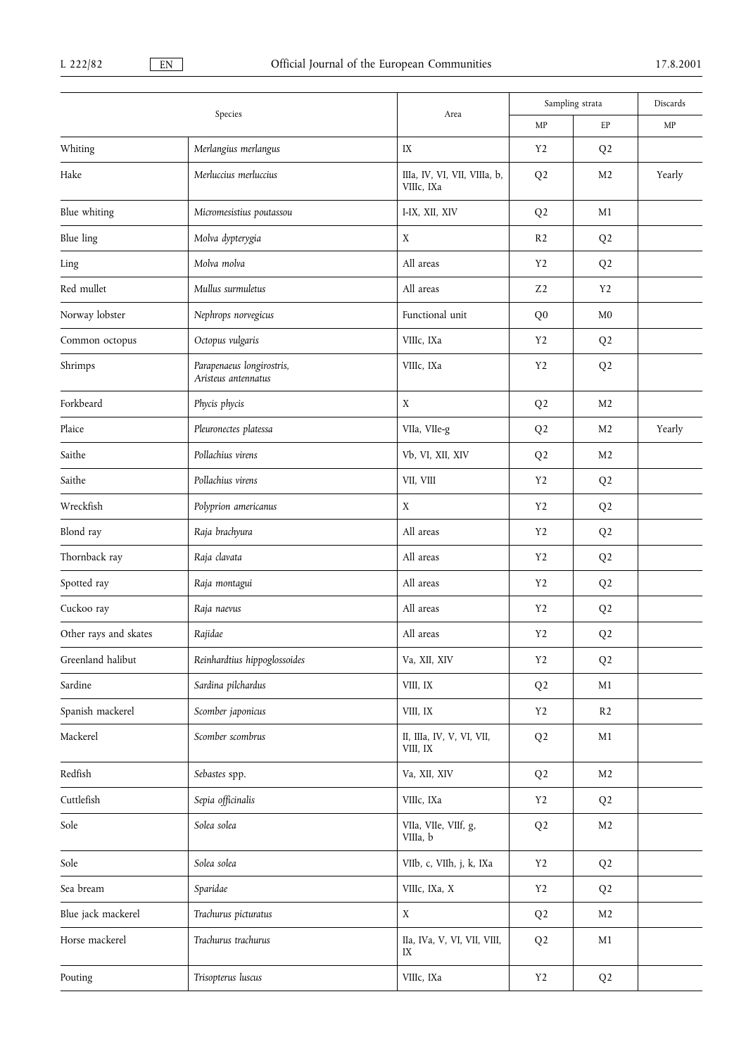| Species | | Area | Sampling strata | | Discards |
|---|---|---|---|---|---|
| | | | MP | EP | MP |
| Whiting | *Merlangius merlangus* | IX | Y2 | Q2 | |
| Hake | *Merluccius merluccius* | IIIa, IV, VI, VII, VIIIa, b, VIIIc, IXa | Q2 | M2 | Yearly |
| Blue whiting | *Micromesistius poutassou* | I-IX, XII, XIV | Q2 | M1 | |
| Blue ling | *Molva dypterygia* | X | R2 | Q2 | |
| Ling | *Molva molva* | All areas | Y2 | Q2 | |
| Red mullet | *Mullus surmuletus* | All areas | Z2 | Y2 | |
| Norway lobster | *Nephrops norvegicus* | Functional unit | Q0 | M0 | |
| Common octopus | *Octopus vulgaris* | VIIIc, IXa | Y2 | Q2 | |
| Shrimps | *Parapenaeus longirostris, Aristeus antennatus* | VIIIc, IXa | Y2 | Q2 | |
| Forkbeard | *Phycis phycis* | X | Q2 | M2 | |
| Plaice | *Pleuronectes platessa* | VIIa, VIIe-g | Q2 | M2 | Yearly |
| Saithe | *Pollachius virens* | Vb, VI, XII, XIV | Q2 | M2 | |
| Saithe | *Pollachius virens* | VII, VIII | Y2 | Q2 | |
| Wreckfish | *Polyprion americanus* | X | Y2 | Q2 | |
| Blond ray | *Raja brachyura* | All areas | Y2 | Q2 | |
| Thornback ray | *Raja clavata* | All areas | Y2 | Q2 | |
| Spotted ray | *Raja montagui* | All areas | Y2 | Q2 | |
| Cuckoo ray | *Raja naevus* | All areas | Y2 | Q2 | |
| Other rays and skates | *Rajidae* | All areas | Y2 | Q2 | |
| Greenland halibut | *Reinhardtius hippoglossoides* | Va, XII, XIV | Y2 | Q2 | |
| Sardine | *Sardina pilchardus* | VIII, IX | Q2 | M1 | |
| Spanish mackerel | *Scomber japonicus* | VIII, IX | Y2 | R2 | |
| Mackerel | *Scomber scombrus* | II, IIIa, IV, V, VI, VII, VIII, IX | Q2 | M1 | |
| Redfish | *Sebastes* spp. | Va, XII, XIV | Q2 | M2 | |
| Cuttlefish | *Sepia officinalis* | VIIIc, IXa | Y2 | Q2 | |
| Sole | *Solea solea* | VIIa, VIIe, VIIf, g, VIIIa, b | Q2 | M2 | |
| Sole | *Solea solea* | VIIb, c, VIIh, j, k, IXa | Y2 | Q2 | |
| Sea bream | *Sparidae* | VIIIc, IXa, X | Y2 | Q2 | |
| Blue jack mackerel | *Trachurus picturatus* | X | Q2 | M2 | |
| Horse mackerel | *Trachurus trachurus* | IIa, IVa, V, VI, VII, VIII, IX | Q2 | M1 | |
| Pouting | *Trisopterus luscus* | VIIIc, IXa | Y2 | Q2 | |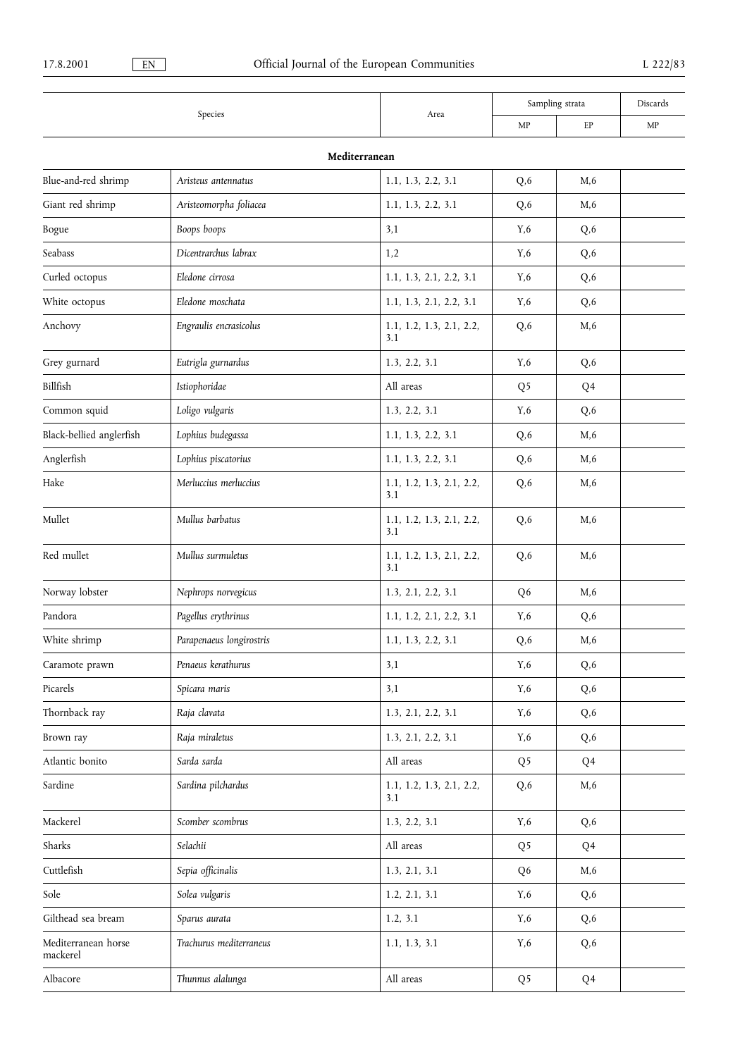| Species | | Area | Sampling strata | | Discards |
|---|---|---|---|---|---|
| | | | MP | EP | MP |
| **Mediterranean** | | | | | |
| Blue-and-red shrimp | *Aristeus antennatus* | 1.1, 1.3, 2.2, 3.1 | Q,6 | M,6 | |
| Giant red shrimp | *Aristeomorpha foliacea* | 1.1, 1.3, 2.2, 3.1 | Q,6 | M,6 | |
| Bogue | *Boops boops* | 3,1 | Y,6 | Q,6 | |
| Seabass | *Dicentrarchus labrax* | 1,2 | Y,6 | Q,6 | |
| Curled octopus | *Eledone cirrosa* | 1.1, 1.3, 2.1, 2.2, 3.1 | Y,6 | Q,6 | |
| White octopus | *Eledone moschata* | 1.1, 1.3, 2.1, 2.2, 3.1 | Y,6 | Q,6 | |
| Anchovy | *Engraulis encrasicolus* | 1.1, 1.2, 1.3, 2.1, 2.2, 3.1 | Q,6 | M,6 | |
| Grey gurnard | *Eutrigla gurnardus* | 1.3, 2.2, 3.1 | Y,6 | Q,6 | |
| Billfish | *Istiophoridae* | All areas | Q5 | Q4 | |
| Common squid | *Loligo vulgaris* | 1.3, 2.2, 3.1 | Y,6 | Q,6 | |
| Black-bellied anglerfish | *Lophius budegassa* | 1.1, 1.3, 2.2, 3.1 | Q,6 | M,6 | |
| Anglerfish | *Lophius piscatorius* | 1.1, 1.3, 2.2, 3.1 | Q,6 | M,6 | |
| Hake | *Merluccius merluccius* | 1.1, 1.2, 1.3, 2.1, 2.2, 3.1 | Q,6 | M,6 | |
| Mullet | *Mullus barbatus* | 1.1, 1.2, 1.3, 2.1, 2.2, 3.1 | Q,6 | M,6 | |
| Red mullet | *Mullus surmuletus* | 1.1, 1.2, 1.3, 2.1, 2.2, 3.1 | Q,6 | M,6 | |
| Norway lobster | *Nephrops norvegicus* | 1.3, 2.1, 2.2, 3.1 | Q6 | M,6 | |
| Pandora | *Pagellus erythrinus* | 1.1, 1.2, 2.1, 2.2, 3.1 | Y,6 | Q,6 | |
| White shrimp | *Parapenaeus longirostris* | 1.1, 1.3, 2.2, 3.1 | Q,6 | M,6 | |
| Caramote prawn | *Penaeus kerathurus* | 3,1 | Y,6 | Q,6 | |
| Picarels | *Spicara maris* | 3,1 | Y,6 | Q,6 | |
| Thornback ray | *Raja clavata* | 1.3, 2.1, 2.2, 3.1 | Y,6 | Q,6 | |
| Brown ray | *Raja miraletus* | 1.3, 2.1, 2.2, 3.1 | Y,6 | Q,6 | |
| Atlantic bonito | *Sarda sarda* | All areas | Q5 | Q4 | |
| Sardine | *Sardina pilchardus* | 1.1, 1.2, 1.3, 2.1, 2.2, 3.1 | Q,6 | M,6 | |
| Mackerel | *Scomber scombrus* | 1.3, 2.2, 3.1 | Y,6 | Q,6 | |
| Sharks | *Selachii* | All areas | Q5 | Q4 | |
| Cuttlefish | *Sepia officinalis* | 1.3, 2.1, 3.1 | Q6 | M,6 | |
| Sole | *Solea vulgaris* | 1.2, 2.1, 3.1 | Y,6 | Q,6 | |
| Gilthead sea bream | *Sparus aurata* | 1.2, 3.1 | Y,6 | Q,6 | |
| Mediterranean horse mackerel | *Trachurus mediterraneus* | 1.1, 1.3, 3.1 | Y,6 | Q,6 | |
| Albacore | *Thunnus alalunga* | All areas | Q5 | Q4 | |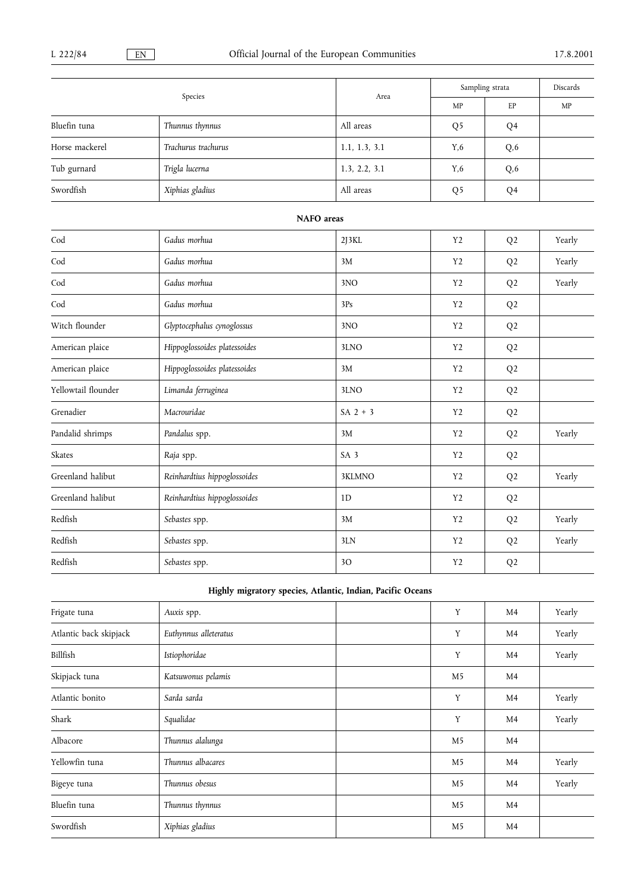| Species | | Area | Sampling strata | | Discards |
|---|---|---|---|---|---|
| | | | MP | EP | MP |
| Bluefin tuna | *Thunnus thynnus* | All areas | Q5 | Q4 | |
| Horse mackerel | *Trachurus trachurus* | 1.1, 1.3, 3.1 | Y,6 | Q,6 | |
| Tub gurnard | *Trigla lucerna* | 1.3, 2.2, 3.1 | Y,6 | Q,6 | |
| Swordfish | *Xiphias gladius* | All areas | Q5 | Q4 | |
| **NAFO areas** | | | | | |
| Cod | *Gadus morhua* | 2J3KL | Y2 | Q2 | Yearly |
| Cod | *Gadus morhua* | 3M | Y2 | Q2 | Yearly |
| Cod | *Gadus morhua* | 3NO | Y2 | Q2 | Yearly |
| Cod | *Gadus morhua* | 3Ps | Y2 | Q2 | |
| Witch flounder | *Glyptocephalus cynoglossus* | 3NO | Y2 | Q2 | |
| American plaice | *Hippoglossoides platessoides* | 3LNO | Y2 | Q2 | |
| American plaice | *Hippoglossoides platessoides* | 3M | Y2 | Q2 | |
| Yellowtail flounder | *Limanda ferruginea* | 3LNO | Y2 | Q2 | |
| Grenadier | *Macrouridae* | SA 2 + 3 | Y2 | Q2 | |
| Pandalid shrimps | *Pandalus* spp. | 3M | Y2 | Q2 | Yearly |
| Skates | *Raja* spp. | SA 3 | Y2 | Q2 | |
| Greenland halibut | *Reinhardtius hippoglossoides* | 3KLMNO | Y2 | Q2 | Yearly |
| Greenland halibut | *Reinhardtius hippoglossoides* | 1D | Y2 | Q2 | |
| Redfish | *Sebastes* spp. | 3M | Y2 | Q2 | Yearly |
| Redfish | *Sebastes* spp. | 3LN | Y2 | Q2 | Yearly |
| Redfish | *Sebastes* spp. | 3O | Y2 | Q2 | |
| **Highly migratory species, Atlantic, Indian, Pacific Oceans** | | | | | |
| Frigate tuna | *Auxis* spp. | | Y | M4 | Yearly |
| Atlantic back skipjack | *Euthynnus alleteratus* | | Y | M4 | Yearly |
| Billfish | *Istiophoridae* | | Y | M4 | Yearly |
| Skipjack tuna | *Katsuwonus pelamis* | | M5 | M4 | |
| Atlantic bonito | *Sarda sarda* | | Y | M4 | Yearly |
| Shark | *Squalidae* | | Y | M4 | Yearly |
| Albacore | *Thunnus alalunga* | | M5 | M4 | |
| Yellowfin tuna | *Thunnus albacares* | | M5 | M4 | Yearly |
| Bigeye tuna | *Thunnus obesus* | | M5 | M4 | Yearly |
| Bluefin tuna | *Thunnus thynnus* | | M5 | M4 | |
| Swordfish | *Xiphias gladius* | | M5 | M4 | |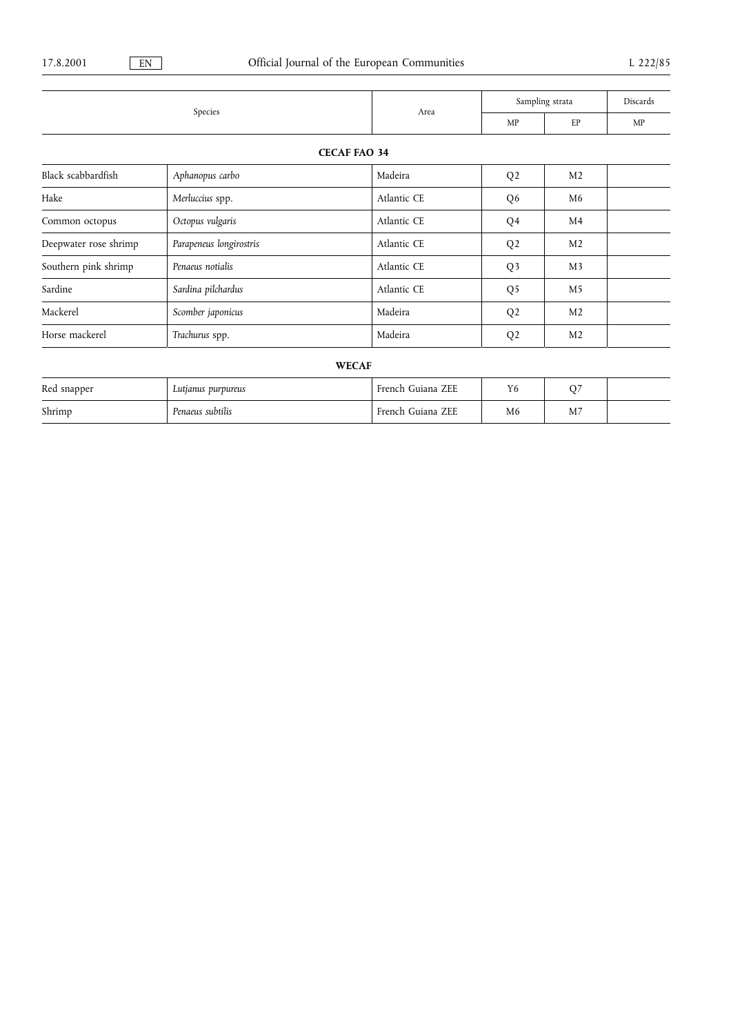| Species | | Area | Sampling strata | | Discards |
|---|---|---|---|---|---|
| | | | MP | EP | MP |
| **CECAF FAO 34** | | | | | |
| Black scabbardfish | *Aphanopus carbo* | Madeira | Q2 | M2 | |
| Hake | *Merluccius* spp. | Atlantic CE | Q6 | M6 | |
| Common octopus | *Octopus vulgaris* | Atlantic CE | Q4 | M4 | |
| Deepwater rose shrimp | *Parapeneus longirostris* | Atlantic CE | Q2 | M2 | |
| Southern pink shrimp | *Penaeus notialis* | Atlantic CE | Q3 | M3 | |
| Sardine | *Sardina pilchardus* | Atlantic CE | Q5 | M5 | |
| Mackerel | *Scomber japonicus* | Madeira | Q2 | M2 | |
| Horse mackerel | *Trachurus* spp. | Madeira | Q2 | M2 | |
| **WECAF** | | | | | |
| Red snapper | *Lutjanus purpureus* | French Guiana ZEE | Y6 | Q7 | |
| Shrimp | *Penaeus subtilis* | French Guiana ZEE | M6 | M7 | |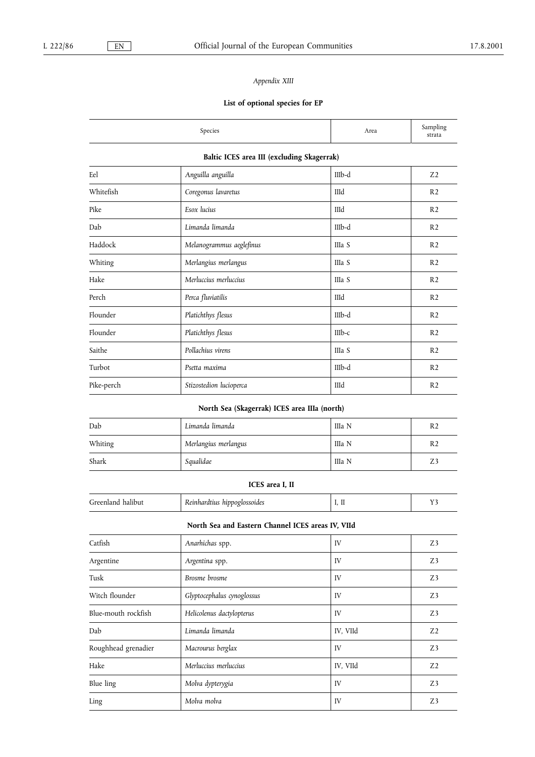*Appendix XIII*

**List of optional species for EP**

| Species | | Area | Sampling strata |
|---|---|---|---|
| **Baltic ICES area III (excluding Skagerrak)** | | | |
| Eel | *Anguilla anguilla* | IIIb-d | Z2 |
| Whitefish | *Coregonus lavaretus* | IIId | R2 |
| Pike | *Esox lucius* | IIId | R2 |
| Dab | *Limanda limanda* | IIIb-d | R2 |
| Haddock | *Melanogrammus aeglefinus* | IIIa S | R2 |
| Whiting | *Merlangius merlangus* | IIIa S | R2 |
| Hake | *Merluccius merluccius* | IIIa S | R2 |
| Perch | *Perca fluviatilis* | IIId | R2 |
| Flounder | *Platichthys flesus* | IIIb-d | R2 |
| Flounder | *Platichthys flesus* | IIIb-c | R2 |
| Saithe | *Pollachius virens* | IIIa S | R2 |
| Turbot | *Psetta maxima* | IIIb-d | R2 |
| Pike-perch | *Stizostedion lucioperca* | IIId | R2 |
| **North Sea (Skagerrak) ICES area IIIa (north)** | | | |
| Dab | *Limanda limanda* | IIIa N | R2 |
| Whiting | *Merlangius merlangus* | IIIa N | R2 |
| Shark | *Squalidae* | IIIa N | Z3 |
| **ICES area I, II** | | | |
| Greenland halibut | *Reinhardtius hippoglossoides* | I, II | Y3 |
| **North Sea and Eastern Channel ICES areas IV, VIId** | | | |
| Catfish | *Anarhichas* spp. | IV | Z3 |
| Argentine | *Argentina* spp. | IV | Z3 |
| Tusk | *Brosme brosme* | IV | Z3 |
| Witch flounder | *Glyptocephalus cynoglossus* | IV | Z3 |
| Blue-mouth rockfish | *Helicolenus dactylopterus* | IV | Z3 |
| Dab | *Limanda limanda* | IV, VIId | Z2 |
| Roughhead grenadier | *Macrourus berglax* | IV | Z3 |
| Hake | *Merluccius merluccius* | IV, VIId | Z2 |
| Blue ling | *Molva dypterygia* | IV | Z3 |
| Ling | *Molva molva* | IV | Z3 |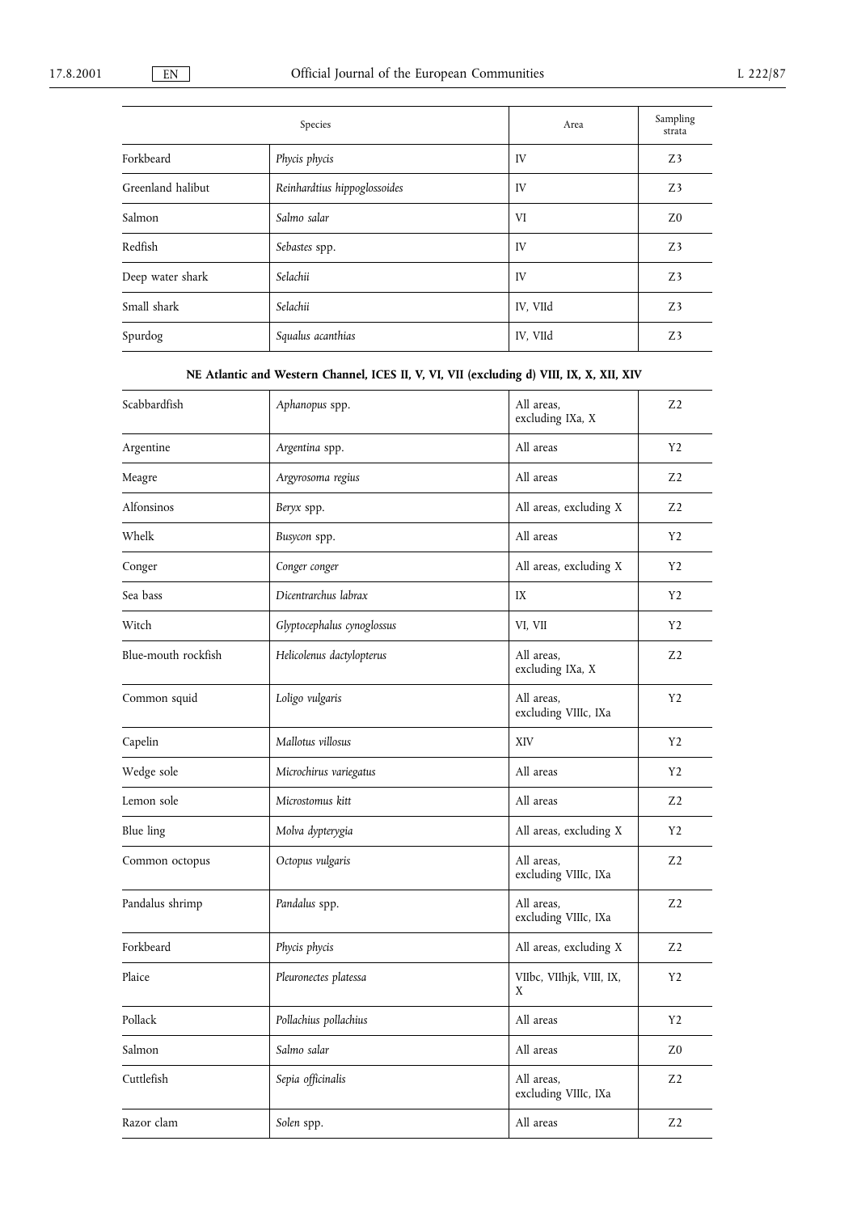| Species | | Area | Sampling strata |
|---|---|---|---|
| Forkbeard | *Phycis phycis* | IV | Z3 |
| Greenland halibut | *Reinhardtius hippoglossoides* | IV | Z3 |
| Salmon | *Salmo salar* | VI | Z0 |
| Redfish | *Sebastes* spp. | IV | Z3 |
| Deep water shark | *Selachii* | IV | Z3 |
| Small shark | *Selachii* | IV, VIId | Z3 |
| Spurdog | *Squalus acanthias* | IV, VIId | Z3 |

**NE Atlantic and Western Channel, ICES II, V, VI, VII (excluding d) VIII, IX, X, XII, XIV**

| Species | | Area | Sampling strata |
|---|---|---|---|
| Scabbardfish | *Aphanopus* spp. | All areas, excluding IXa, X | Z2 |
| Argentine | *Argentina* spp. | All areas | Y2 |
| Meagre | *Argyrosoma regius* | All areas | Z2 |
| Alfonsinos | *Beryx* spp. | All areas, excluding X | Z2 |
| Whelk | *Busycon* spp. | All areas | Y2 |
| Conger | *Conger conger* | All areas, excluding X | Y2 |
| Sea bass | *Dicentrarchus labrax* | IX | Y2 |
| Witch | *Glyptocephalus cynoglossus* | VI, VII | Y2 |
| Blue-mouth rockfish | *Helicolenus dactylopterus* | All areas, excluding IXa, X | Z2 |
| Common squid | *Loligo vulgaris* | All areas, excluding VIIIc, IXa | Y2 |
| Capelin | *Mallotus villosus* | XIV | Y2 |
| Wedge sole | *Microchirus variegatus* | All areas | Y2 |
| Lemon sole | *Microstomus kitt* | All areas | Z2 |
| Blue ling | *Molva dypterygia* | All areas, excluding X | Y2 |
| Common octopus | *Octopus vulgaris* | All areas, excluding VIIIc, IXa | Z2 |
| Pandalus shrimp | *Pandalus* spp. | All areas, excluding VIIIc, IXa | Z2 |
| Forkbeard | *Phycis phycis* | All areas, excluding X | Z2 |
| Plaice | *Pleuronectes platessa* | VIIbc, VIIhjk, VIII, IX, X | Y2 |
| Pollack | *Pollachius pollachius* | All areas | Y2 |
| Salmon | *Salmo salar* | All areas | Z0 |
| Cuttlefish | *Sepia officinalis* | All areas, excluding VIIIc, IXa | Z2 |
| Razor clam | *Solen* spp. | All areas | Z2 |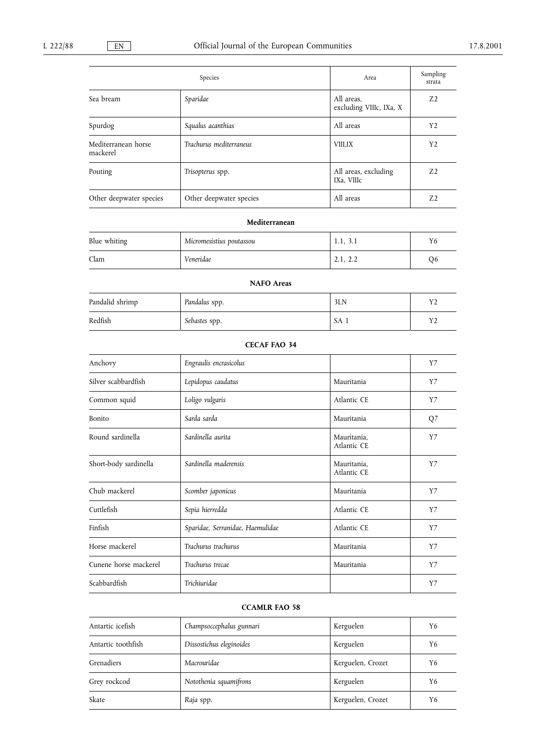| Species | | Area | Sampling strata |
|---|---|---|---|
| Sea bream | *Sparidae* | All areas, excluding VIIIc, IXa, X | Z2 |
| Spurdog | *Squalus acanthias* | All areas | Y2 |
| Mediterranean horse mackerel | *Trachurus mediterraneus* | VIII,IX | Y2 |
| Pouting | *Trisopterus* spp. | All areas, excluding IXa, VIIIc | Z2 |
| Other deepwater species | Other deepwater species | All areas | Z2 |
| **Mediterranean** | | | |
| Blue whiting | *Micromesistius poutassou* | 1.1, 3.1 | Y6 |
| Clam | *Veneridae* | 2.1, 2.2 | Q6 |
| **NAFO Areas** | | | |
| Pandalid shrimp | *Pandalus* spp. | 3LN | Y2 |
| Redfish | *Sebastes* spp. | SA 1 | Y2 |
| **CECAF FAO 34** | | | |
| Anchovy | *Engraulis encrasicolus* | | Y7 |
| Silver scabbardfish | *Lepidopus caudatus* | Mauritania | Y7 |
| Common squid | *Loligo vulgaris* | Atlantic CE | Y7 |
| Bonito | *Sarda sarda* | Mauritania | Q7 |
| Round sardinella | *Sardinella aurita* | Mauritania, Atlantic CE | Y7 |
| Short-body sardinella | *Sardinella maderensis* | Mauritania, Atlantic CE | Y7 |
| Chub mackerel | *Scomber japonicus* | Mauritania | Y7 |
| Cuttlefish | *Sepia hierredda* | Atlantic CE | Y7 |
| Finfish | *Sparidae, Serranidae, Haemulidae* | Atlantic CE | Y7 |
| Horse mackerel | *Trachurus trachurus* | Mauritania | Y7 |
| Cunene horse mackerel | *Trachurus trecae* | Mauritania | Y7 |
| Scabbardfish | *Trichiuridae* | | Y7 |
| **CCAMLR FAO 58** | | | |
| Antartic icefish | *Champsoccephalus gunnari* | Kerguelen | Y6 |
| Antartic toothfish | *Dissostichus eleginoides* | Kerguelen | Y6 |
| Grenadiers | *Macrouridae* | Kerguelen, Crozet | Y6 |
| Grey rockcod | *Notothenia squamifrons* | Kerguelen | Y6 |
| Skate | *Raja* spp. | Kerguelen, Crozet | Y6 |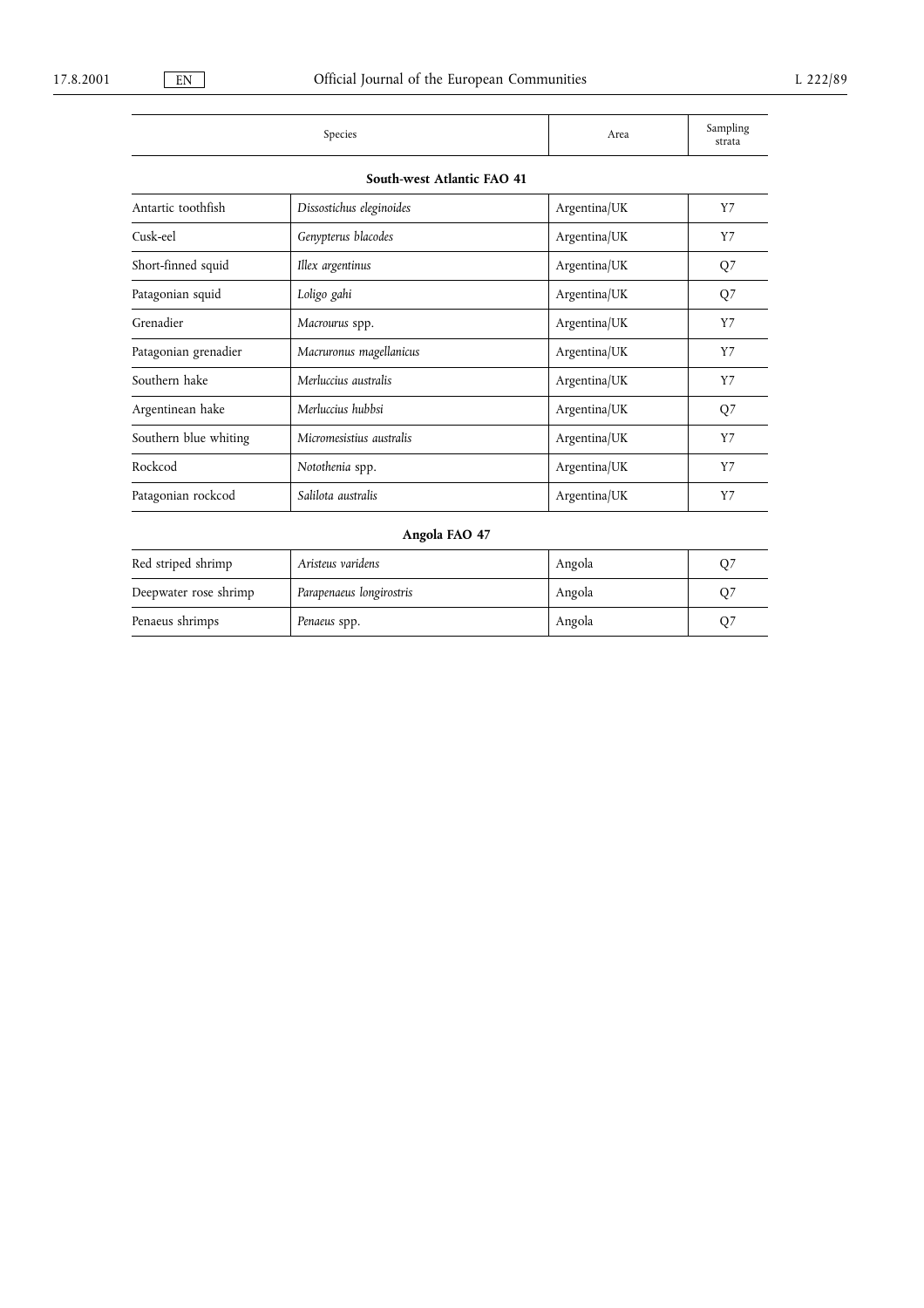| Species | | Area | Sampling strata |
|---|---|---|---|
| **South-west Atlantic FAO 41** | | | |
| Antartic toothfish | *Dissostichus eleginoides* | Argentina/UK | Y7 |
| Cusk-eel | *Genypterus blacodes* | Argentina/UK | Y7 |
| Short-finned squid | *Illex argentinus* | Argentina/UK | Q7 |
| Patagonian squid | *Loligo gahi* | Argentina/UK | Q7 |
| Grenadier | *Macrourus* spp. | Argentina/UK | Y7 |
| Patagonian grenadier | *Macruronus magellanicus* | Argentina/UK | Y7 |
| Southern hake | *Merluccius australis* | Argentina/UK | Y7 |
| Argentinean hake | *Merluccius hubbsi* | Argentina/UK | Q7 |
| Southern blue whiting | *Micromesistius australis* | Argentina/UK | Y7 |
| Rockcod | *Notothenia* spp. | Argentina/UK | Y7 |
| Patagonian rockcod | *Salilota australis* | Argentina/UK | Y7 |
| **Angola FAO 47** | | | |
| Red striped shrimp | *Aristeus varidens* | Angola | Q7 |
| Deepwater rose shrimp | *Parapenaeus longirostris* | Angola | Q7 |
| Penaeus shrimps | *Penaeus* spp. | Angola | Q7 |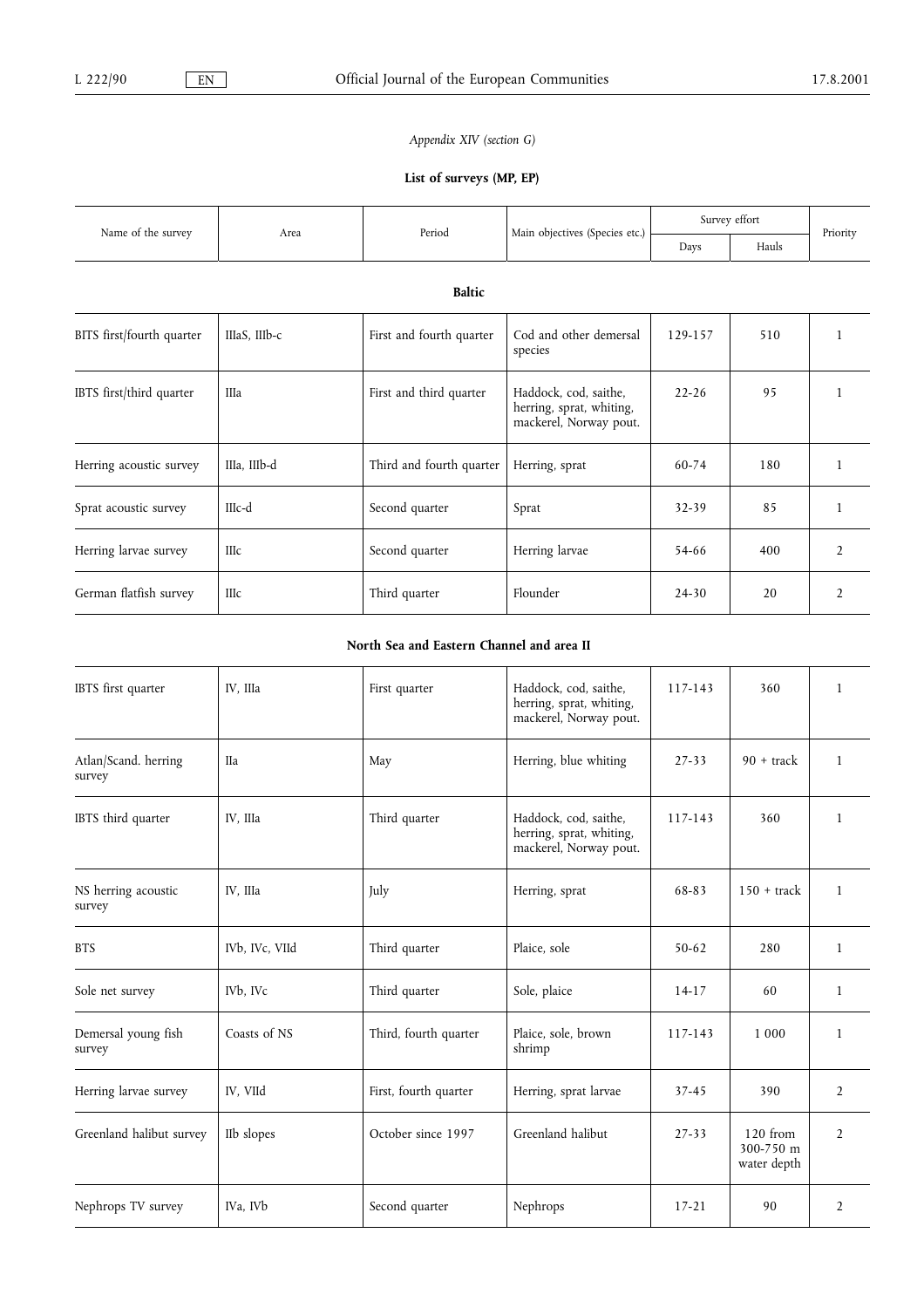*Appendix XIV (section G)*

**List of surveys (MP, EP)**

| Name of the survey | Area | Period | Main objectives (Species etc.) | Survey effort | | Priority |
|---|---|---|---|---|---|---|
| | | | | Days | Hauls | |
| **Baltic** | | | | | | |
| BITS first/fourth quarter | IIIaS, IIIb-c | First and fourth quarter | Cod and other demersal species | 129-157 | 510 | 1 |
| IBTS first/third quarter | IIIa | First and third quarter | Haddock, cod, saithe, herring, sprat, whiting, mackerel, Norway pout. | 22-26 | 95 | 1 |
| Herring acoustic survey | IIIa, IIIb-d | Third and fourth quarter | Herring, sprat | 60-74 | 180 | 1 |
| Sprat acoustic survey | IIIc-d | Second quarter | Sprat | 32-39 | 85 | 1 |
| Herring larvae survey | IIIc | Second quarter | Herring larvae | 54-66 | 400 | 2 |
| German flatfish survey | IIIc | Third quarter | Flounder | 24-30 | 20 | 2 |
| **North Sea and Eastern Channel and area II** | | | | | | |
| IBTS first quarter | IV, IIIa | First quarter | Haddock, cod, saithe, herring, sprat, whiting, mackerel, Norway pout. | 117-143 | 360 | 1 |
| Atlan/Scand. herring survey | IIa | May | Herring, blue whiting | 27-33 | 90 + track | 1 |
| IBTS third quarter | IV, IIIa | Third quarter | Haddock, cod, saithe, herring, sprat, whiting, mackerel, Norway pout. | 117-143 | 360 | 1 |
| NS herring acoustic survey | IV, IIIa | July | Herring, sprat | 68-83 | 150 + track | 1 |
| BTS | IVb, IVc, VIId | Third quarter | Plaice, sole | 50-62 | 280 | 1 |
| Sole net survey | IVb, IVc | Third quarter | Sole, plaice | 14-17 | 60 | 1 |
| Demersal young fish survey | Coasts of NS | Third, fourth quarter | Plaice, sole, brown shrimp | 117-143 | 1 000 | 1 |
| Herring larvae survey | IV, VIId | First, fourth quarter | Herring, sprat larvae | 37-45 | 390 | 2 |
| Greenland halibut survey | IIb slopes | October since 1997 | Greenland halibut | 27-33 | 120 from 300-750 m water depth | 2 |
| Nephrops TV survey | IVa, IVb | Second quarter | Nephrops | 17-21 | 90 | 2 |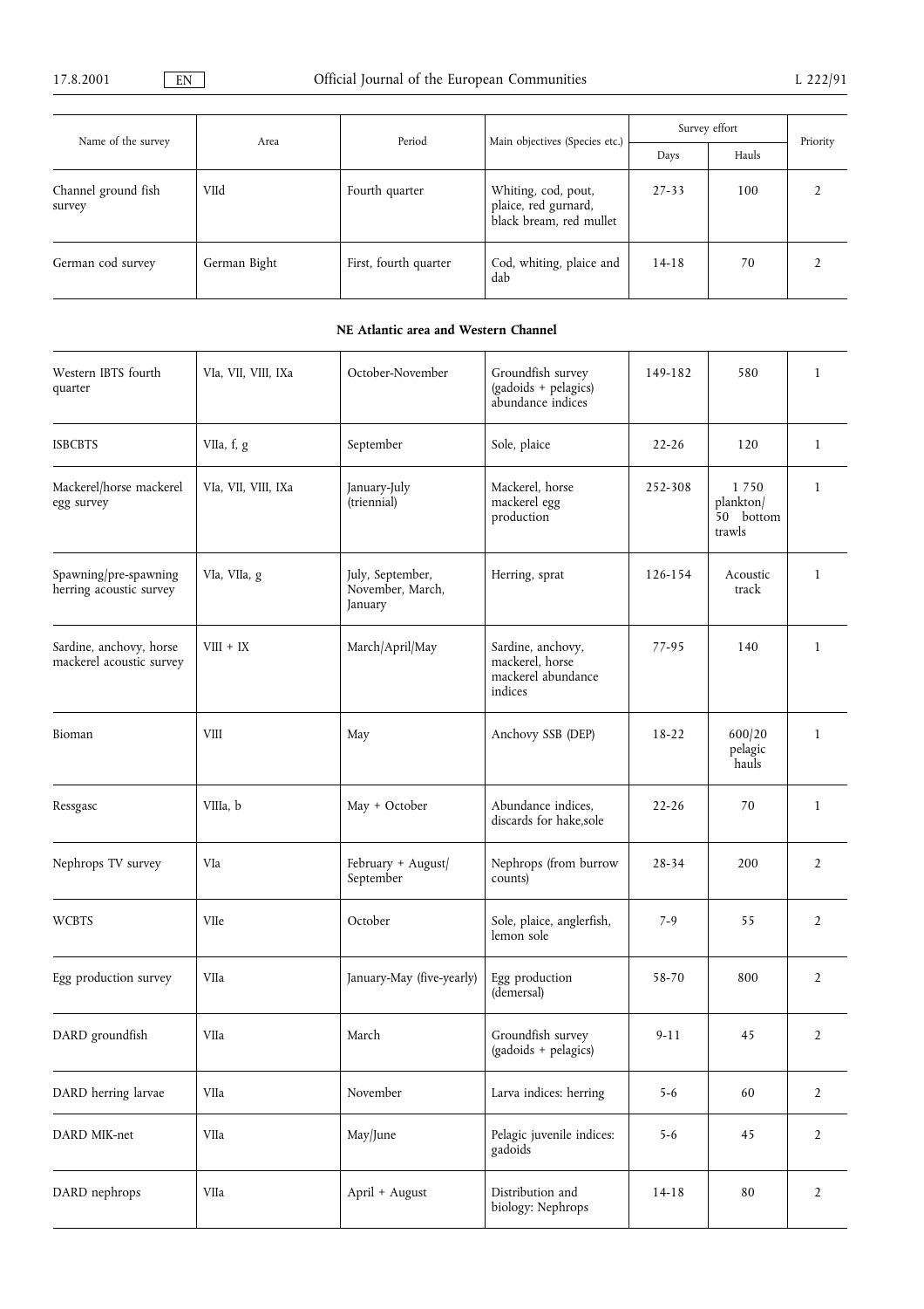| Name of the survey | Area | Period | Main objectives (Species etc.) | Survey effort | | Priority |
|---|---|---|---|---|---|---|
| | | | | Days | Hauls | |
| Channel ground fish survey | VIId | Fourth quarter | Whiting, cod, pout, plaice, red gurnard, black bream, red mullet | 27-33 | 100 | 2 |
| German cod survey | German Bight | First, fourth quarter | Cod, whiting, plaice and dab | 14-18 | 70 | 2 |

**NE Atlantic area and Western Channel**

| Name of the survey | Area | Period | Main objectives (Species etc.) | Days | Hauls | Priority |
|---|---|---|---|---|---|---|
| Western IBTS fourth quarter | VIa, VII, VIII, IXa | October-November | Groundfish survey (gadoids + pelagics) abundance indices | 149-182 | 580 | 1 |
| ISBCBTS | VIIa, f, g | September | Sole, plaice | 22-26 | 120 | 1 |
| Mackerel/horse mackerel egg survey | VIa, VII, VIII, IXa | January-July (triennial) | Mackerel, horse mackerel egg production | 252-308 | 1 750 plankton/ 50 bottom trawls | 1 |
| Spawning/pre-spawning herring acoustic survey | VIa, VIIa, g | July, September, November, March, January | Herring, sprat | 126-154 | Acoustic track | 1 |
| Sardine, anchovy, horse mackerel acoustic survey | VIII + IX | March/April/May | Sardine, anchovy, mackerel, horse mackerel abundance indices | 77-95 | 140 | 1 |
| Bioman | VIII | May | Anchovy SSB (DEP) | 18-22 | 600/20 pelagic hauls | 1 |
| Ressgasc | VIIIa, b | May + October | Abundance indices, discards for hake,sole | 22-26 | 70 | 1 |
| Nephrops TV survey | VIa | February + August/ September | Nephrops (from burrow counts) | 28-34 | 200 | 2 |
| WCBTS | VIIe | October | Sole, plaice, anglerfish, lemon sole | 7-9 | 55 | 2 |
| Egg production survey | VIIa | January-May (five-yearly) | Egg production (demersal) | 58-70 | 800 | 2 |
| DARD groundfish | VIIa | March | Groundfish survey (gadoids + pelagics) | 9-11 | 45 | 2 |
| DARD herring larvae | VIIa | November | Larva indices: herring | 5-6 | 60 | 2 |
| DARD MIK-net | VIIa | May/June | Pelagic juvenile indices: gadoids | 5-6 | 45 | 2 |
| DARD nephrops | VIIa | April + August | Distribution and biology: Nephrops | 14-18 | 80 | 2 |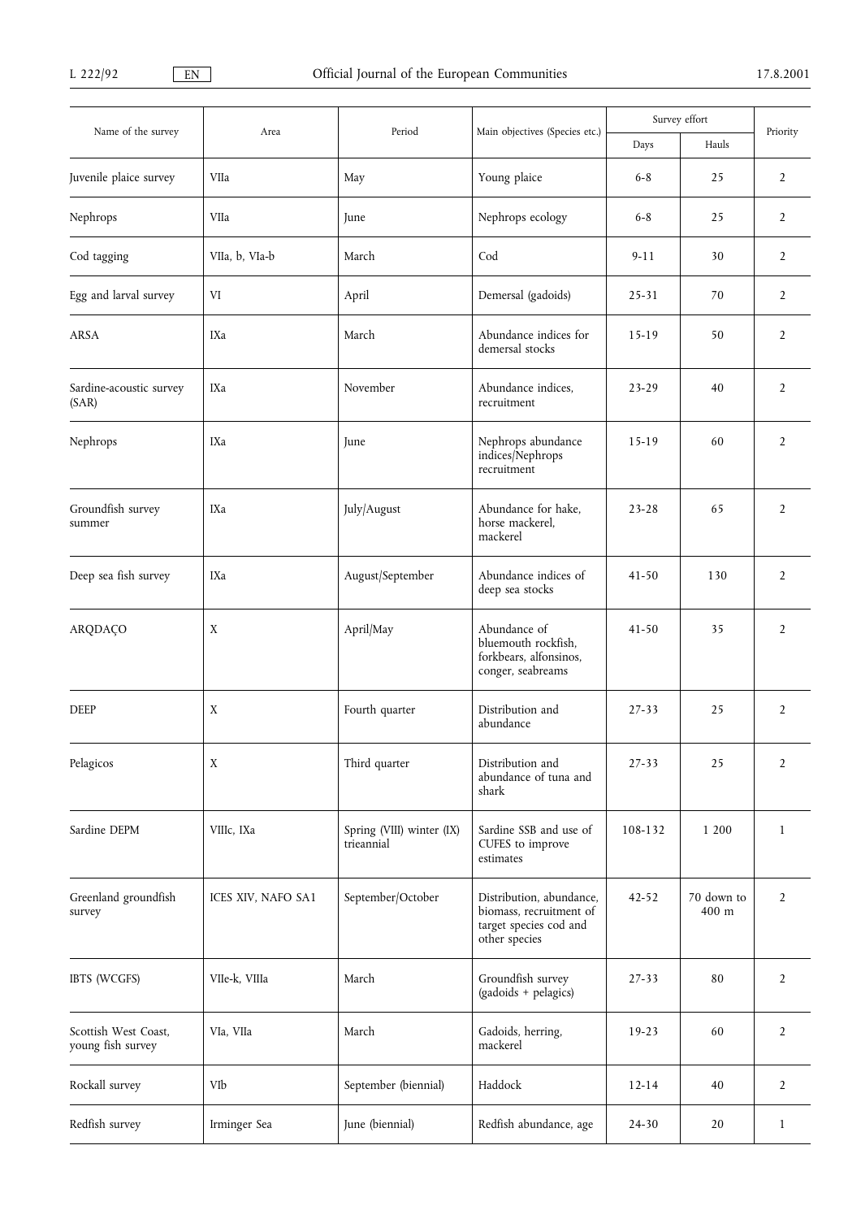| Name of the survey | Area | Period | Main objectives (Species etc.) | Survey effort | | Priority |
|---|---|---|---|---|---|---|
| | | | | Days | Hauls | |
| Juvenile plaice survey | VIIa | May | Young plaice | 6-8 | 25 | 2 |
| Nephrops | VIIa | June | Nephrops ecology | 6-8 | 25 | 2 |
| Cod tagging | VIIa, b, VIa-b | March | Cod | 9-11 | 30 | 2 |
| Egg and larval survey | VI | April | Demersal (gadoids) | 25-31 | 70 | 2 |
| ARSA | IXa | March | Abundance indices for demersal stocks | 15-19 | 50 | 2 |
| Sardine-acoustic survey (SAR) | IXa | November | Abundance indices, recruitment | 23-29 | 40 | 2 |
| Nephrops | IXa | June | Nephrops abundance indices/Nephrops recruitment | 15-19 | 60 | 2 |
| Groundfish survey summer | IXa | July/August | Abundance for hake, horse mackerel, mackerel | 23-28 | 65 | 2 |
| Deep sea fish survey | IXa | August/September | Abundance indices of deep sea stocks | 41-50 | 130 | 2 |
| ARQDAÇO | X | April/May | Abundance of bluemouth rockfish, forkbears, alfonsinos, conger, seabreams | 41-50 | 35 | 2 |
| DEEP | X | Fourth quarter | Distribution and abundance | 27-33 | 25 | 2 |
| Pelagicos | X | Third quarter | Distribution and abundance of tuna and shark | 27-33 | 25 | 2 |
| Sardine DEPM | VIIIc, IXa | Spring (VIII) winter (IX) trieannial | Sardine SSB and use of CUFES to improve estimates | 108-132 | 1 200 | 1 |
| Greenland groundfish survey | ICES XIV, NAFO SA1 | September/October | Distribution, abundance, biomass, recruitment of target species cod and other species | 42-52 | 70 down to 400 m | 2 |
| IBTS (WCGFS) | VIIe-k, VIIIa | March | Groundfish survey (gadoids + pelagics) | 27-33 | 80 | 2 |
| Scottish West Coast, young fish survey | VIa, VIIa | March | Gadoids, herring, mackerel | 19-23 | 60 | 2 |
| Rockall survey | VIb | September (biennial) | Haddock | 12-14 | 40 | 2 |
| Redfish survey | Irminger Sea | June (biennial) | Redfish abundance, age | 24-30 | 20 | 1 |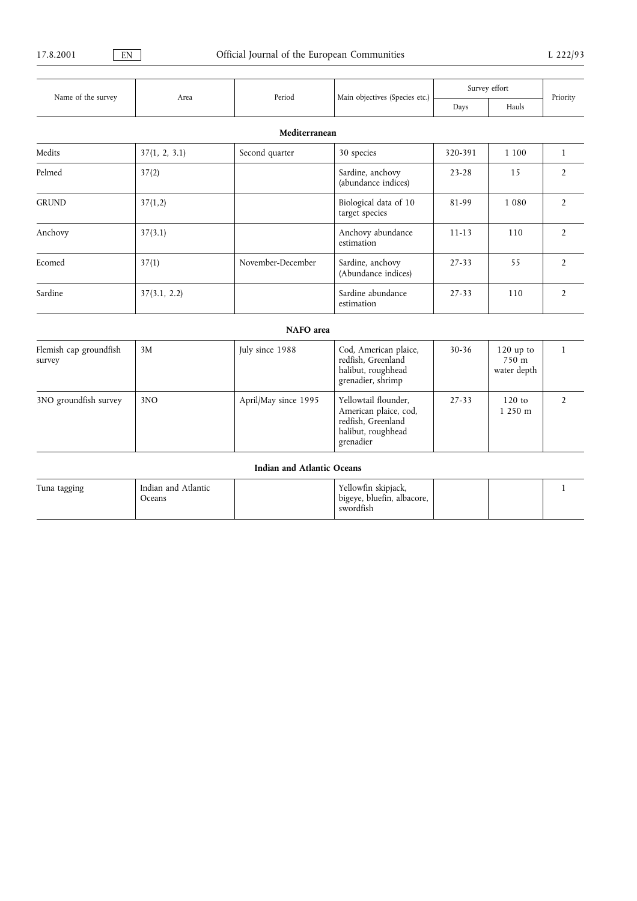| Name of the survey | Area | Period | Main objectives (Species etc.) | Survey effort | | Priority |
|---|---|---|---|---|---|---|
| | | | | Days | Hauls | |
| **Mediterranean** | | | | | | |
| Medits | 37(1, 2, 3.1) | Second quarter | 30 species | 320-391 | 1 100 | 1 |
| Pelmed | 37(2) | | Sardine, anchovy (abundance indices) | 23-28 | 15 | 2 |
| GRUND | 37(1,2) | | Biological data of 10 target species | 81-99 | 1 080 | 2 |
| Anchovy | 37(3.1) | | Anchovy abundance estimation | 11-13 | 110 | 2 |
| Ecomed | 37(1) | November-December | Sardine, anchovy (Abundance indices) | 27-33 | 55 | 2 |
| Sardine | 37(3.1, 2.2) | | Sardine abundance estimation | 27-33 | 110 | 2 |
| **NAFO area** | | | | | | |
| Flemish cap groundfish survey | 3M | July since 1988 | Cod, American plaice, redfish, Greenland halibut, roughhead grenadier, shrimp | 30-36 | 120 up to 750 m water depth | 1 |
| 3NO groundfish survey | 3NO | April/May since 1995 | Yellowtail flounder, American plaice, cod, redfish, Greenland halibut, roughhead grenadier | 27-33 | 120 to 1 250 m | 2 |
| **Indian and Atlantic Oceans** | | | | | | |
| Tuna tagging | Indian and Atlantic Oceans | | Yellowfin skipjack, bigeye, bluefin, albacore, swordfish | | | 1 |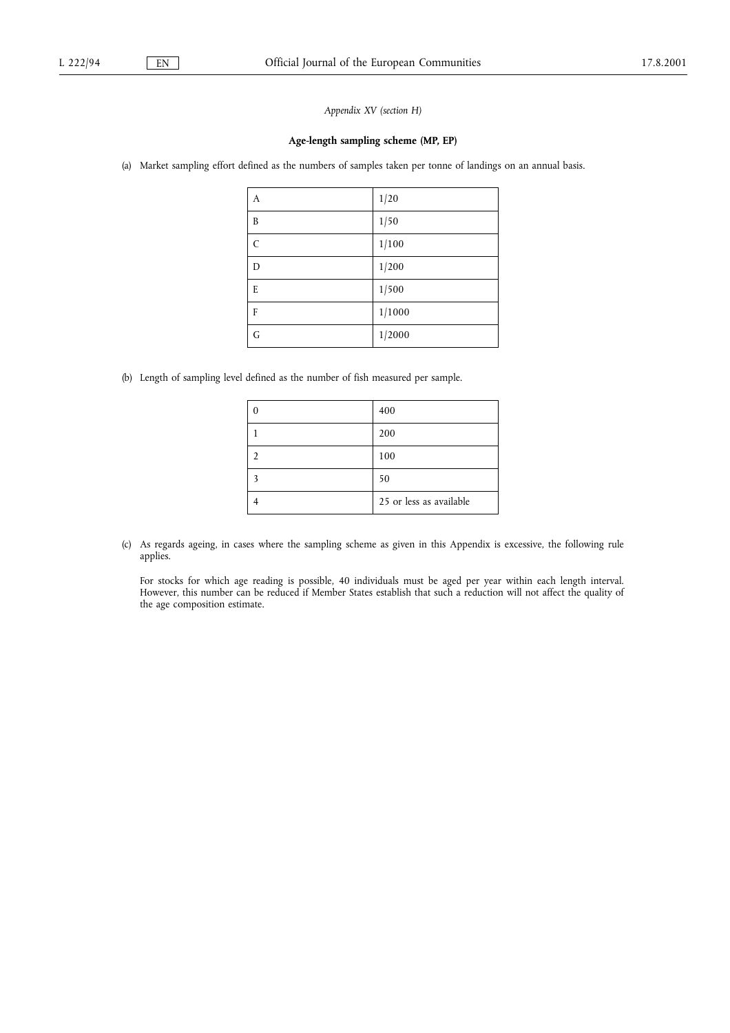*Appendix XV (section H)*

**Age-length sampling scheme (MP, EP)**

(a) Market sampling effort defined as the numbers of samples taken per tonne of landings on an annual basis.

| | |
|---|---|
| A | 1/20 |
| B | 1/50 |
| C | 1/100 |
| D | 1/200 |
| E | 1/500 |
| F | 1/1000 |
| G | 1/2000 |

(b) Length of sampling level defined as the number of fish measured per sample.

| | |
|---|---|
| 0 | 400 |
| 1 | 200 |
| 2 | 100 |
| 3 | 50 |
| 4 | 25 or less as available |

(c) As regards ageing, in cases where the sampling scheme as given in this Appendix is excessive, the following rule applies.

For stocks for which age reading is possible, 40 individuals must be aged per year within each length interval. However, this number can be reduced if Member States establish that such a reduction will not affect the quality of the age composition estimate.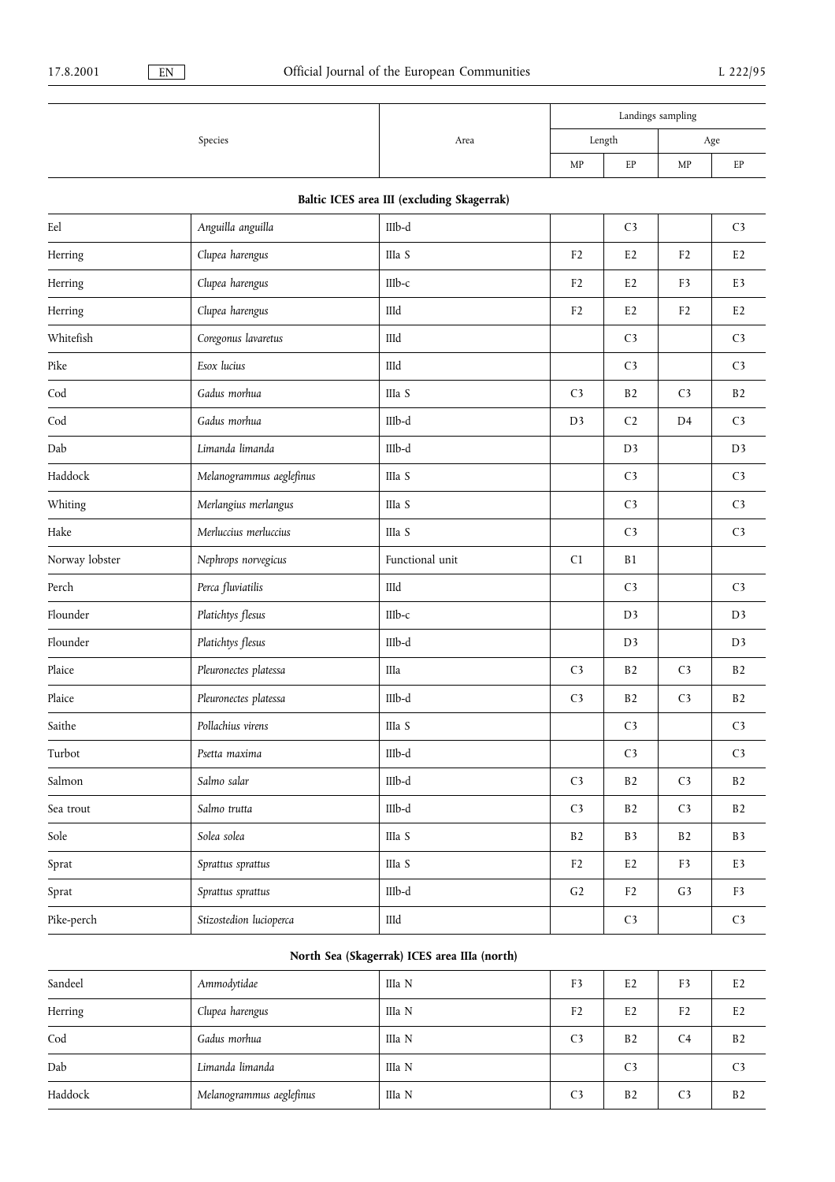| Species | | Area | Landings sampling | | | |
|---|---|---|---|---|---|---|
| | | | Length | | Age | |
| | | | MP | EP | MP | EP |
| **Baltic ICES area III (excluding Skagerrak)** | | | | | | |
| Eel | *Anguilla anguilla* | IIIb-d | | C3 | | C3 |
| Herring | *Clupea harengus* | IIIa S | F2 | E2 | F2 | E2 |
| Herring | *Clupea harengus* | IIIb-c | F2 | E2 | F3 | E3 |
| Herring | *Clupea harengus* | IIId | F2 | E2 | F2 | E2 |
| Whitefish | *Coregonus lavaretus* | IIId | | C3 | | C3 |
| Pike | *Esox lucius* | IIId | | C3 | | C3 |
| Cod | *Gadus morhua* | IIIa S | C3 | B2 | C3 | B2 |
| Cod | *Gadus morhua* | IIIb-d | D3 | C2 | D4 | C3 |
| Dab | *Limanda limanda* | IIIb-d | | D3 | | D3 |
| Haddock | *Melanogrammus aeglefinus* | IIIa S | | C3 | | C3 |
| Whiting | *Merlangius merlangus* | IIIa S | | C3 | | C3 |
| Hake | *Merluccius merluccius* | IIIa S | | C3 | | C3 |
| Norway lobster | *Nephrops norvegicus* | Functional unit | C1 | B1 | | |
| Perch | *Perca fluviatilis* | IIId | | C3 | | C3 |
| Flounder | *Platichtys flesus* | IIIb-c | | D3 | | D3 |
| Flounder | *Platichtys flesus* | IIIb-d | | D3 | | D3 |
| Plaice | *Pleuronectes platessa* | IIIa | C3 | B2 | C3 | B2 |
| Plaice | *Pleuronectes platessa* | IIIb-d | C3 | B2 | C3 | B2 |
| Saithe | *Pollachius virens* | IIIa S | | C3 | | C3 |
| Turbot | *Psetta maxima* | IIIb-d | | C3 | | C3 |
| Salmon | *Salmo salar* | IIIb-d | C3 | B2 | C3 | B2 |
| Sea trout | *Salmo trutta* | IIIb-d | C3 | B2 | C3 | B2 |
| Sole | *Solea solea* | IIIa S | B2 | B3 | B2 | B3 |
| Sprat | *Sprattus sprattus* | IIIa S | F2 | E2 | F3 | E3 |
| Sprat | *Sprattus sprattus* | IIIb-d | G2 | F2 | G3 | F3 |
| Pike-perch | *Stizostedion lucioperca* | IIId | | C3 | | C3 |
| **North Sea (Skagerrak) ICES area IIIa (north)** | | | | | | |
| Sandeel | *Ammodytidae* | IIIa N | F3 | E2 | F3 | E2 |
| Herring | *Clupea harengus* | IIIa N | F2 | E2 | F2 | E2 |
| Cod | *Gadus morhua* | IIIa N | C3 | B2 | C4 | B2 |
| Dab | *Limanda limanda* | IIIa N | | C3 | | C3 |
| Haddock | *Melanogrammus aeglefinus* | IIIa N | C3 | B2 | C3 | B2 |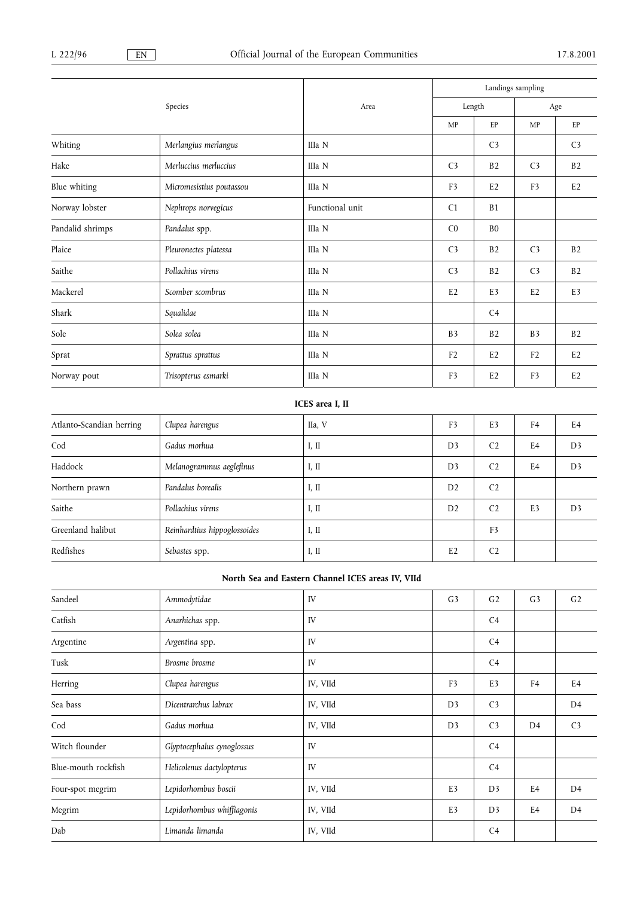| Species | | Area | Landings sampling | | | |
|---|---|---|---|---|---|---|
| | | | Length | | Age | |
| | | | MP | EP | MP | EP |
| Whiting | *Merlangius merlangus* | IIIa N | | C3 | | C3 |
| Hake | *Merluccius merluccius* | IIIa N | C3 | B2 | C3 | B2 |
| Blue whiting | *Micromesistius poutassou* | IIIa N | F3 | E2 | F3 | E2 |
| Norway lobster | *Nephrops norvegicus* | Functional unit | C1 | B1 | | |
| Pandalid shrimps | *Pandalus* spp. | IIIa N | C0 | B0 | | |
| Plaice | *Pleuronectes platessa* | IIIa N | C3 | B2 | C3 | B2 |
| Saithe | *Pollachius virens* | IIIa N | C3 | B2 | C3 | B2 |
| Mackerel | *Scomber scombrus* | IIIa N | E2 | E3 | E2 | E3 |
| Shark | *Squalidae* | IIIa N | | C4 | | |
| Sole | *Solea solea* | IIIa N | B3 | B2 | B3 | B2 |
| Sprat | *Sprattus sprattus* | IIIa N | F2 | E2 | F2 | E2 |
| Norway pout | *Trisopterus esmarki* | IIIa N | F3 | E2 | F3 | E2 |
| **ICES area I, II** | | | | | | |
| Atlanto-Scandian herring | *Clupea harengus* | IIa, V | F3 | E3 | F4 | E4 |
| Cod | *Gadus morhua* | I, II | D3 | C2 | E4 | D3 |
| Haddock | *Melanogrammus aeglefinus* | I, II | D3 | C2 | E4 | D3 |
| Northern prawn | *Pandalus borealis* | I, II | D2 | C2 | | |
| Saithe | *Pollachius virens* | I, II | D2 | C2 | E3 | D3 |
| Greenland halibut | *Reinhardtius hippoglossoides* | I, II | | F3 | | |
| Redfishes | *Sebastes* spp. | I, II | E2 | C2 | | |
| **North Sea and Eastern Channel ICES areas IV, VIId** | | | | | | |
| Sandeel | *Ammodytidae* | IV | G3 | G2 | G3 | G2 |
| Catfish | *Anarhichas* spp. | IV | | C4 | | |
| Argentine | *Argentina* spp. | IV | | C4 | | |
| Tusk | *Brosme brosme* | IV | | C4 | | |
| Herring | *Clupea harengus* | IV, VIId | F3 | E3 | F4 | E4 |
| Sea bass | *Dicentrarchus labrax* | IV, VIId | D3 | C3 | | D4 |
| Cod | *Gadus morhua* | IV, VIId | D3 | C3 | D4 | C3 |
| Witch flounder | *Glyptocephalus cynoglossus* | IV | | C4 | | |
| Blue-mouth rockfish | *Helicolenus dactylopterus* | IV | | C4 | | |
| Four-spot megrim | *Lepidorhombus boscii* | IV, VIId | E3 | D3 | E4 | D4 |
| Megrim | *Lepidorhombus whiffiagonis* | IV, VIId | E3 | D3 | E4 | D4 |
| Dab | *Limanda limanda* | IV, VIId | | C4 | | |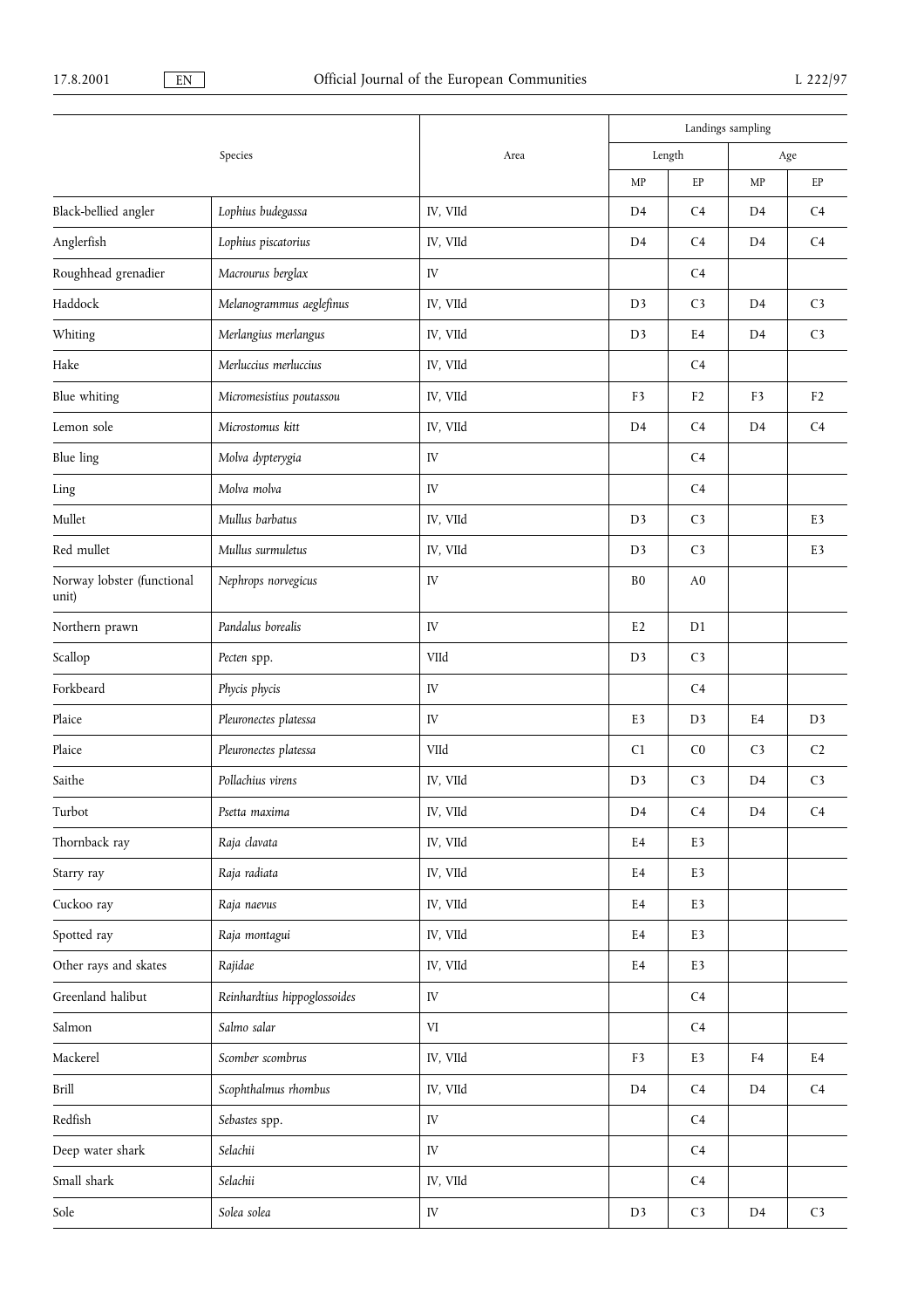| Species | | Area | Landings sampling | | | |
|---|---|---|---|---|---|---|
| | | | Length | | Age | |
| | | | MP | EP | MP | EP |
| Black-bellied angler | *Lophius budegassa* | IV, VIId | D4 | C4 | D4 | C4 |
| Anglerfish | *Lophius piscatorius* | IV, VIId | D4 | C4 | D4 | C4 |
| Roughhead grenadier | *Macrourus berglax* | IV | | C4 | | |
| Haddock | *Melanogrammus aeglefinus* | IV, VIId | D3 | C3 | D4 | C3 |
| Whiting | *Merlangius merlangus* | IV, VIId | D3 | E4 | D4 | C3 |
| Hake | *Merluccius merluccius* | IV, VIId | | C4 | | |
| Blue whiting | *Micromesistius poutassou* | IV, VIId | F3 | F2 | F3 | F2 |
| Lemon sole | *Microstomus kitt* | IV, VIId | D4 | C4 | D4 | C4 |
| Blue ling | *Molva dypterygia* | IV | | C4 | | |
| Ling | *Molva molva* | IV | | C4 | | |
| Mullet | *Mullus barbatus* | IV, VIId | D3 | C3 | | E3 |
| Red mullet | *Mullus surmuletus* | IV, VIId | D3 | C3 | | E3 |
| Norway lobster (functional unit) | *Nephrops norvegicus* | IV | B0 | A0 | | |
| Northern prawn | *Pandalus borealis* | IV | E2 | D1 | | |
| Scallop | *Pecten* spp. | VIId | D3 | C3 | | |
| Forkbeard | *Phycis phycis* | IV | | C4 | | |
| Plaice | *Pleuronectes platessa* | IV | E3 | D3 | E4 | D3 |
| Plaice | *Pleuronectes platessa* | VIId | C1 | C0 | C3 | C2 |
| Saithe | *Pollachius virens* | IV, VIId | D3 | C3 | D4 | C3 |
| Turbot | *Psetta maxima* | IV, VIId | D4 | C4 | D4 | C4 |
| Thornback ray | *Raja clavata* | IV, VIId | E4 | E3 | | |
| Starry ray | *Raja radiata* | IV, VIId | E4 | E3 | | |
| Cuckoo ray | *Raja naevus* | IV, VIId | E4 | E3 | | |
| Spotted ray | *Raja montagui* | IV, VIId | E4 | E3 | | |
| Other rays and skates | *Rajidae* | IV, VIId | E4 | E3 | | |
| Greenland halibut | *Reinhardtius hippoglossoides* | IV | | C4 | | |
| Salmon | *Salmo salar* | VI | | C4 | | |
| Mackerel | *Scomber scombrus* | IV, VIId | F3 | E3 | F4 | E4 |
| Brill | *Scophthalmus rhombus* | IV, VIId | D4 | C4 | D4 | C4 |
| Redfish | *Sebastes* spp. | IV | | C4 | | |
| Deep water shark | *Selachii* | IV | | C4 | | |
| Small shark | *Selachii* | IV, VIId | | C4 | | |
| Sole | *Solea solea* | IV | D3 | C3 | D4 | C3 |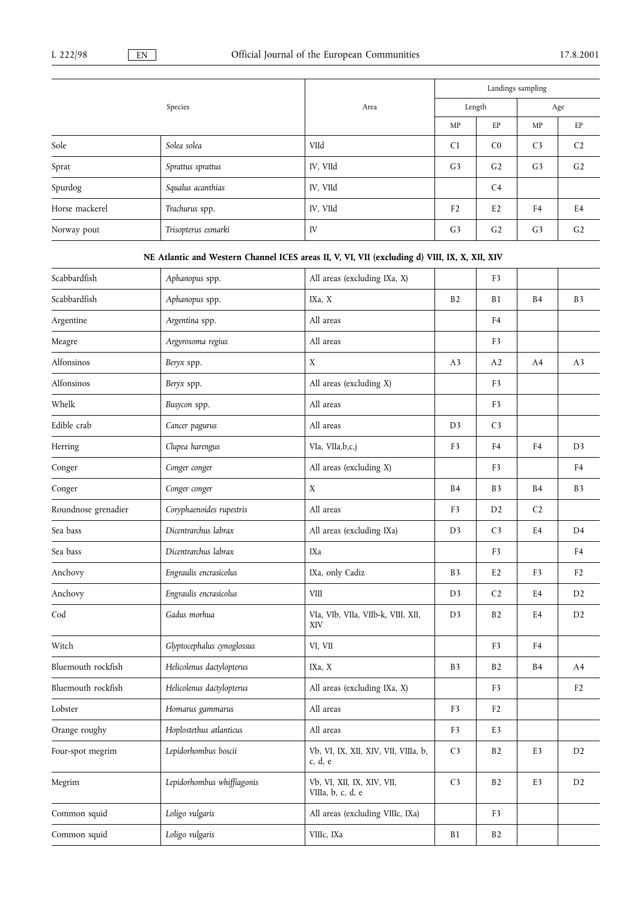| Species | | Area | Landings sampling | | | |
|---|---|---|---|---|---|---|
| | | | Length | | Age | |
| | | | MP | EP | MP | EP |
| Sole | *Solea solea* | VIId | C1 | C0 | C3 | C2 |
| Sprat | *Sprattus sprattus* | IV, VIId | G3 | G2 | G3 | G2 |
| Spurdog | *Squalus acanthias* | IV, VIId | | C4 | | |
| Horse mackerel | *Trachurus* spp. | IV, VIId | F2 | E2 | F4 | E4 |
| Norway pout | *Trisopterus esmarki* | IV | G3 | G2 | G3 | G2 |
| **NE Atlantic and Western Channel ICES areas II, V, VI, VII (excluding d) VIII, IX, X, XII, XIV** | | | | | | |
| Scabbardfish | *Aphanopus* spp. | All areas (excluding IXa, X) | | F3 | | |
| Scabbardfish | *Aphanopus* spp. | IXa, X | B2 | B1 | B4 | B3 |
| Argentine | *Argentina* spp. | All areas | | F4 | | |
| Meagre | *Argyrosoma regius* | All areas | | F3 | | |
| Alfonsinos | *Beryx* spp. | X | A3 | A2 | A4 | A3 |
| Alfonsinos | *Beryx* spp. | All areas (excluding X) | | F3 | | |
| Whelk | *Busycon* spp. | All areas | | F3 | | |
| Edible crab | *Cancer pagurus* | All areas | D3 | C3 | | |
| Herring | *Clupea harengus* | VIa, VIIa,b,c,j | F3 | F4 | F4 | D3 |
| Conger | *Conger conger* | All areas (excluding X) | | F3 | | F4 |
| Conger | *Conger conger* | X | B4 | B3 | B4 | B3 |
| Roundnose grenadier | *Coryphaenoides rupestris* | All areas | F3 | D2 | C2 | |
| Sea bass | *Dicentrarchus labrax* | All areas (excluding IXa) | D3 | C3 | E4 | D4 |
| Sea bass | *Dicentrarchus labrax* | IXa | | F3 | | F4 |
| Anchovy | *Engraulis encrasicolus* | IXa, only Cadiz | B3 | E2 | F3 | F2 |
| Anchovy | *Engraulis encrasicolus* | VIII | D3 | C2 | E4 | D2 |
| Cod | *Gadus morhua* | VIa, VIb, VIIa, VIIb-k, VIII, XII, XIV | D3 | B2 | E4 | D2 |
| Witch | *Glyptocephalus cynoglossus* | VI, VII | | F3 | F4 | |
| Bluemouth rockfish | *Helicolenus dactylopterus* | IXa, X | B3 | B2 | B4 | A4 |
| Bluemouth rockfish | *Helicolenus dactylopterus* | All areas (excluding IXa, X) | | F3 | | F2 |
| Lobster | *Homarus gammarus* | All areas | F3 | F2 | | |
| Orange roughy | *Hoplostethus atlanticus* | All areas | F3 | E3 | | |
| Four-spot megrim | *Lepidorhombus boscii* | Vb, VI, IX, XII, XIV, VII, VIIIa, b, c, d, e | C3 | B2 | E3 | D2 |
| Megrim | *Lepidorhombus whiffiagonis* | Vb, VI, XII, IX, XIV, VII, VIIIa, b, c, d, e | C3 | B2 | E3 | D2 |
| Common squid | *Loligo vulgaris* | All areas (excluding VIIIc, IXa) | | F3 | | |
| Common squid | *Loligo vulgaris* | VIIIc, IXa | B1 | B2 | | |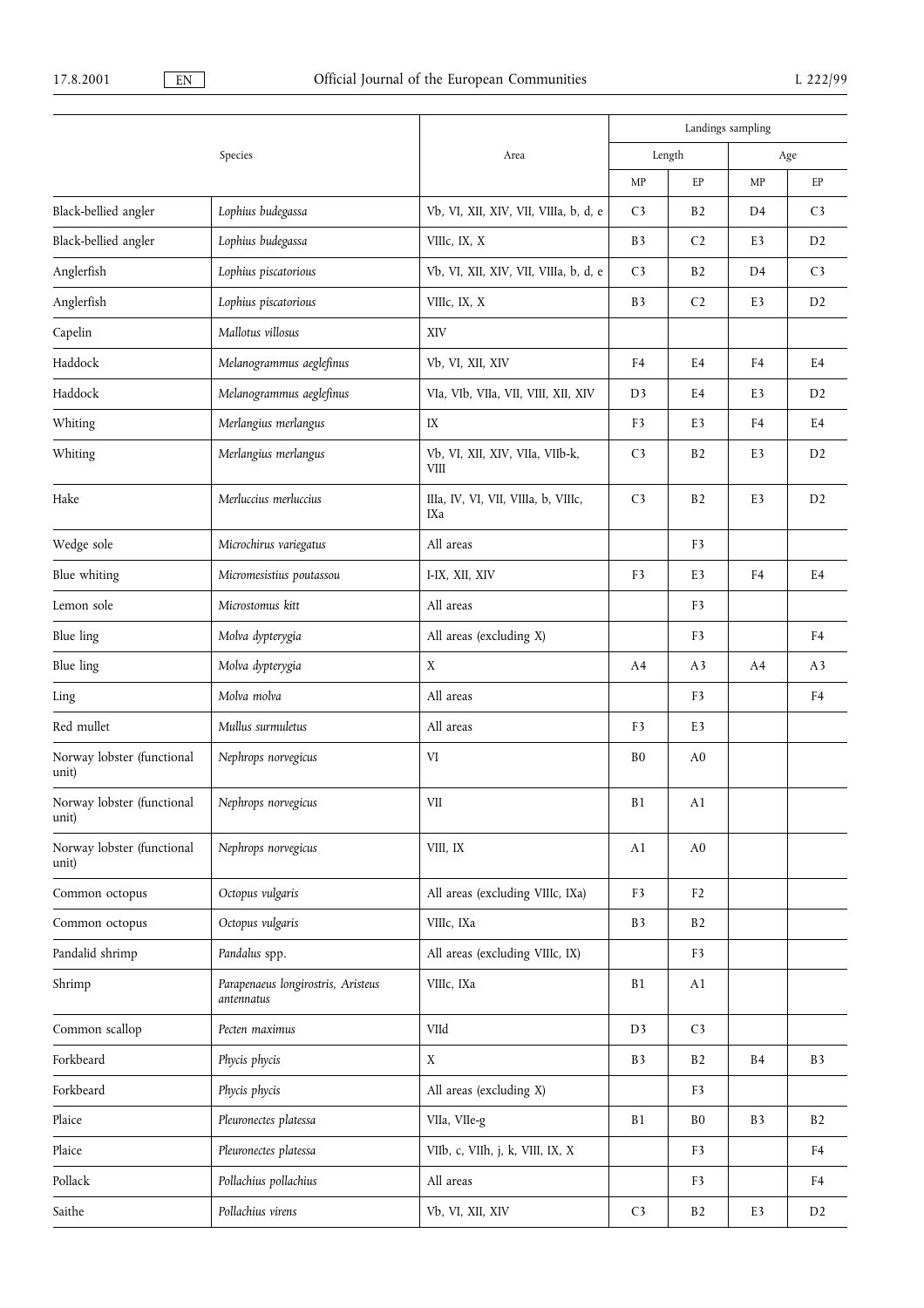| Species | | Area | Landings sampling | | | |
|---|---|---|---|---|---|---|
| | | | Length | | Age | |
| | | | MP | EP | MP | EP |
| Black-bellied angler | *Lophius budegassa* | Vb, VI, XII, XIV, VII, VIIIa, b, d, e | C3 | B2 | D4 | C3 |
| Black-bellied angler | *Lophius budegassa* | VIIIc, IX, X | B3 | C2 | E3 | D2 |
| Anglerfish | *Lophius piscatorious* | Vb, VI, XII, XIV, VII, VIIIa, b, d, e | C3 | B2 | D4 | C3 |
| Anglerfish | *Lophius piscatorious* | VIIIc, IX, X | B3 | C2 | E3 | D2 |
| Capelin | *Mallotus villosus* | XIV | | | | |
| Haddock | *Melanogrammus aeglefinus* | Vb, VI, XII, XIV | F4 | E4 | F4 | E4 |
| Haddock | *Melanogrammus aeglefinus* | VIa, VIb, VIIa, VII, VIII, XII, XIV | D3 | E4 | E3 | D2 |
| Whiting | *Merlangius merlangus* | IX | F3 | E3 | F4 | E4 |
| Whiting | *Merlangius merlangus* | Vb, VI, XII, XIV, VIIa, VIIb-k, VIII | C3 | B2 | E3 | D2 |
| Hake | *Merluccius merluccius* | IIIa, IV, VI, VII, VIIIa, b, VIIIc, IXa | C3 | B2 | E3 | D2 |
| Wedge sole | *Microchirus variegatus* | All areas | | F3 | | |
| Blue whiting | *Micromesistius poutassou* | I-IX, XII, XIV | F3 | E3 | F4 | E4 |
| Lemon sole | *Microstomus kitt* | All areas | | F3 | | |
| Blue ling | *Molva dypterygia* | All areas (excluding X) | | F3 | | F4 |
| Blue ling | *Molva dypterygia* | X | A4 | A3 | A4 | A3 |
| Ling | *Molva molva* | All areas | | F3 | | F4 |
| Red mullet | *Mullus surmuletus* | All areas | F3 | E3 | | |
| Norway lobster (functional unit) | *Nephrops norvegicus* | VI | B0 | A0 | | |
| Norway lobster (functional unit) | *Nephrops norvegicus* | VII | B1 | A1 | | |
| Norway lobster (functional unit) | *Nephrops norvegicus* | VIII, IX | A1 | A0 | | |
| Common octopus | *Octopus vulgaris* | All areas (excluding VIIIc, IXa) | F3 | F2 | | |
| Common octopus | *Octopus vulgaris* | VIIIc, IXa | B3 | B2 | | |
| Pandalid shrimp | *Pandalus* spp. | All areas (excluding VIIIc, IX) | | F3 | | |
| Shrimp | *Parapenaeus longirostris, Aristeus antennatus* | VIIIc, IXa | B1 | A1 | | |
| Common scallop | *Pecten maximus* | VIId | D3 | C3 | | |
| Forkbeard | *Phycis phycis* | X | B3 | B2 | B4 | B3 |
| Forkbeard | *Phycis phycis* | All areas (excluding X) | | F3 | | |
| Plaice | *Pleuronectes platessa* | VIIa, VIIe-g | B1 | B0 | B3 | B2 |
| Plaice | *Pleuronectes platessa* | VIIb, c, VIIh, j, k, VIII, IX, X | | F3 | | F4 |
| Pollack | *Pollachius pollachius* | All areas | | F3 | | F4 |
| Saithe | *Pollachius virens* | Vb, VI, XII, XIV | C3 | B2 | E3 | D2 |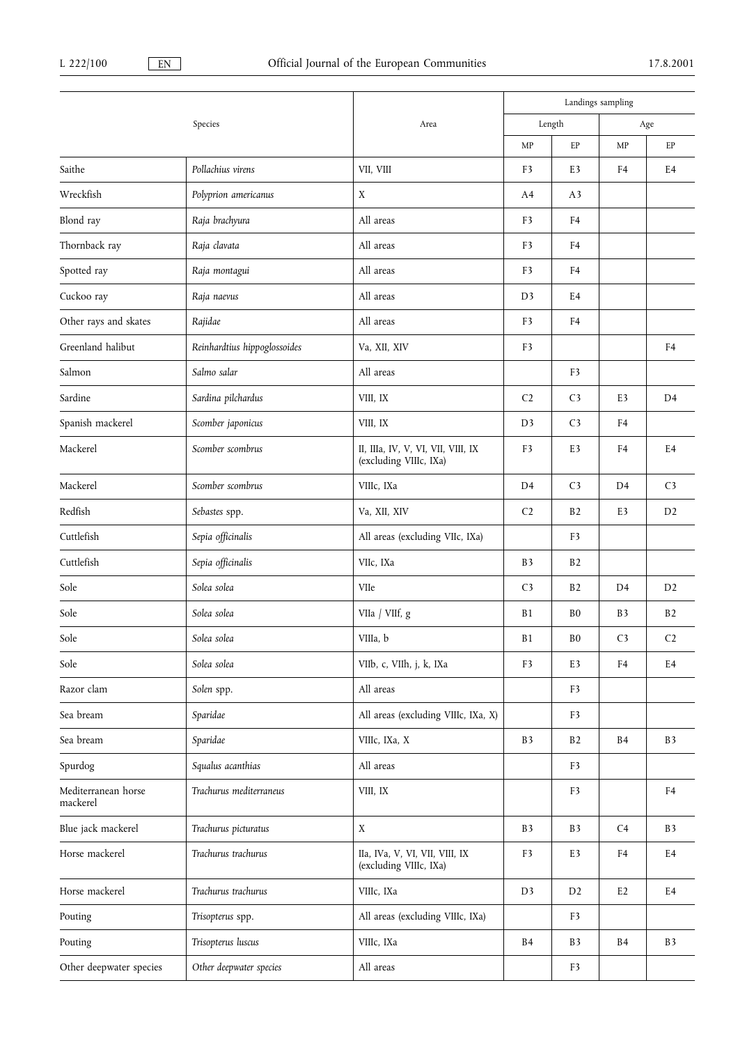| Species | | Area | Landings sampling | | | |
|---|---|---|---|---|---|---|
| | | | Length | | Age | |
| | | | MP | EP | MP | EP |
| Saithe | *Pollachius virens* | VII, VIII | F3 | E3 | F4 | E4 |
| Wreckfish | *Polyprion americanus* | X | A4 | A3 | | |
| Blond ray | *Raja brachyura* | All areas | F3 | F4 | | |
| Thornback ray | *Raja clavata* | All areas | F3 | F4 | | |
| Spotted ray | *Raja montagui* | All areas | F3 | F4 | | |
| Cuckoo ray | *Raja naevus* | All areas | D3 | E4 | | |
| Other rays and skates | *Rajidae* | All areas | F3 | F4 | | |
| Greenland halibut | *Reinhardtius hippoglossoides* | Va, XII, XIV | F3 | | | F4 |
| Salmon | *Salmo salar* | All areas | | F3 | | |
| Sardine | *Sardina pilchardus* | VIII, IX | C2 | C3 | E3 | D4 |
| Spanish mackerel | *Scomber japonicus* | VIII, IX | D3 | C3 | F4 | |
| Mackerel | *Scomber scombrus* | II, IIIa, IV, V, VI, VII, VIII, IX (excluding VIIIc, IXa) | F3 | E3 | F4 | E4 |
| Mackerel | *Scomber scombrus* | VIIIc, IXa | D4 | C3 | D4 | C3 |
| Redfish | *Sebastes* spp. | Va, XII, XIV | C2 | B2 | E3 | D2 |
| Cuttlefish | *Sepia officinalis* | All areas (excluding VIIc, IXa) | | F3 | | |
| Cuttlefish | *Sepia officinalis* | VIIc, IXa | B3 | B2 | | |
| Sole | *Solea solea* | VIIe | C3 | B2 | D4 | D2 |
| Sole | *Solea solea* | VIIa / VIIf, g | B1 | B0 | B3 | B2 |
| Sole | *Solea solea* | VIIIa, b | B1 | B0 | C3 | C2 |
| Sole | *Solea solea* | VIIb, c, VIIh, j, k, IXa | F3 | E3 | F4 | E4 |
| Razor clam | *Solen* spp. | All areas | | F3 | | |
| Sea bream | *Sparidae* | All areas (excluding VIIIc, IXa, X) | | F3 | | |
| Sea bream | *Sparidae* | VIIIc, IXa, X | B3 | B2 | B4 | B3 |
| Spurdog | *Squalus acanthias* | All areas | | F3 | | |
| Mediterranean horse mackerel | *Trachurus mediterraneus* | VIII, IX | | F3 | | F4 |
| Blue jack mackerel | *Trachurus picturatus* | X | B3 | B3 | C4 | B3 |
| Horse mackerel | *Trachurus trachurus* | IIa, IVa, V, VI, VII, VIII, IX (excluding VIIIc, IXa) | F3 | E3 | F4 | E4 |
| Horse mackerel | *Trachurus trachurus* | VIIIc, IXa | D3 | D2 | E2 | E4 |
| Pouting | *Trisopterus* spp. | All areas (excluding VIIIc, IXa) | | F3 | | |
| Pouting | *Trisopterus luscus* | VIIIc, IXa | B4 | B3 | B4 | B3 |
| Other deepwater species | *Other deepwater species* | All areas | | F3 | | |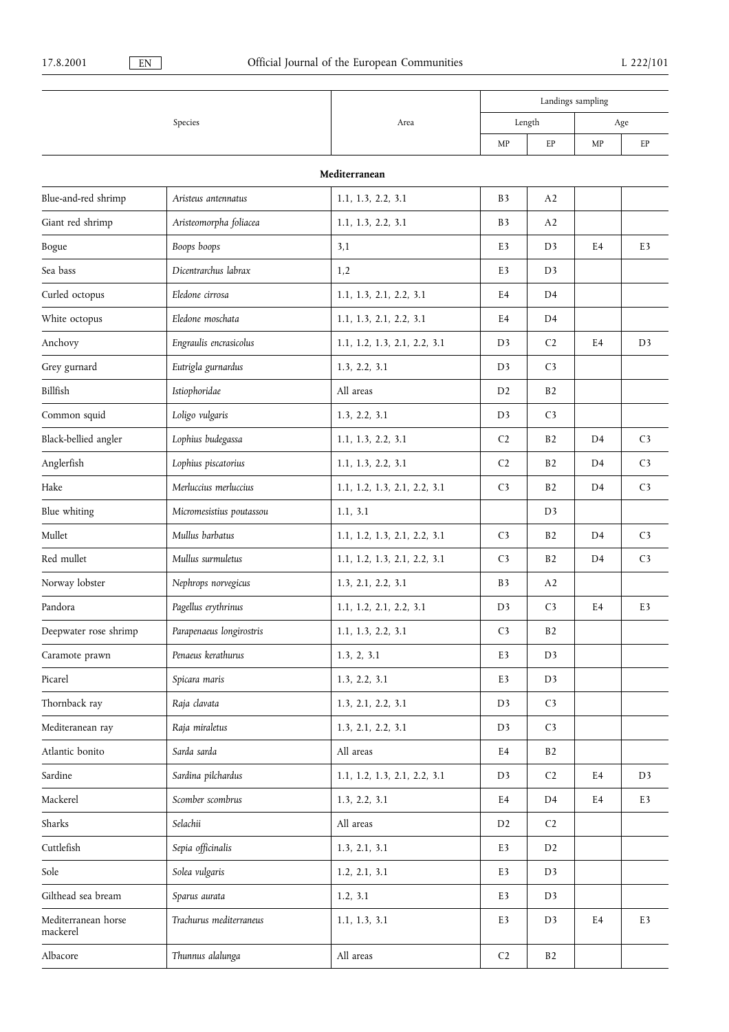| Species | | Area | Landings sampling | | | |
|---|---|---|---|---|---|---|
| | | | Length | | Age | |
| | | | MP | EP | MP | EP |
| **Mediterranean** | | | | | | |
| Blue-and-red shrimp | *Aristeus antennatus* | 1.1, 1.3, 2.2, 3.1 | B3 | A2 | | |
| Giant red shrimp | *Aristeomorpha foliacea* | 1.1, 1.3, 2.2, 3.1 | B3 | A2 | | |
| Bogue | *Boops boops* | 3,1 | E3 | D3 | E4 | E3 |
| Sea bass | *Dicentrarchus labrax* | 1,2 | E3 | D3 | | |
| Curled octopus | *Eledone cirrosa* | 1.1, 1.3, 2.1, 2.2, 3.1 | E4 | D4 | | |
| White octopus | *Eledone moschata* | 1.1, 1.3, 2.1, 2.2, 3.1 | E4 | D4 | | |
| Anchovy | *Engraulis encrasicolus* | 1.1, 1.2, 1.3, 2.1, 2.2, 3.1 | D3 | C2 | E4 | D3 |
| Grey gurnard | *Eutrigla gurnardus* | 1.3, 2.2, 3.1 | D3 | C3 | | |
| Billfish | *Istiophoridae* | All areas | D2 | B2 | | |
| Common squid | *Loligo vulgaris* | 1.3, 2.2, 3.1 | D3 | C3 | | |
| Black-bellied angler | *Lophius budegassa* | 1.1, 1.3, 2.2, 3.1 | C2 | B2 | D4 | C3 |
| Anglerfish | *Lophius piscatorius* | 1.1, 1.3, 2.2, 3.1 | C2 | B2 | D4 | C3 |
| Hake | *Merluccius merluccius* | 1.1, 1.2, 1.3, 2.1, 2.2, 3.1 | C3 | B2 | D4 | C3 |
| Blue whiting | *Micromesistius poutassou* | 1.1, 3.1 | | D3 | | |
| Mullet | *Mullus barbatus* | 1.1, 1.2, 1.3, 2.1, 2.2, 3.1 | C3 | B2 | D4 | C3 |
| Red mullet | *Mullus surmuletus* | 1.1, 1.2, 1.3, 2.1, 2.2, 3.1 | C3 | B2 | D4 | C3 |
| Norway lobster | *Nephrops norvegicus* | 1.3, 2.1, 2.2, 3.1 | B3 | A2 | | |
| Pandora | *Pagellus erythrinus* | 1.1, 1.2, 2.1, 2.2, 3.1 | D3 | C3 | E4 | E3 |
| Deepwater rose shrimp | *Parapenaeus longirostris* | 1.1, 1.3, 2.2, 3.1 | C3 | B2 | | |
| Caramote prawn | *Penaeus kerathurus* | 1.3, 2, 3.1 | E3 | D3 | | |
| Picarel | *Spicara maris* | 1.3, 2.2, 3.1 | E3 | D3 | | |
| Thornback ray | *Raja clavata* | 1.3, 2.1, 2.2, 3.1 | D3 | C3 | | |
| Mediteranean ray | *Raja miraletus* | 1.3, 2.1, 2.2, 3.1 | D3 | C3 | | |
| Atlantic bonito | *Sarda sarda* | All areas | E4 | B2 | | |
| Sardine | *Sardina pilchardus* | 1.1, 1.2, 1.3, 2.1, 2.2, 3.1 | D3 | C2 | E4 | D3 |
| Mackerel | *Scomber scombrus* | 1.3, 2.2, 3.1 | E4 | D4 | E4 | E3 |
| Sharks | *Selachii* | All areas | D2 | C2 | | |
| Cuttlefish | *Sepia officinalis* | 1.3, 2.1, 3.1 | E3 | D2 | | |
| Sole | *Solea vulgaris* | 1.2, 2.1, 3.1 | E3 | D3 | | |
| Gilthead sea bream | *Sparus aurata* | 1.2, 3.1 | E3 | D3 | | |
| Mediterranean horse mackerel | *Trachurus mediterraneus* | 1.1, 1.3, 3.1 | E3 | D3 | E4 | E3 |
| Albacore | *Thunnus alalunga* | All areas | C2 | B2 | | |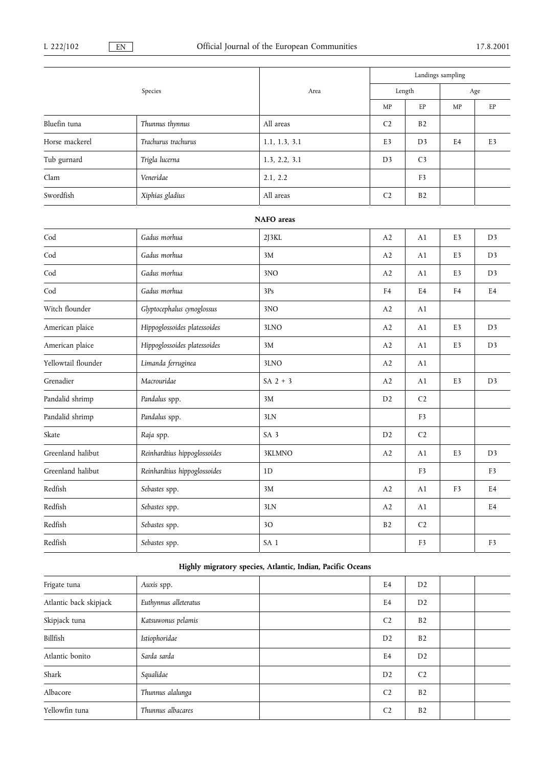| Species | | Area | Landings sampling | | | |
|---|---|---|---|---|---|---|
| | | | Length | | Age | |
| | | | MP | EP | MP | EP |
| Bluefin tuna | *Thunnus thynnus* | All areas | C2 | B2 | | |
| Horse mackerel | *Trachurus trachurus* | 1.1, 1.3, 3.1 | E3 | D3 | E4 | E3 |
| Tub gurnard | *Trigla lucerna* | 1.3, 2.2, 3.1 | D3 | C3 | | |
| Clam | *Veneridae* | 2.1, 2.2 | | F3 | | |
| Swordfish | *Xiphias gladius* | All areas | C2 | B2 | | |
| **NAFO areas** | | | | | | |
| Cod | *Gadus morhua* | 2J3KL | A2 | A1 | E3 | D3 |
| Cod | *Gadus morhua* | 3M | A2 | A1 | E3 | D3 |
| Cod | *Gadus morhua* | 3NO | A2 | A1 | E3 | D3 |
| Cod | *Gadus morhua* | 3Ps | F4 | E4 | F4 | E4 |
| Witch flounder | *Glyptocephalus cynoglossus* | 3NO | A2 | A1 | | |
| American plaice | *Hippoglossoides platessoides* | 3LNO | A2 | A1 | E3 | D3 |
| American plaice | *Hippoglossoides platessoides* | 3M | A2 | A1 | E3 | D3 |
| Yellowtail flounder | *Limanda ferruginea* | 3LNO | A2 | A1 | | |
| Grenadier | *Macrouridae* | SA 2 + 3 | A2 | A1 | E3 | D3 |
| Pandalid shrimp | *Pandalus* spp. | 3M | D2 | C2 | | |
| Pandalid shrimp | *Pandalus* spp. | 3LN | | F3 | | |
| Skate | *Raja* spp. | SA 3 | D2 | C2 | | |
| Greenland halibut | *Reinhardtius hippoglossoides* | 3KLMNO | A2 | A1 | E3 | D3 |
| Greenland halibut | *Reinhardtius hippoglossoides* | 1D | | F3 | | F3 |
| Redfish | *Sebastes* spp. | 3M | A2 | A1 | F3 | E4 |
| Redfish | *Sebastes* spp. | 3LN | A2 | A1 | | E4 |
| Redfish | *Sebastes* spp. | 3O | B2 | C2 | | |
| Redfish | *Sebastes* spp. | SA 1 | | F3 | | F3 |
| **Highly migratory species, Atlantic, Indian, Pacific Oceans** | | | | | | |
| Frigate tuna | *Auxis* spp. | | E4 | D2 | | |
| Atlantic back skipjack | *Euthynnus alleteratus* | | E4 | D2 | | |
| Skipjack tuna | *Katsuwonus pelamis* | | C2 | B2 | | |
| Billfish | *Istiophoridae* | | D2 | B2 | | |
| Atlantic bonito | *Sarda sarda* | | E4 | D2 | | |
| Shark | *Squalidae* | | D2 | C2 | | |
| Albacore | *Thunnus alalunga* | | C2 | B2 | | |
| Yellowfin tuna | *Thunnus albacares* | | C2 | B2 | | |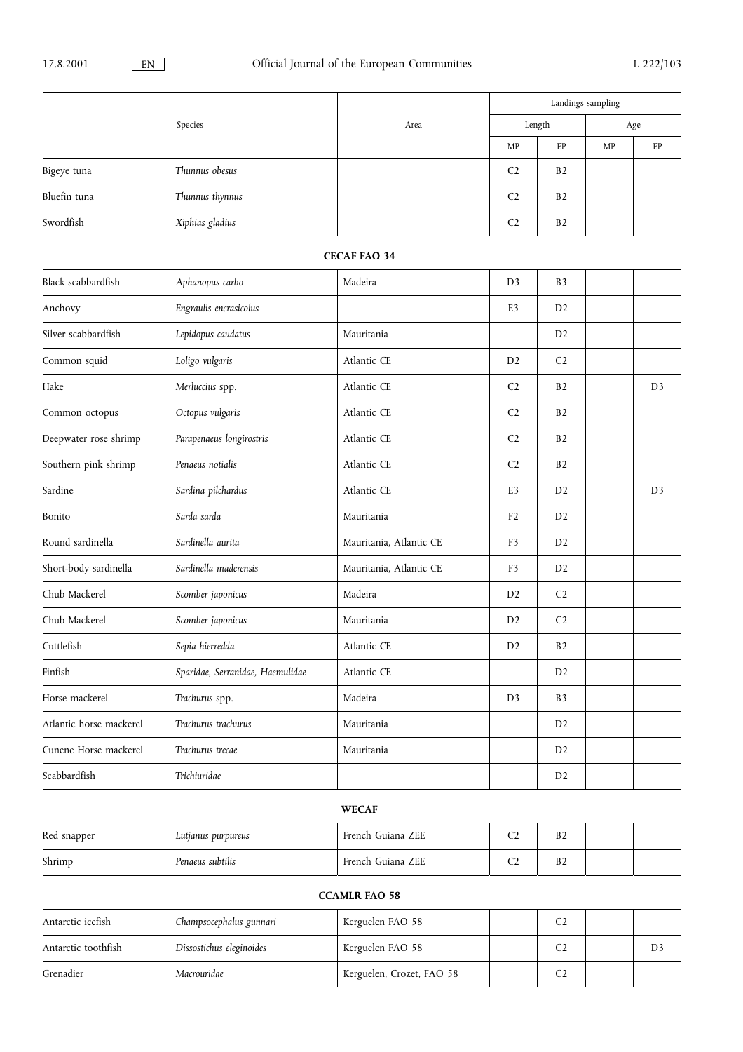| Species | | Area | Landings sampling | | | |
|---|---|---|---|---|---|---|
| | | | Length | | Age | |
| | | | MP | EP | MP | EP |
| Bigeye tuna | *Thunnus obesus* | | C2 | B2 | | |
| Bluefin tuna | *Thunnus thynnus* | | C2 | B2 | | |
| Swordfish | *Xiphias gladius* | | C2 | B2 | | |
| **CECAF FAO 34** | | | | | | |
| Black scabbardfish | *Aphanopus carbo* | Madeira | D3 | B3 | | |
| Anchovy | *Engraulis encrasicolus* | | E3 | D2 | | |
| Silver scabbardfish | *Lepidopus caudatus* | Mauritania | | D2 | | |
| Common squid | *Loligo vulgaris* | Atlantic CE | D2 | C2 | | |
| Hake | *Merluccius* spp. | Atlantic CE | C2 | B2 | | D3 |
| Common octopus | *Octopus vulgaris* | Atlantic CE | C2 | B2 | | |
| Deepwater rose shrimp | *Parapenaeus longirostris* | Atlantic CE | C2 | B2 | | |
| Southern pink shrimp | *Penaeus notialis* | Atlantic CE | C2 | B2 | | |
| Sardine | *Sardina pilchardus* | Atlantic CE | E3 | D2 | | D3 |
| Bonito | *Sarda sarda* | Mauritania | F2 | D2 | | |
| Round sardinella | *Sardinella aurita* | Mauritania, Atlantic CE | F3 | D2 | | |
| Short-body sardinella | *Sardinella maderensis* | Mauritania, Atlantic CE | F3 | D2 | | |
| Chub Mackerel | *Scomber japonicus* | Madeira | D2 | C2 | | |
| Chub Mackerel | *Scomber japonicus* | Mauritania | D2 | C2 | | |
| Cuttlefish | *Sepia hierredda* | Atlantic CE | D2 | B2 | | |
| Finfish | *Sparidae, Serranidae, Haemulidae* | Atlantic CE | | D2 | | |
| Horse mackerel | *Trachurus* spp. | Madeira | D3 | B3 | | |
| Atlantic horse mackerel | *Trachurus trachurus* | Mauritania | | D2 | | |
| Cunene Horse mackerel | *Trachurus trecae* | Mauritania | | D2 | | |
| Scabbardfish | *Trichiuridae* | | | D2 | | |
| **WECAF** | | | | | | |
| Red snapper | *Lutjanus purpureus* | French Guiana ZEE | C2 | B2 | | |
| Shrimp | *Penaeus subtilis* | French Guiana ZEE | C2 | B2 | | |
| **CCAMLR FAO 58** | | | | | | |
| Antarctic icefish | *Champsocephalus gunnari* | Kerguelen FAO 58 | | C2 | | |
| Antarctic toothfish | *Dissostichus eleginoides* | Kerguelen FAO 58 | | C2 | | D3 |
| Grenadier | *Macrouridae* | Kerguelen, Crozet, FAO 58 | | C2 | | |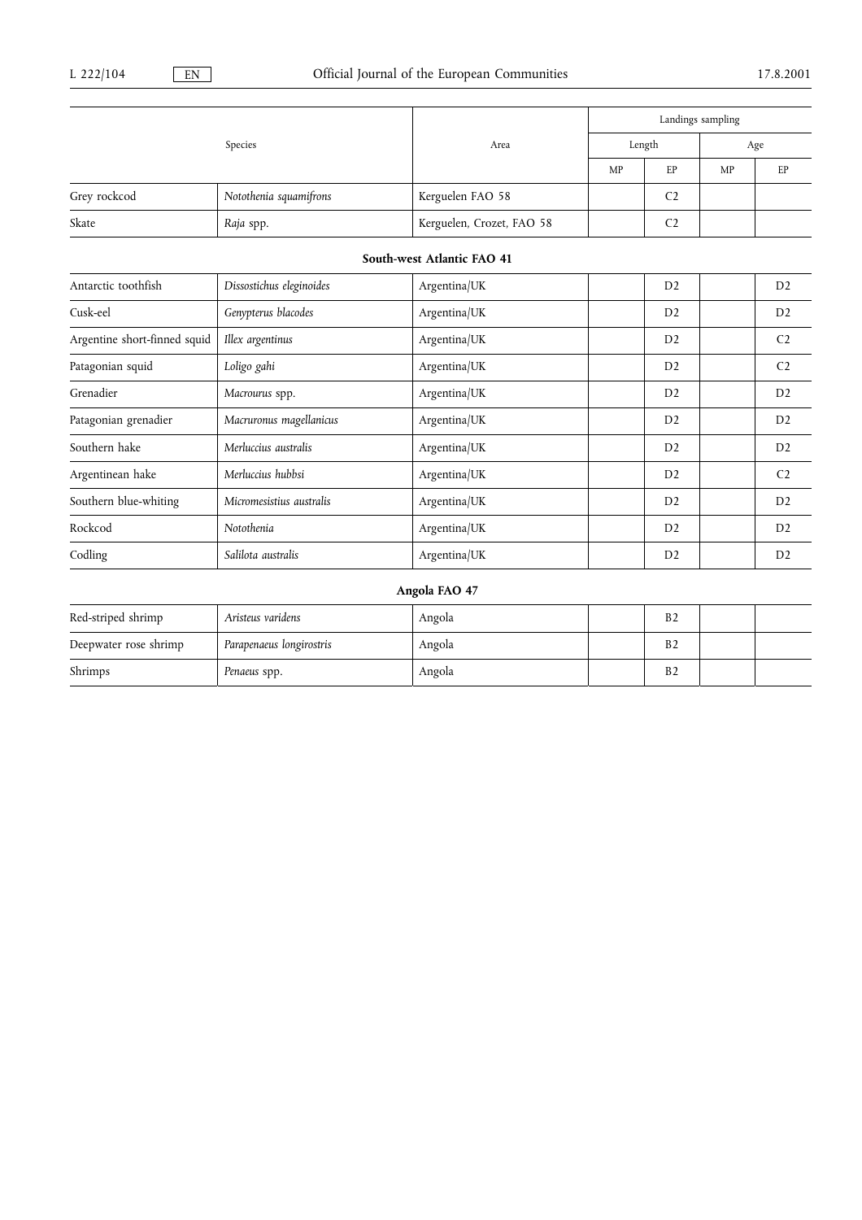| Species | | Area | Landings sampling | | | |
|---|---|---|---|---|---|---|
| | | | Length | | Age | |
| | | | MP | EP | MP | EP |
| Grey rockcod | *Notothenia squamifrons* | Kerguelen FAO 58 | | C2 | | |
| Skate | *Raja* spp. | Kerguelen, Crozet, FAO 58 | | C2 | | |
| **South-west Atlantic FAO 41** | | | | | | |
| Antarctic toothfish | *Dissostichus eleginoides* | Argentina/UK | | D2 | | D2 |
| Cusk-eel | *Genypterus blacodes* | Argentina/UK | | D2 | | D2 |
| Argentine short-finned squid | *Illex argentinus* | Argentina/UK | | D2 | | C2 |
| Patagonian squid | *Loligo gahi* | Argentina/UK | | D2 | | C2 |
| Grenadier | *Macrourus* spp. | Argentina/UK | | D2 | | D2 |
| Patagonian grenadier | *Macruronus magellanicus* | Argentina/UK | | D2 | | D2 |
| Southern hake | *Merluccius australis* | Argentina/UK | | D2 | | D2 |
| Argentinean hake | *Merluccius hubbsi* | Argentina/UK | | D2 | | C2 |
| Southern blue-whiting | *Micromesistius australis* | Argentina/UK | | D2 | | D2 |
| Rockcod | *Notothenia* | Argentina/UK | | D2 | | D2 |
| Codling | *Salilota australis* | Argentina/UK | | D2 | | D2 |
| **Angola FAO 47** | | | | | | |
| Red-striped shrimp | *Aristeus varidens* | Angola | | B2 | | |
| Deepwater rose shrimp | *Parapenaeus longirostris* | Angola | | B2 | | |
| Shrimps | *Penaeus* spp. | Angola | | B2 | | |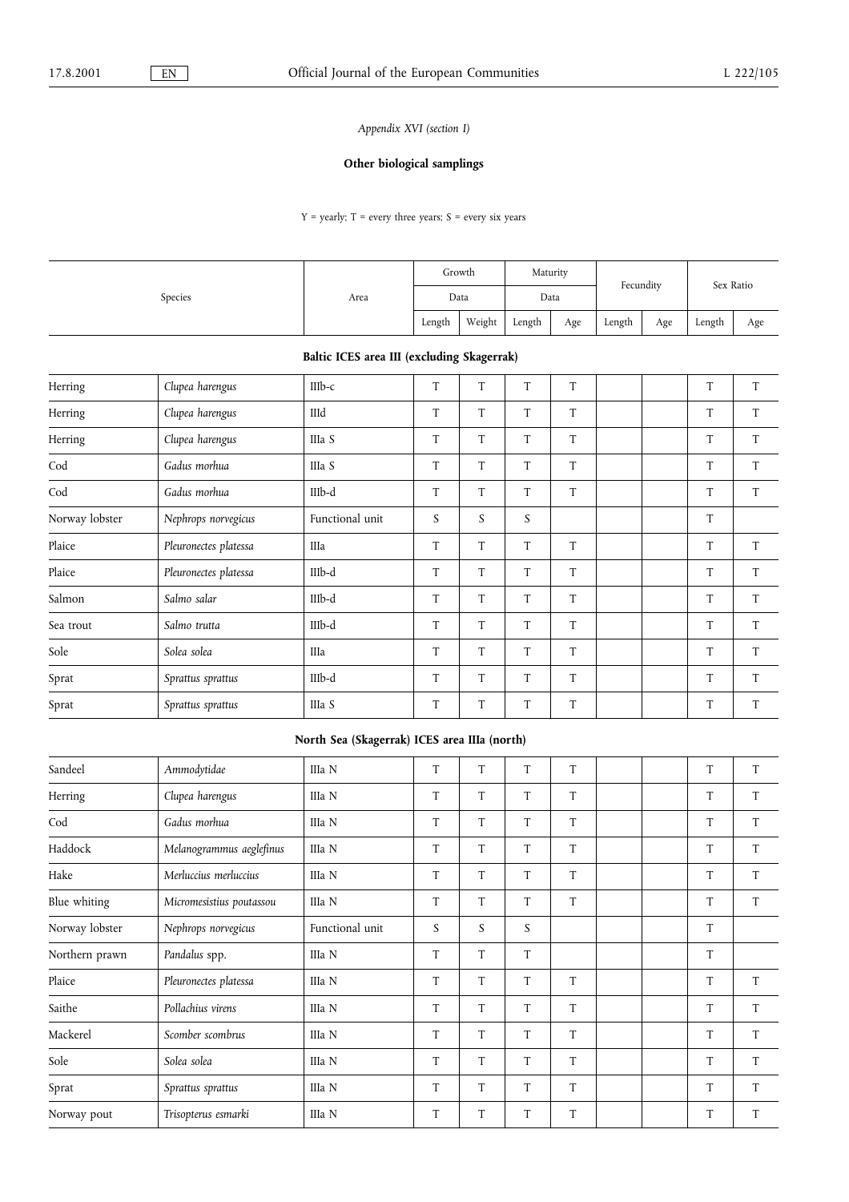*Appendix XVI (section I)*

**Other biological samplings**

Y = yearly; T = every three years; S = every six years

| Species | | Area | Growth Data | | Maturity Data | | Fecundity | | Sex Ratio | |
|---|---|---|---|---|---|---|---|---|---|---|
| | | | Length | Weight | Length | Age | Length | Age | Length | Age |
| **Baltic ICES area III (excluding Skagerrak)** | | | | | | | | | | |
| Herring | *Clupea harengus* | IIIb-c | T | T | T | T | | | T | T |
| Herring | *Clupea harengus* | IIId | T | T | T | T | | | T | T |
| Herring | *Clupea harengus* | IIIa S | T | T | T | T | | | T | T |
| Cod | *Gadus morhua* | IIIa S | T | T | T | T | | | T | T |
| Cod | *Gadus morhua* | IIIb-d | T | T | T | T | | | T | T |
| Norway lobster | *Nephrops norvegicus* | Functional unit | S | S | S | | | | T | |
| Plaice | *Pleuronectes platessa* | IIIa | T | T | T | T | | | T | T |
| Plaice | *Pleuronectes platessa* | IIIb-d | T | T | T | T | | | T | T |
| Salmon | *Salmo salar* | IIIb-d | T | T | T | T | | | T | T |
| Sea trout | *Salmo trutta* | IIIb-d | T | T | T | T | | | T | T |
| Sole | *Solea solea* | IIIa | T | T | T | T | | | T | T |
| Sprat | *Sprattus sprattus* | IIIb-d | T | T | T | T | | | T | T |
| Sprat | *Sprattus sprattus* | IIIa S | T | T | T | T | | | T | T |
| **North Sea (Skagerrak) ICES area IIIa (north)** | | | | | | | | | | |
| Sandeel | *Ammodytidae* | IIIa N | T | T | T | T | | | T | T |
| Herring | *Clupea harengus* | IIIa N | T | T | T | T | | | T | T |
| Cod | *Gadus morhua* | IIIa N | T | T | T | T | | | T | T |
| Haddock | *Melanogrammus aeglefinus* | IIIa N | T | T | T | T | | | T | T |
| Hake | *Merluccius merluccius* | IIIa N | T | T | T | T | | | T | T |
| Blue whiting | *Micromesistius poutassou* | IIIa N | T | T | T | T | | | T | T |
| Norway lobster | *Nephrops norvegicus* | Functional unit | S | S | S | | | | T | |
| Northern prawn | *Pandalus* spp. | IIIa N | T | T | T | | | | T | |
| Plaice | *Pleuronectes platessa* | IIIa N | T | T | T | T | | | T | T |
| Saithe | *Pollachius virens* | IIIa N | T | T | T | T | | | T | T |
| Mackerel | *Scomber scombrus* | IIIa N | T | T | T | T | | | T | T |
| Sole | *Solea solea* | IIIa N | T | T | T | T | | | T | T |
| Sprat | *Sprattus sprattus* | IIIa N | T | T | T | T | | | T | T |
| Norway pout | *Trisopterus esmarki* | IIIa N | T | T | T | T | | | T | T |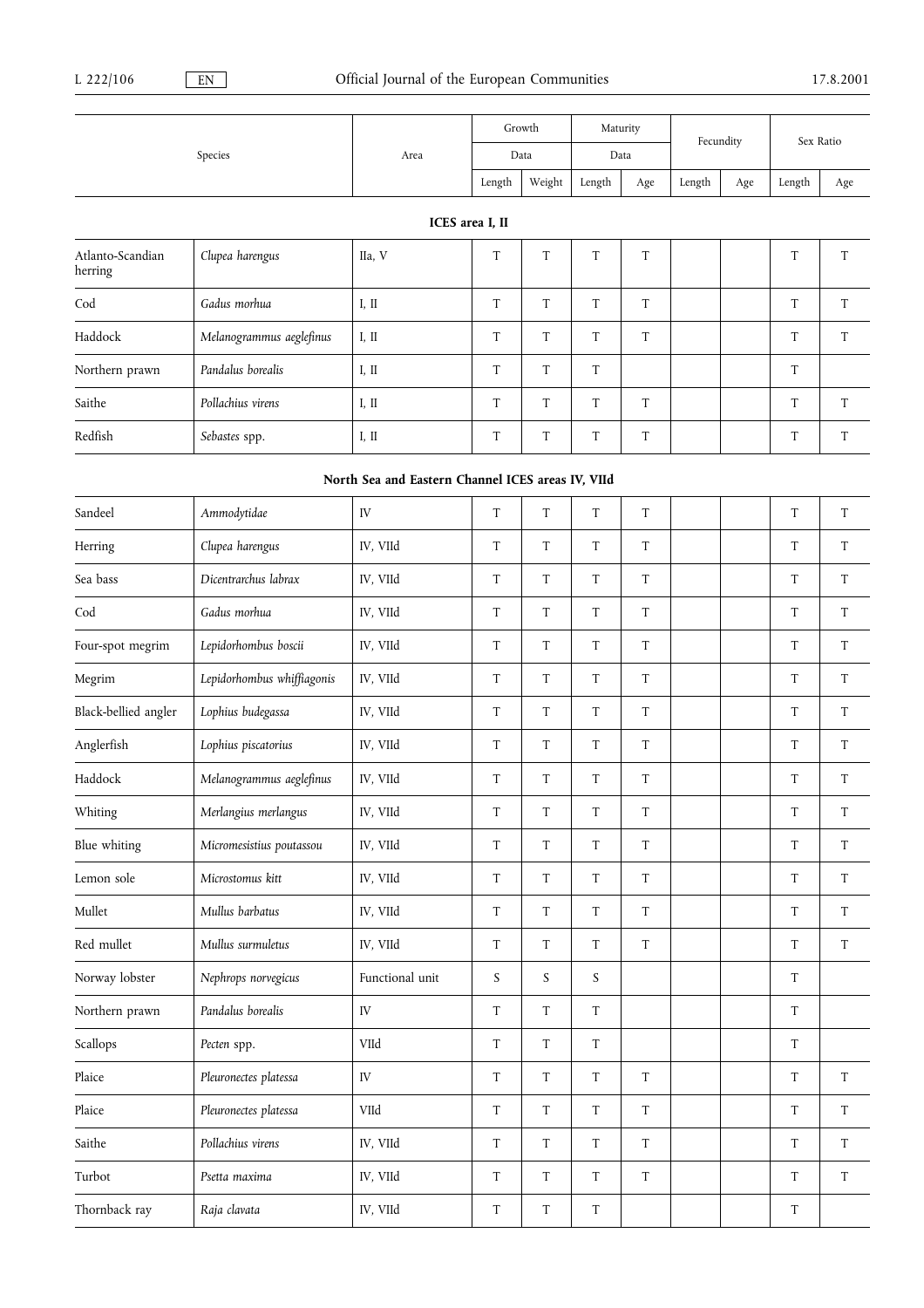| Species | | Area | Growth | | Maturity | | Fecundity | | Sex Ratio | |
|---|---|---|---|---|---|---|---|---|---|---|
| | | | Data | | Data | | | | | |
| | | | Length | Weight | Length | Age | Length | Age | Length | Age |
| **ICES area I, II** | | | | | | | | | | |
| Atlanto-Scandian herring | *Clupea harengus* | IIa, V | T | T | T | T | | | T | T |
| Cod | *Gadus morhua* | I, II | T | T | T | T | | | T | T |
| Haddock | *Melanogrammus aeglefinus* | I, II | T | T | T | T | | | T | T |
| Northern prawn | *Pandalus borealis* | I, II | T | T | T | | | | T | |
| Saithe | *Pollachius virens* | I, II | T | T | T | T | | | T | T |
| Redfish | *Sebastes* spp. | I, II | T | T | T | T | | | T | T |
| **North Sea and Eastern Channel ICES areas IV, VIId** | | | | | | | | | | |
| Sandeel | *Ammodytidae* | IV | T | T | T | T | | | T | T |
| Herring | *Clupea harengus* | IV, VIId | T | T | T | T | | | T | T |
| Sea bass | *Dicentrarchus labrax* | IV, VIId | T | T | T | T | | | T | T |
| Cod | *Gadus morhua* | IV, VIId | T | T | T | T | | | T | T |
| Four-spot megrim | *Lepidorhombus boscii* | IV, VIId | T | T | T | T | | | T | T |
| Megrim | *Lepidorhombus whiffiagonis* | IV, VIId | T | T | T | T | | | T | T |
| Black-bellied angler | *Lophius budegassa* | IV, VIId | T | T | T | T | | | T | T |
| Anglerfish | *Lophius piscatorius* | IV, VIId | T | T | T | T | | | T | T |
| Haddock | *Melanogrammus aeglefinus* | IV, VIId | T | T | T | T | | | T | T |
| Whiting | *Merlangius merlangus* | IV, VIId | T | T | T | T | | | T | T |
| Blue whiting | *Micromesistius poutassou* | IV, VIId | T | T | T | T | | | T | T |
| Lemon sole | *Microstomus kitt* | IV, VIId | T | T | T | T | | | T | T |
| Mullet | *Mullus barbatus* | IV, VIId | T | T | T | T | | | T | T |
| Red mullet | *Mullus surmuletus* | IV, VIId | T | T | T | T | | | T | T |
| Norway lobster | *Nephrops norvegicus* | Functional unit | S | S | S | | | | T | |
| Northern prawn | *Pandalus borealis* | IV | T | T | T | | | | T | |
| Scallops | *Pecten* spp. | VIId | T | T | T | | | | T | |
| Plaice | *Pleuronectes platessa* | IV | T | T | T | T | | | T | T |
| Plaice | *Pleuronectes platessa* | VIId | T | T | T | T | | | T | T |
| Saithe | *Pollachius virens* | IV, VIId | T | T | T | T | | | T | T |
| Turbot | *Psetta maxima* | IV, VIId | T | T | T | T | | | T | T |
| Thornback ray | *Raja clavata* | IV, VIId | T | T | T | | | | T | |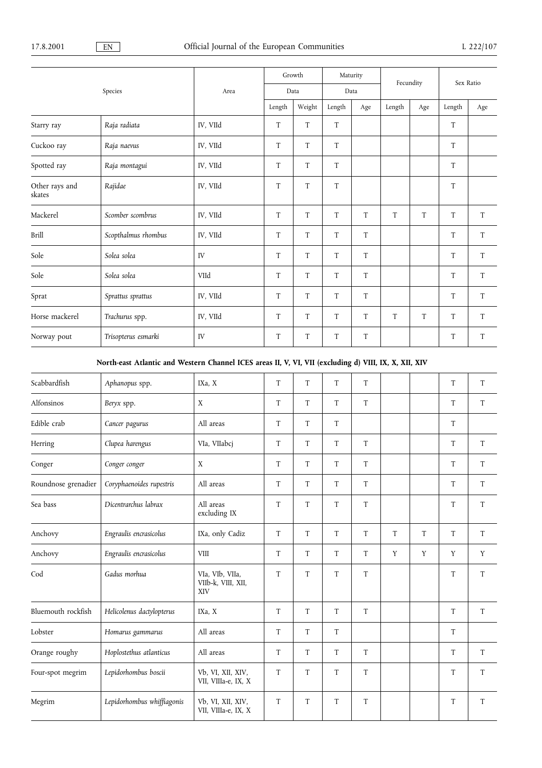| Species | | Area | Growth Data | | Maturity Data | | Fecundity | | Sex Ratio | |
|---|---|---|---|---|---|---|---|---|---|---|
| | | | Length | Weight | Length | Age | Length | Age | Length | Age |
| Starry ray | *Raja radiata* | IV, VIId | T | T | T | | | | T | |
| Cuckoo ray | *Raja naevus* | IV, VIId | T | T | T | | | | T | |
| Spotted ray | *Raja montagui* | IV, VIId | T | T | T | | | | T | |
| Other rays and skates | *Rajidae* | IV, VIId | T | T | T | | | | T | |
| Mackerel | *Scomber scombrus* | IV, VIId | T | T | T | T | T | T | T | T |
| Brill | *Scopthalmus rhombus* | IV, VIId | T | T | T | T | | | T | T |
| Sole | *Solea solea* | IV | T | T | T | T | | | T | T |
| Sole | *Solea solea* | VIId | T | T | T | T | | | T | T |
| Sprat | *Sprattus sprattus* | IV, VIId | T | T | T | T | | | T | T |
| Horse mackerel | *Trachurus* spp. | IV, VIId | T | T | T | T | T | T | T | T |
| Norway pout | *Trisopterus esmarki* | IV | T | T | T | T | | | T | T |
| **North-east Atlantic and Western Channel ICES areas II, V, VI, VII (excluding d) VIII, IX, X, XII, XIV** | | | | | | | | | | |
| Scabbardfish | *Aphanopus* spp. | IXa, X | T | T | T | T | | | T | T |
| Alfonsinos | *Beryx* spp. | X | T | T | T | T | | | T | T |
| Edible crab | *Cancer pagurus* | All areas | T | T | T | | | | T | |
| Herring | *Clupea harengus* | VIa, VIIabcj | T | T | T | T | | | T | T |
| Conger | *Conger conger* | X | T | T | T | T | | | T | T |
| Roundnose grenadier | *Coryphaenoides rupestris* | All areas | T | T | T | T | | | T | T |
| Sea bass | *Dicentrarchus labrax* | All areas excluding IX | T | T | T | T | | | T | T |
| Anchovy | *Engraulis encrasicolus* | IXa, only Cadiz | T | T | T | T | T | T | T | T |
| Anchovy | *Engraulis encrasicolus* | VIII | T | T | T | T | Y | Y | Y | Y |
| Cod | *Gadus morhua* | VIa, VIb, VIIa, VIIb-k, VIII, XII, XIV | T | T | T | T | | | T | T |
| Bluemouth rockfish | *Helicolenus dactylopterus* | IXa, X | T | T | T | T | | | T | T |
| Lobster | *Homarus gammarus* | All areas | T | T | T | | | | T | |
| Orange roughy | *Hoplostethus atlanticus* | All areas | T | T | T | T | | | T | T |
| Four-spot megrim | *Lepidorhombus boscii* | Vb, VI, XII, XIV, VII, VIIIa-e, IX, X | T | T | T | T | | | T | T |
| Megrim | *Lepidorhombus whiffiagonis* | Vb, VI, XII, XIV, VII, VIIIa-e, IX, X | T | T | T | T | | | T | T |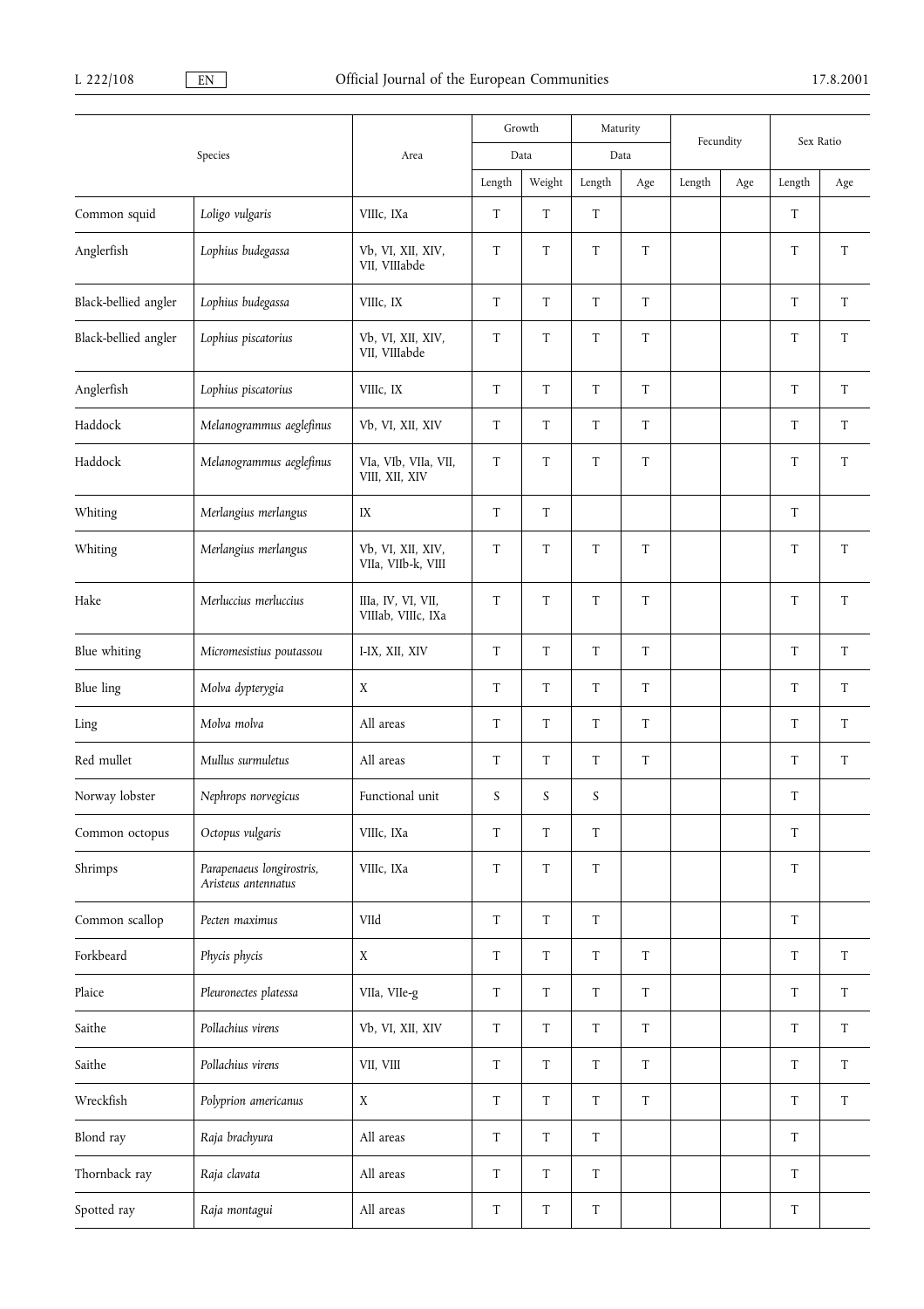| Species | | Area | Growth | | Maturity | | Fecundity | | Sex Ratio | |
|---|---|---|---|---|---|---|---|---|---|---|
| | | | Data | | Data | | | | | |
| | | | Length | Weight | Length | Age | Length | Age | Length | Age |
| Common squid | *Loligo vulgaris* | VIIIc, IXa | T | T | T | | | | T | |
| Anglerfish | *Lophius budegassa* | Vb, VI, XII, XIV, VII, VIIIabde | T | T | T | T | | | T | T |
| Black-bellied angler | *Lophius budegassa* | VIIIc, IX | T | T | T | T | | | T | T |
| Black-bellied angler | *Lophius piscatorius* | Vb, VI, XII, XIV, VII, VIIIabde | T | T | T | T | | | T | T |
| Anglerfish | *Lophius piscatorius* | VIIIc, IX | T | T | T | T | | | T | T |
| Haddock | *Melanogrammus aeglefinus* | Vb, VI, XII, XIV | T | T | T | T | | | T | T |
| Haddock | *Melanogrammus aeglefinus* | VIa, VIb, VIIa, VII, VIII, XII, XIV | T | T | T | T | | | T | T |
| Whiting | *Merlangius merlangus* | IX | T | T | | | | | T | |
| Whiting | *Merlangius merlangus* | Vb, VI, XII, XIV, VIIa, VIIb-k, VIII | T | T | T | T | | | T | T |
| Hake | *Merluccius merluccius* | IIIa, IV, VI, VII, VIIIab, VIIIc, IXa | T | T | T | T | | | T | T |
| Blue whiting | *Micromesistius poutassou* | I-IX, XII, XIV | T | T | T | T | | | T | T |
| Blue ling | *Molva dypterygia* | X | T | T | T | T | | | T | T |
| Ling | *Molva molva* | All areas | T | T | T | T | | | T | T |
| Red mullet | *Mullus surmuletus* | All areas | T | T | T | T | | | T | T |
| Norway lobster | *Nephrops norvegicus* | Functional unit | S | S | S | | | | T | |
| Common octopus | *Octopus vulgaris* | VIIIc, IXa | T | T | T | | | | T | |
| Shrimps | *Parapenaeus longirostris, Aristeus antennatus* | VIIIc, IXa | T | T | T | | | | T | |
| Common scallop | *Pecten maximus* | VIId | T | T | T | | | | T | |
| Forkbeard | *Phycis phycis* | X | T | T | T | T | | | T | T |
| Plaice | *Pleuronectes platessa* | VIIa, VIIe-g | T | T | T | T | | | T | T |
| Saithe | *Pollachius virens* | Vb, VI, XII, XIV | T | T | T | T | | | T | T |
| Saithe | *Pollachius virens* | VII, VIII | T | T | T | T | | | T | T |
| Wreckfish | *Polyprion americanus* | X | T | T | T | T | | | T | T |
| Blond ray | *Raja brachyura* | All areas | T | T | T | | | | T | |
| Thornback ray | *Raja clavata* | All areas | T | T | T | | | | T | |
| Spotted ray | *Raja montagui* | All areas | T | T | T | | | | T | |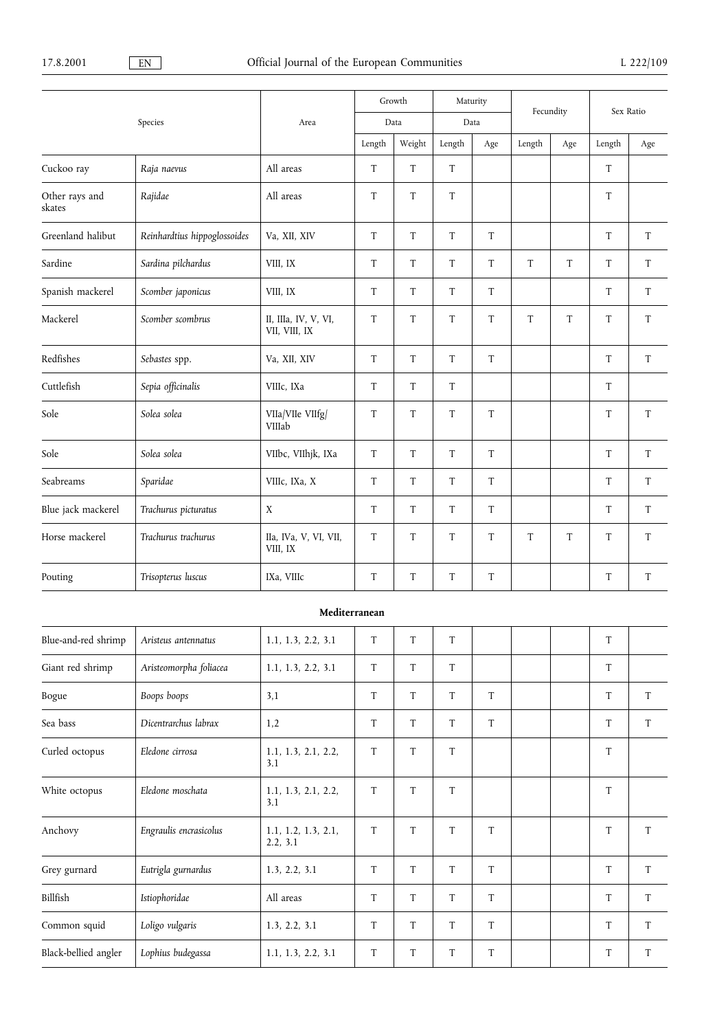| Species | | Area | Growth | | Maturity | | Fecundity | | Sex Ratio | |
|---|---|---|---|---|---|---|---|---|---|---|
| | | | Data | | Data | | | | | |
| | | | Length | Weight | Length | Age | Length | Age | Length | Age |
| Cuckoo ray | *Raja naevus* | All areas | T | T | T | | | | T | |
| Other rays and skates | *Rajidae* | All areas | T | T | T | | | | T | |
| Greenland halibut | *Reinhardtius hippoglossoides* | Va, XII, XIV | T | T | T | T | | | T | T |
| Sardine | *Sardina pilchardus* | VIII, IX | T | T | T | T | T | T | T | T |
| Spanish mackerel | *Scomber japonicus* | VIII, IX | T | T | T | T | | | T | T |
| Mackerel | *Scomber scombrus* | II, IIIa, IV, V, VI, VII, VIII, IX | T | T | T | T | T | T | T | T |
| Redfishes | *Sebastes* spp. | Va, XII, XIV | T | T | T | T | | | T | T |
| Cuttlefish | *Sepia officinalis* | VIIIc, IXa | T | T | T | | | | T | |
| Sole | *Solea solea* | VIIa/VIIe VIIfg/VIIIab | T | T | T | T | | | T | T |
| Sole | *Solea solea* | VIIbc, VIIhjk, IXa | T | T | T | T | | | T | T |
| Seabreams | *Sparidae* | VIIIc, IXa, X | T | T | T | T | | | T | T |
| Blue jack mackerel | *Trachurus picturatus* | X | T | T | T | T | | | T | T |
| Horse mackerel | *Trachurus trachurus* | IIa, IVa, V, VI, VII, VIII, IX | T | T | T | T | T | T | T | T |
| Pouting | *Trisopterus luscus* | IXa, VIIIc | T | T | T | T | | | T | T |
| **Mediterranean** | | | | | | | | | | |
| Blue-and-red shrimp | *Aristeus antennatus* | 1.1, 1.3, 2.2, 3.1 | T | T | T | | | | T | |
| Giant red shrimp | *Aristeomorpha foliacea* | 1.1, 1.3, 2.2, 3.1 | T | T | T | | | | T | |
| Bogue | *Boops boops* | 3,1 | T | T | T | T | | | T | T |
| Sea bass | *Dicentrarchus labrax* | 1,2 | T | T | T | T | | | T | T |
| Curled octopus | *Eledone cirrosa* | 1.1, 1.3, 2.1, 2.2, 3.1 | T | T | T | | | | T | |
| White octopus | *Eledone moschata* | 1.1, 1.3, 2.1, 2.2, 3.1 | T | T | T | | | | T | |
| Anchovy | *Engraulis encrasicolus* | 1.1, 1.2, 1.3, 2.1, 2.2, 3.1 | T | T | T | T | | | T | T |
| Grey gurnard | *Eutrigla gurnardus* | 1.3, 2.2, 3.1 | T | T | T | T | | | T | T |
| Billfish | *Istiophoridae* | All areas | T | T | T | T | | | T | T |
| Common squid | *Loligo vulgaris* | 1.3, 2.2, 3.1 | T | T | T | T | | | T | T |
| Black-bellied angler | *Lophius budegassa* | 1.1, 1.3, 2.2, 3.1 | T | T | T | T | | | T | T |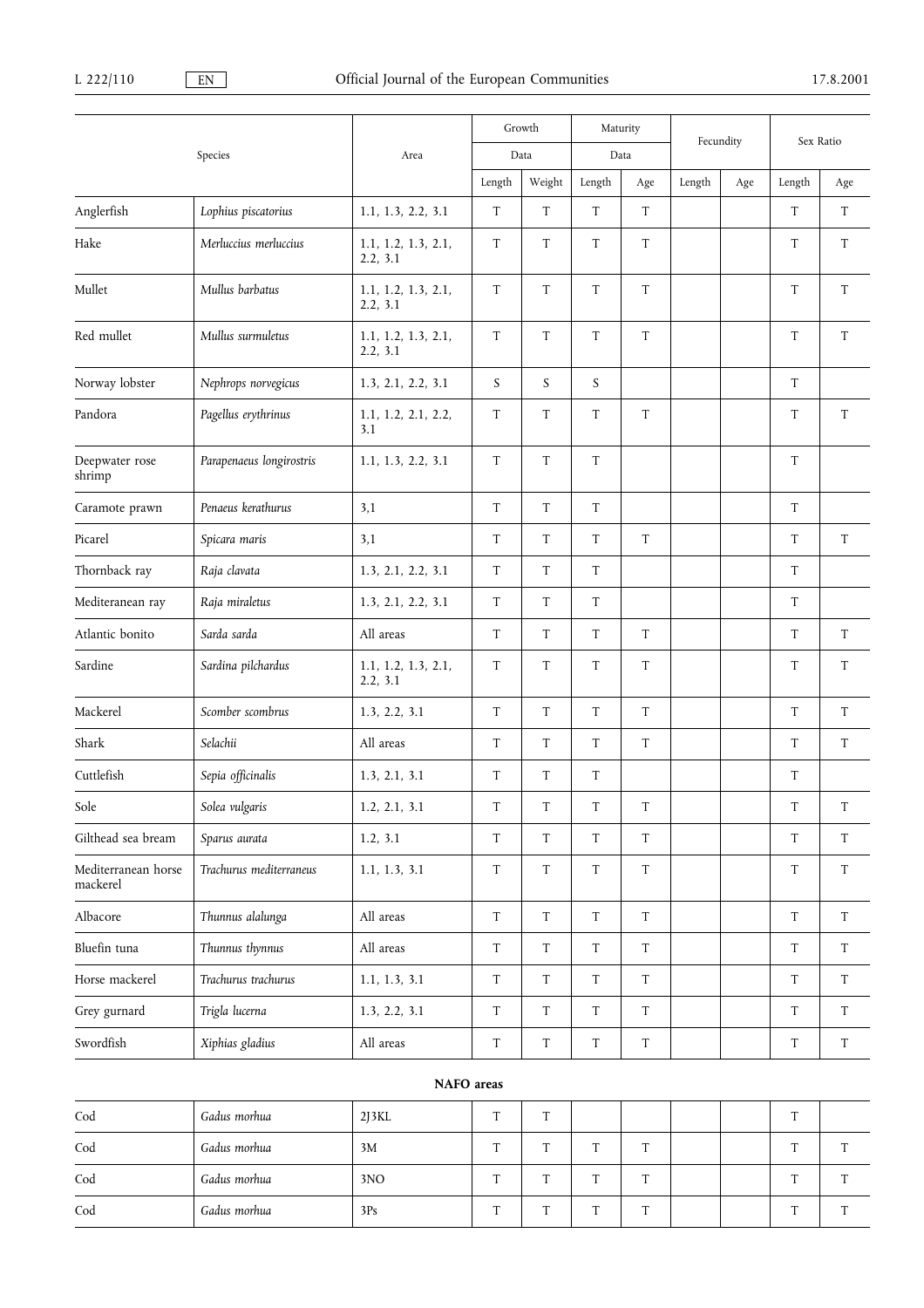| Species | | Area | Growth | | Maturity | | Fecundity | | Sex Ratio | |
|---|---|---|---|---|---|---|---|---|---|---|
| | | | Data | | Data | | | | | |
| | | | Length | Weight | Length | Age | Length | Age | Length | Age |
| Anglerfish | *Lophius piscatorius* | 1.1, 1.3, 2.2, 3.1 | T | T | T | T | | | T | T |
| Hake | *Merluccius merluccius* | 1.1, 1.2, 1.3, 2.1, 2.2, 3.1 | T | T | T | T | | | T | T |
| Mullet | *Mullus barbatus* | 1.1, 1.2, 1.3, 2.1, 2.2, 3.1 | T | T | T | T | | | T | T |
| Red mullet | *Mullus surmuletus* | 1.1, 1.2, 1.3, 2.1, 2.2, 3.1 | T | T | T | T | | | T | T |
| Norway lobster | *Nephrops norvegicus* | 1.3, 2.1, 2.2, 3.1 | S | S | S | | | | T | |
| Pandora | *Pagellus erythrinus* | 1.1, 1.2, 2.1, 2.2, 3.1 | T | T | T | T | | | T | T |
| Deepwater rose shrimp | *Parapenaeus longirostris* | 1.1, 1.3, 2.2, 3.1 | T | T | T | | | | T | |
| Caramote prawn | *Penaeus kerathurus* | 3,1 | T | T | T | | | | T | |
| Picarel | *Spicara maris* | 3,1 | T | T | T | T | | | T | T |
| Thornback ray | *Raja clavata* | 1.3, 2.1, 2.2, 3.1 | T | T | T | | | | T | |
| Mediteranean ray | *Raja miraletus* | 1.3, 2.1, 2.2, 3.1 | T | T | T | | | | T | |
| Atlantic bonito | *Sarda sarda* | All areas | T | T | T | T | | | T | T |
| Sardine | *Sardina pilchardus* | 1.1, 1.2, 1.3, 2.1, 2.2, 3.1 | T | T | T | T | | | T | T |
| Mackerel | *Scomber scombrus* | 1.3, 2.2, 3.1 | T | T | T | T | | | T | T |
| Shark | *Selachii* | All areas | T | T | T | T | | | T | T |
| Cuttlefish | *Sepia officinalis* | 1.3, 2.1, 3.1 | T | T | T | | | | T | |
| Sole | *Solea vulgaris* | 1.2, 2.1, 3.1 | T | T | T | T | | | T | T |
| Gilthead sea bream | *Sparus aurata* | 1.2, 3.1 | T | T | T | T | | | T | T |
| Mediterranean horse mackerel | *Trachurus mediterraneus* | 1.1, 1.3, 3.1 | T | T | T | T | | | T | T |
| Albacore | *Thunnus alalunga* | All areas | T | T | T | T | | | T | T |
| Bluefin tuna | *Thunnus thynnus* | All areas | T | T | T | T | | | T | T |
| Horse mackerel | *Trachurus trachurus* | 1.1, 1.3, 3.1 | T | T | T | T | | | T | T |
| Grey gurnard | *Trigla lucerna* | 1.3, 2.2, 3.1 | T | T | T | T | | | T | T |
| Swordfish | *Xiphias gladius* | All areas | T | T | T | T | | | T | T |
| **NAFO areas** | | | | | | | | | | |
| Cod | *Gadus morhua* | 2J3KL | T | T | | | | | T | |
| Cod | *Gadus morhua* | 3M | T | T | T | T | | | T | T |
| Cod | *Gadus morhua* | 3NO | T | T | T | T | | | T | T |
| Cod | *Gadus morhua* | 3Ps | T | T | T | T | | | T | T |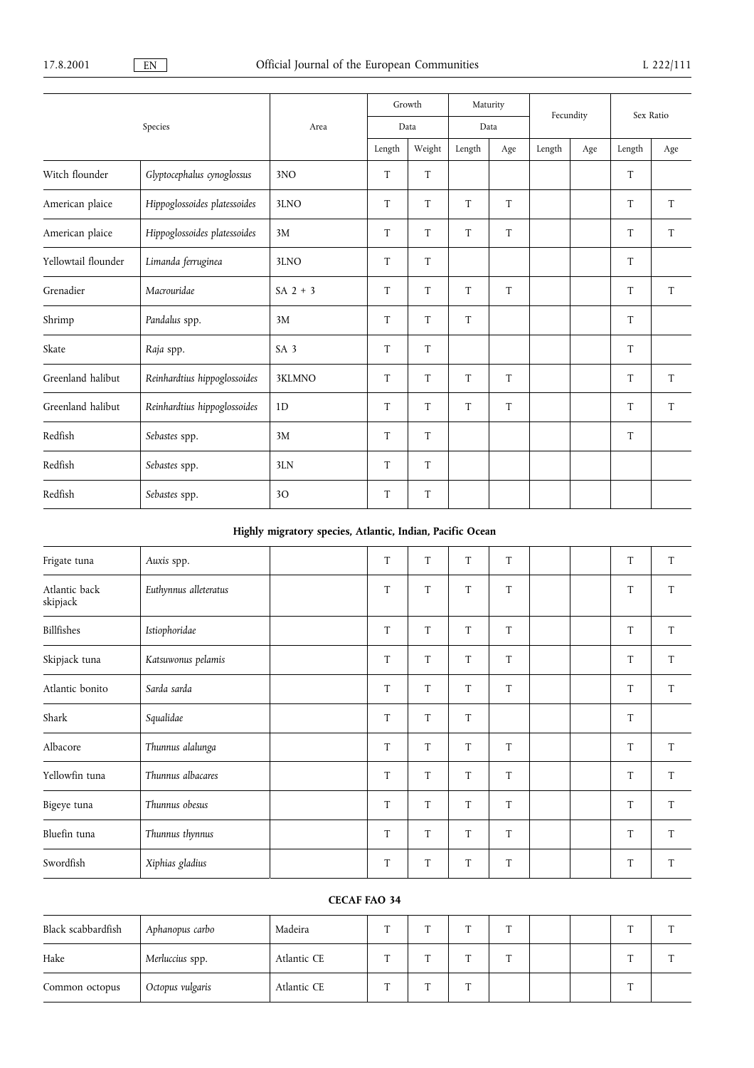| Species | | Area | Growth | | Maturity | | Fecundity | | Sex Ratio | |
|---|---|---|---|---|---|---|---|---|---|---|
| | | | Data | | Data | | | | | |
| | | | Length | Weight | Length | Age | Length | Age | Length | Age |
| Witch flounder | *Glyptocephalus cynoglossus* | 3NO | T | T | | | | | T | |
| American plaice | *Hippoglossoides platessoides* | 3LNO | T | T | T | T | | | T | T |
| American plaice | *Hippoglossoides platessoides* | 3M | T | T | T | T | | | T | T |
| Yellowtail flounder | *Limanda ferruginea* | 3LNO | T | T | | | | | T | |
| Grenadier | *Macrouridae* | SA 2 + 3 | T | T | T | T | | | T | T |
| Shrimp | *Pandalus* spp. | 3M | T | T | T | | | | T | |
| Skate | *Raja* spp. | SA 3 | T | T | | | | | T | |
| Greenland halibut | *Reinhardtius hippoglossoides* | 3KLMNO | T | T | T | T | | | T | T |
| Greenland halibut | *Reinhardtius hippoglossoides* | 1D | T | T | T | T | | | T | T |
| Redfish | *Sebastes* spp. | 3M | T | T | | | | | T | |
| Redfish | *Sebastes* spp. | 3LN | T | T | | | | | | |
| Redfish | *Sebastes* spp. | 3O | T | T | | | | | | |
| **Highly migratory species, Atlantic, Indian, Pacific Ocean** | | | | | | | | | | |
| Frigate tuna | *Auxis* spp. | | T | T | T | T | | | T | T |
| Atlantic back skipjack | *Euthynnus alleteratus* | | T | T | T | T | | | T | T |
| Billfishes | *Istiophoridae* | | T | T | T | T | | | T | T |
| Skipjack tuna | *Katsuwonus pelamis* | | T | T | T | T | | | T | T |
| Atlantic bonito | *Sarda sarda* | | T | T | T | T | | | T | T |
| Shark | *Squalidae* | | T | T | T | | | | T | |
| Albacore | *Thunnus alalunga* | | T | T | T | T | | | T | T |
| Yellowfin tuna | *Thunnus albacares* | | T | T | T | T | | | T | T |
| Bigeye tuna | *Thunnus obesus* | | T | T | T | T | | | T | T |
| Bluefin tuna | *Thunnus thynnus* | | T | T | T | T | | | T | T |
| Swordfish | *Xiphias gladius* | | T | T | T | T | | | T | T |
| **CECAF FAO 34** | | | | | | | | | | |
| Black scabbardfish | *Aphanopus carbo* | Madeira | T | T | T | T | | | T | T |
| Hake | *Merluccius* spp. | Atlantic CE | T | T | T | T | | | T | T |
| Common octopus | *Octopus vulgaris* | Atlantic CE | T | T | T | | | | T | |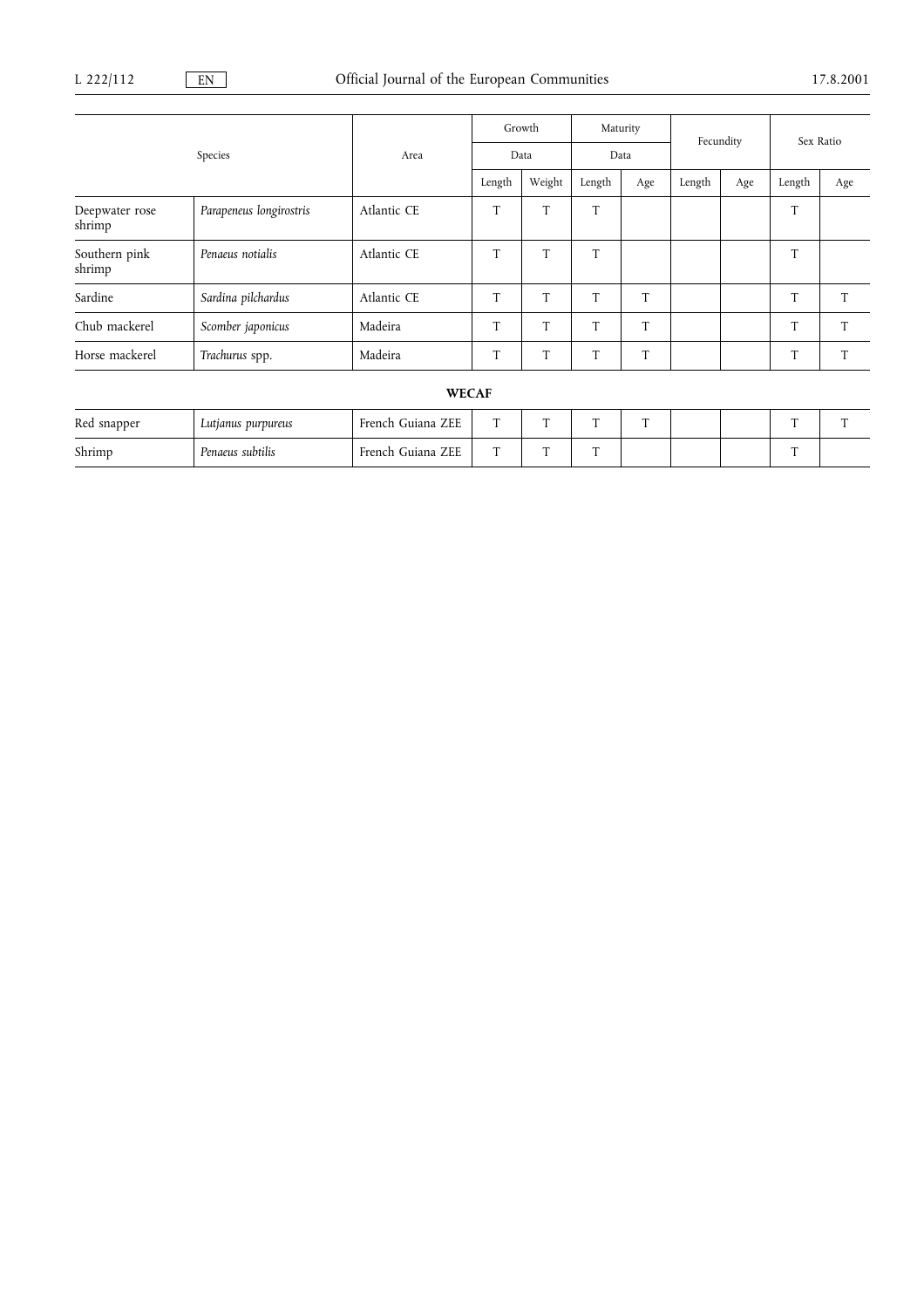| Species | | Area | Growth | | Maturity | | Fecundity | | Sex Ratio | |
|---|---|---|---|---|---|---|---|---|---|---|
| | | | Data | | Data | | | | | |
| | | | Length | Weight | Length | Age | Length | Age | Length | Age |
| Deepwater rose shrimp | *Parapeneus longirostris* | Atlantic CE | T | T | T | | | | T | |
| Southern pink shrimp | *Penaeus notialis* | Atlantic CE | T | T | T | | | | T | |
| Sardine | *Sardina pilchardus* | Atlantic CE | T | T | T | T | | | T | T |
| Chub mackerel | *Scomber japonicus* | Madeira | T | T | T | T | | | T | T |
| Horse mackerel | *Trachurus* spp. | Madeira | T | T | T | T | | | T | T |
| **WECAF** | | | | | | | | | | |
| Red snapper | *Lutjanus purpureus* | French Guiana ZEE | T | T | T | T | | | T | T |
| Shrimp | *Penaeus subtilis* | French Guiana ZEE | T | T | T | | | | T | |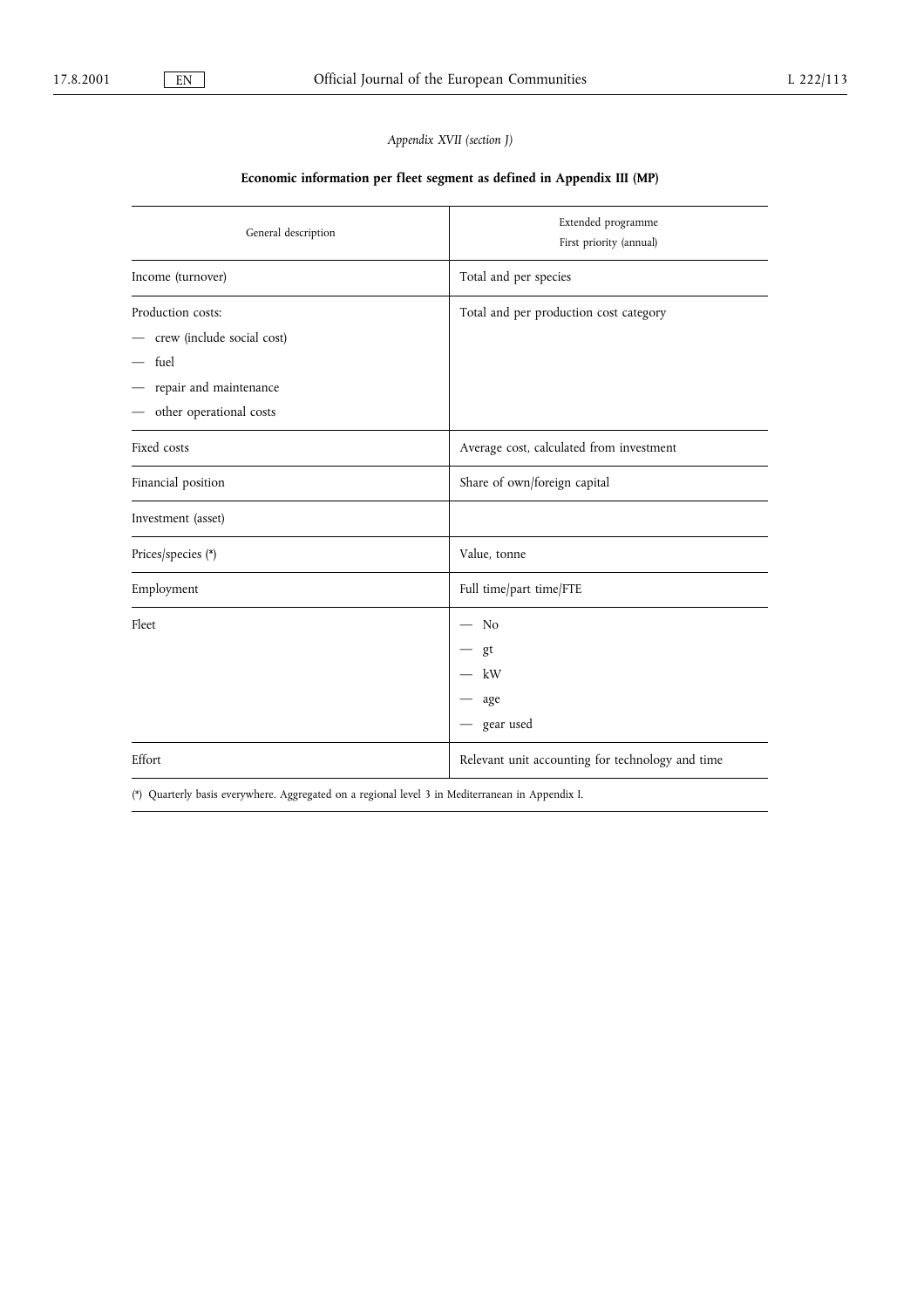*Appendix XVII (section J)*

**Economic information per fleet segment as defined in Appendix III (MP)**

| General description | Extended programme<br>First priority (annual) |
|---|---|
| Income (turnover) | Total and per species |
| Production costs:<br>— crew (include social cost)<br>— fuel<br>— repair and maintenance<br>— other operational costs | Total and per production cost category |
| Fixed costs | Average cost, calculated from investment |
| Financial position | Share of own/foreign capital |
| Investment (asset) | |
| Prices/species (*) | Value, tonne |
| Employment | Full time/part time/FTE |
| Fleet | — No<br>— gt<br>— kW<br>— age<br>— gear used |
| Effort | Relevant unit accounting for technology and time |

(*) Quarterly basis everywhere. Aggregated on a regional level 3 in Mediterranean in Appendix I.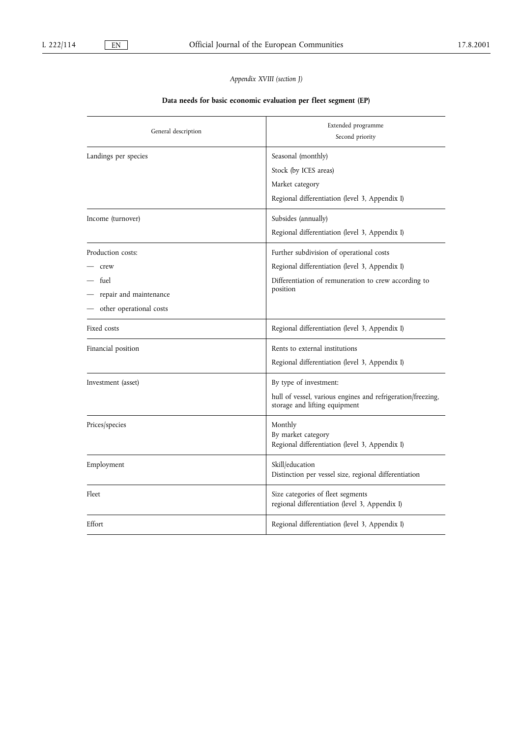*Appendix XVIII (section J)*

**Data needs for basic economic evaluation per fleet segment (EP)**

| General description | Extended programme<br>Second priority |
|---|---|
| Landings per species | Seasonal (monthly)<br>Stock (by ICES areas)<br>Market category<br>Regional differentiation (level 3, Appendix I) |
| Income (turnover) | Subsides (annually)<br>Regional differentiation (level 3, Appendix I) |
| Production costs:<br>— crew<br>— fuel<br>— repair and maintenance<br>— other operational costs | Further subdivision of operational costs<br>Regional differentiation (level 3, Appendix I)<br>Differentiation of remuneration to crew according to position |
| Fixed costs | Regional differentiation (level 3, Appendix I) |
| Financial position | Rents to external institutions<br>Regional differentiation (level 3, Appendix I) |
| Investment (asset) | By type of investment:<br>hull of vessel, various engines and refrigeration/freezing, storage and lifting equipment |
| Prices/species | Monthly<br>By market category<br>Regional differentiation (level 3, Appendix I) |
| Employment | Skill/education<br>Distinction per vessel size, regional differentiation |
| Fleet | Size categories of fleet segments<br>regional differentiation (level 3, Appendix I) |
| Effort | Regional differentiation (level 3, Appendix I) |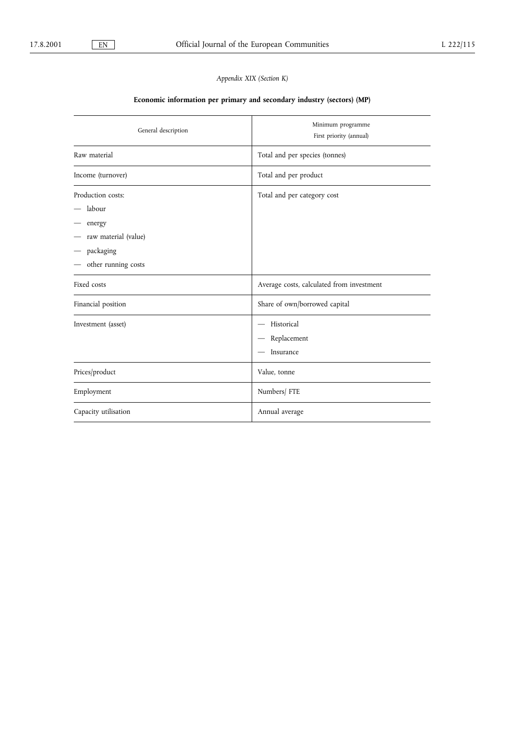*Appendix XIX (Section K)*

## Economic information per primary and secondary industry (sectors) (MP)

| General description | Minimum programme<br>First priority (annual) |
|---|---|
| Raw material | Total and per species (tonnes) |
| Income (turnover) | Total and per product |
| Production costs:<br>— labour<br>— energy<br>— raw material (value)<br>— packaging<br>— other running costs | Total and per category cost |
| Fixed costs | Average costs, calculated from investment |
| Financial position | Share of own/borrowed capital |
| Investment (asset) | — Historical<br>— Replacement<br>— Insurance |
| Prices/product | Value, tonne |
| Employment | Numbers/ FTE |
| Capacity utilisation | Annual average |